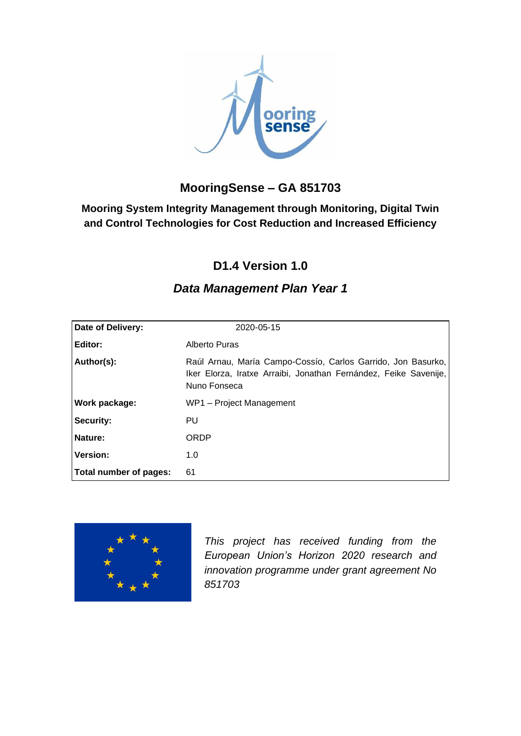# MooringSense – GA 851703

## Mooring System Integrity Management through Monitoring, Digital Twin and Control Technologies for Cost Reduction and Increased Efficiency

## D1.4 Version 1.0

## *Data Management Plan Year 1*

| | |
|---|---|
| **Date of Delivery:** | 2020-05-15 |
| **Editor:** | Alberto Puras |
| **Author(s):** | Raúl Arnau, María Campo-Cossío, Carlos Garrido, Jon Basurko, Iker Elorza, Iratxe Arraibi, Jonathan Fernández, Feike Savenije, Nuno Fonseca |
| **Work package:** | WP1 – Project Management |
| **Security:** | PU |
| **Nature:** | ORDP |
| **Version:** | 1.0 |
| **Total number of pages:** | 61 |

*This project has received funding from the European Union's Horizon 2020 research and innovation programme under grant agreement No 851703*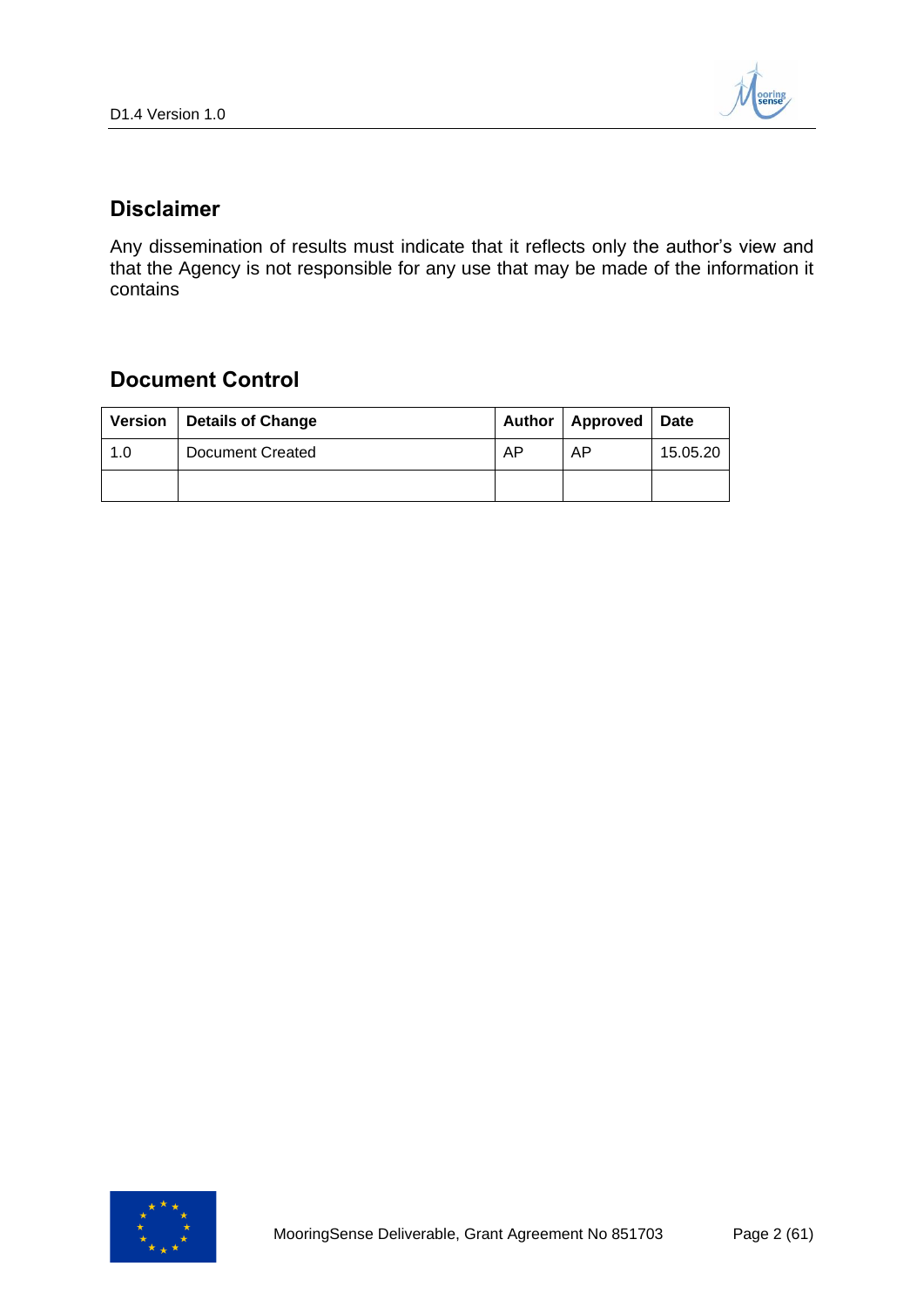## Disclaimer

Any dissemination of results must indicate that it reflects only the author's view and that the Agency is not responsible for any use that may be made of the information it contains

## Document Control

| Version | Details of Change | Author | Approved | Date |
|---|---|---|---|---|
| 1.0 | Document Created | AP | AP | 15.05.20 |
| | | | | |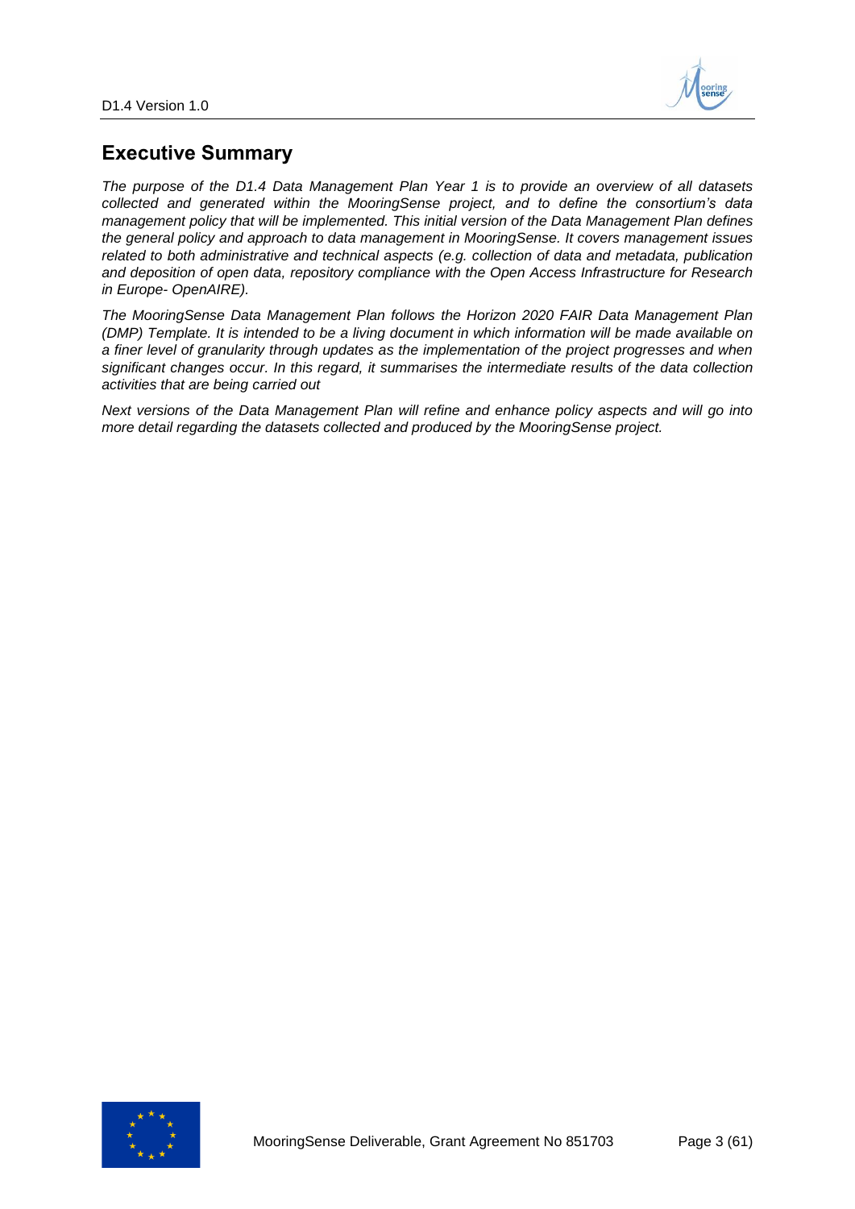## Executive Summary

*The purpose of the D1.4 Data Management Plan Year 1 is to provide an overview of all datasets collected and generated within the MooringSense project, and to define the consortium's data management policy that will be implemented. This initial version of the Data Management Plan defines the general policy and approach to data management in MooringSense. It covers management issues related to both administrative and technical aspects (e.g. collection of data and metadata, publication and deposition of open data, repository compliance with the Open Access Infrastructure for Research in Europe- OpenAIRE).*

*The MooringSense Data Management Plan follows the Horizon 2020 FAIR Data Management Plan (DMP) Template. It is intended to be a living document in which information will be made available on a finer level of granularity through updates as the implementation of the project progresses and when significant changes occur. In this regard, it summarises the intermediate results of the data collection activities that are being carried out*

*Next versions of the Data Management Plan will refine and enhance policy aspects and will go into more detail regarding the datasets collected and produced by the MooringSense project.*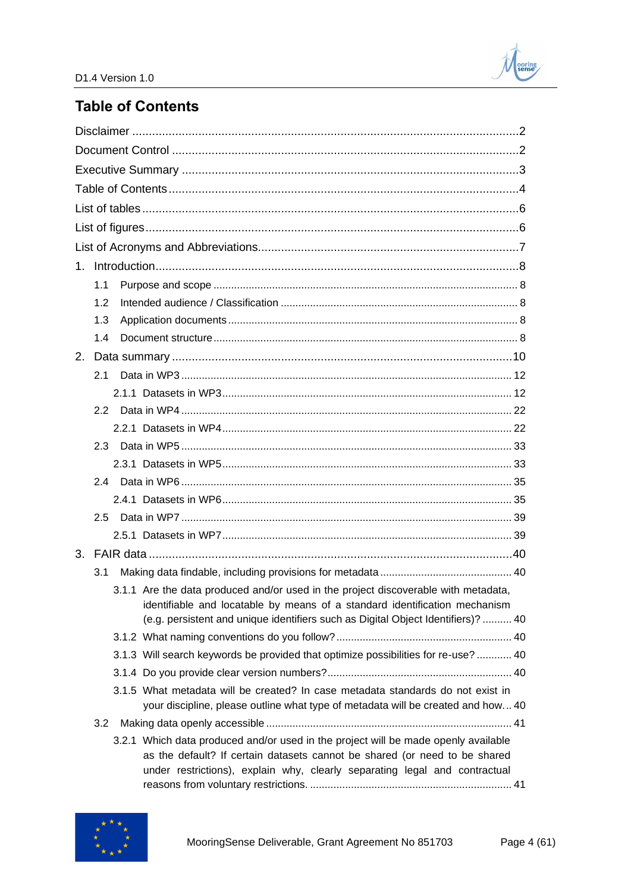# Table of Contents

Disclaimer ........................................................................................................2

Document Control ..............................................................................................2

Executive Summary ...........................................................................................3

Table of Contents ...............................................................................................4

List of tables ......................................................................................................6

List of figures .....................................................................................................6

List of Acronyms and Abbreviations ...................................................................7

1. Introduction ....................................................................................................8
   - 1.1 Purpose and scope ................................................................................ 8
   - 1.2 Intended audience / Classification ........................................................ 8
   - 1.3 Application documents .......................................................................... 8
   - 1.4 Document structure ............................................................................... 8

2. Data summary ................................................................................................10
   - 2.1 Data in WP3 ........................................................................................ 12
     - 2.1.1 Datasets in WP3 .......................................................................... 12
   - 2.2 Data in WP4 ........................................................................................ 22
     - 2.2.1 Datasets in WP4 .......................................................................... 22
   - 2.3 Data in WP5 ........................................................................................ 33
     - 2.3.1 Datasets in WP5 .......................................................................... 33
   - 2.4 Data in WP6 ........................................................................................ 35
     - 2.4.1 Datasets in WP6 .......................................................................... 35
   - 2.5 Data in WP7 ........................................................................................ 39
     - 2.5.1 Datasets in WP7 .......................................................................... 39

3. FAIR data ......................................................................................................40
   - 3.1 Making data findable, including provisions for metadata ...................... 40
     - 3.1.1 Are the data produced and/or used in the project discoverable with metadata, identifiable and locatable by means of a standard identification mechanism (e.g. persistent and unique identifiers such as Digital Object Identifiers)? .......... 40
     - 3.1.2 What naming conventions do you follow? ....................................... 40
     - 3.1.3 Will search keywords be provided that optimize possibilities for re-use? ............ 40
     - 3.1.4 Do you provide clear version numbers? .......................................... 40
     - 3.1.5 What metadata will be created? In case metadata standards do not exist in your discipline, please outline what type of metadata will be created and how... 40
   - 3.2 Making data openly accessible ............................................................. 41
     - 3.2.1 Which data produced and/or used in the project will be made openly available as the default? If certain datasets cannot be shared (or need to be shared under restrictions), explain why, clearly separating legal and contractual reasons from voluntary restrictions. ............................................................... 41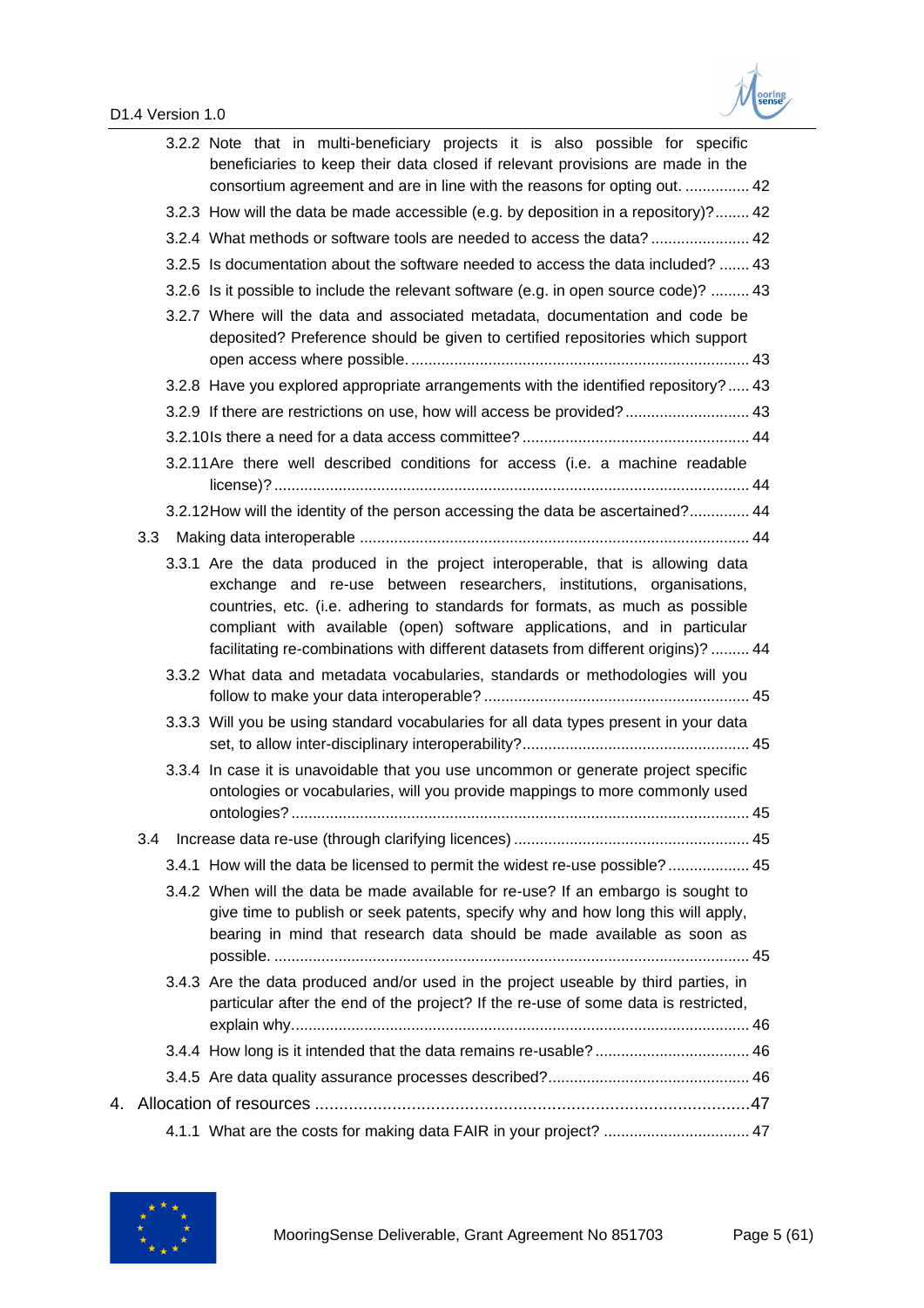3.2.2 Note that in multi-beneficiary projects it is also possible for specific beneficiaries to keep their data closed if relevant provisions are made in the consortium agreement and are in line with the reasons for opting out. ............... 42

3.2.3 How will the data be made accessible (e.g. by deposition in a repository)? ........ 42

3.2.4 What methods or software tools are needed to access the data? ....................... 42

3.2.5 Is documentation about the software needed to access the data included? ....... 43

3.2.6 Is it possible to include the relevant software (e.g. in open source code)? ......... 43

3.2.7 Where will the data and associated metadata, documentation and code be deposited? Preference should be given to certified repositories which support open access where possible. ............................................................................. 43

3.2.8 Have you explored appropriate arrangements with the identified repository? ..... 43

3.2.9 If there are restrictions on use, how will access be provided? ............................. 43

3.2.10 Is there a need for a data access committee? .................................................... 44

3.2.11 Are there well described conditions for access (i.e. a machine readable license)? ............................................................................................................. 44

3.2.12 How will the identity of the person accessing the data be ascertained? .............. 44

3.3 Making data interoperable ......................................................................................... 44

3.3.1 Are the data produced in the project interoperable, that is allowing data exchange and re-use between researchers, institutions, organisations, countries, etc. (i.e. adhering to standards for formats, as much as possible compliant with available (open) software applications, and in particular facilitating re-combinations with different datasets from different origins)? ......... 44

3.3.2 What data and metadata vocabularies, standards or methodologies will you follow to make your data interoperable? ............................................................. 45

3.3.3 Will you be using standard vocabularies for all data types present in your data set, to allow inter-disciplinary interoperability? .................................................... 45

3.3.4 In case it is unavoidable that you use uncommon or generate project specific ontologies or vocabularies, will you provide mappings to more commonly used ontologies? ......................................................................................................... 45

3.4 Increase data re-use (through clarifying licences) ...................................................... 45

3.4.1 How will the data be licensed to permit the widest re-use possible? ................... 45

3.4.2 When will the data be made available for re-use? If an embargo is sought to give time to publish or seek patents, specify why and how long this will apply, bearing in mind that research data should be made available as soon as possible. ............................................................................................................. 45

3.4.3 Are the data produced and/or used in the project useable by third parties, in particular after the end of the project? If the re-use of some data is restricted, explain why. ......................................................................................................... 46

3.4.4 How long is it intended that the data remains re-usable? .................................... 46

3.4.5 Are data quality assurance processes described? .............................................. 46

4. Allocation of resources ........................................................................................... 47

4.1.1 What are the costs for making data FAIR in your project? .................................. 47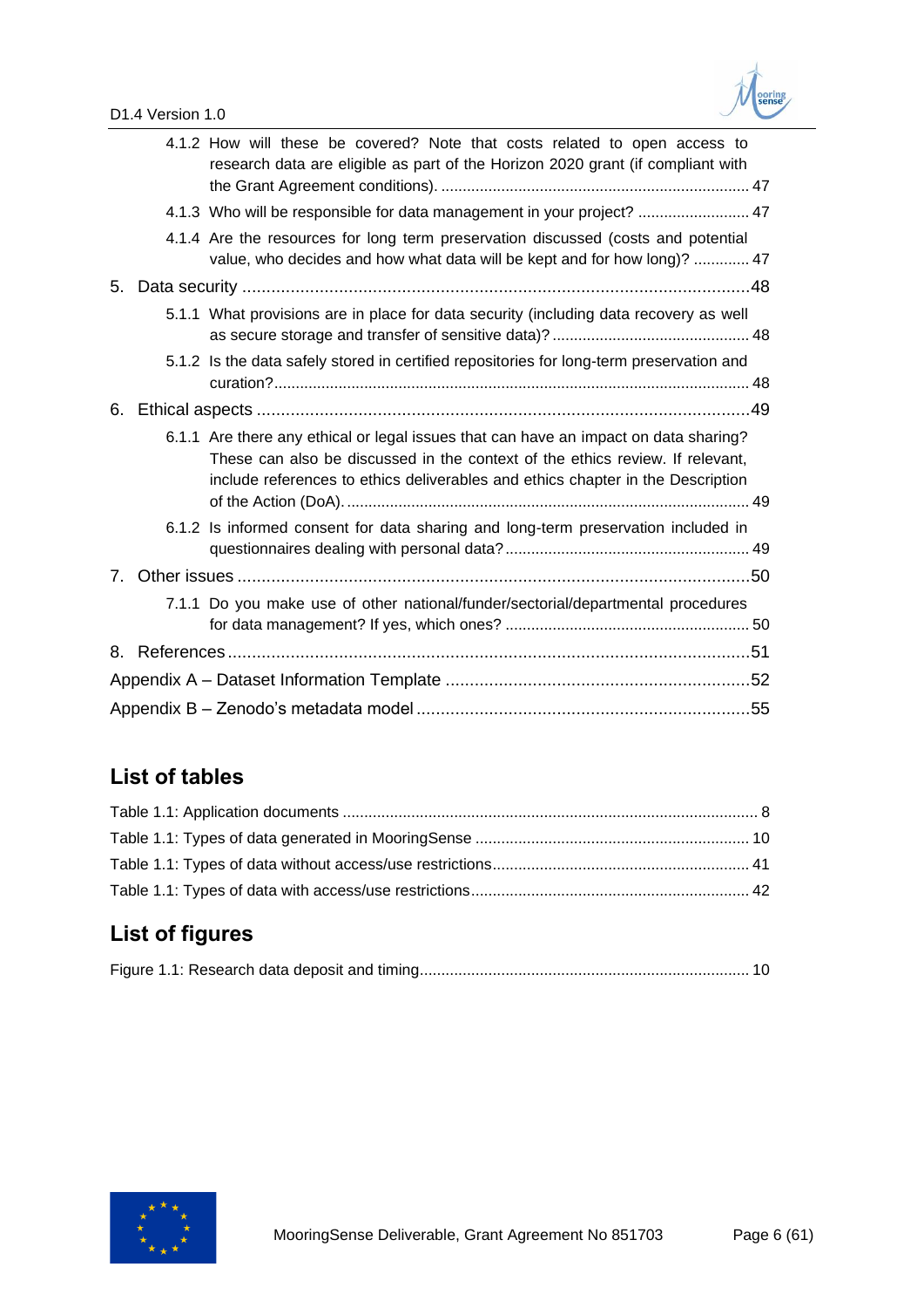4.1.2 How will these be covered? Note that costs related to open access to research data are eligible as part of the Horizon 2020 grant (if compliant with the Grant Agreement conditions). ........................................................................ 47

4.1.3 Who will be responsible for data management in your project? .......................... 47

4.1.4 Are the resources for long term preservation discussed (costs and potential value, who decides and how what data will be kept and for how long)? ............. 47

5. Data security ..........................................................................................................48

5.1.1 What provisions are in place for data security (including data recovery as well as secure storage and transfer of sensitive data)? ............................................. 48

5.1.2 Is the data safely stored in certified repositories for long-term preservation and curation?............................................................................................................. 48

6. Ethical aspects ......................................................................................................49

6.1.1 Are there any ethical or legal issues that can have an impact on data sharing? These can also be discussed in the context of the ethics review. If relevant, include references to ethics deliverables and ethics chapter in the Description of the Action (DoA). ............................................................................................ 49

6.1.2 Is informed consent for data sharing and long-term preservation included in questionnaires dealing with personal data? ........................................................ 49

7. Other issues ...........................................................................................................50

7.1.1 Do you make use of other national/funder/sectorial/departmental procedures for data management? If yes, which ones? ........................................................ 50

8. References .............................................................................................................51

Appendix A – Dataset Information Template ...............................................................52

Appendix B – Zenodo's metadata model .....................................................................55

## List of tables

Table 1.1: Application documents ................................................................................................ 8

Table 1.1: Types of data generated in MooringSense ............................................................... 10

Table 1.1: Types of data without access/use restrictions........................................................... 41

Table 1.1: Types of data with access/use restrictions ................................................................ 42

## List of figures

Figure 1.1: Research data deposit and timing............................................................................ 10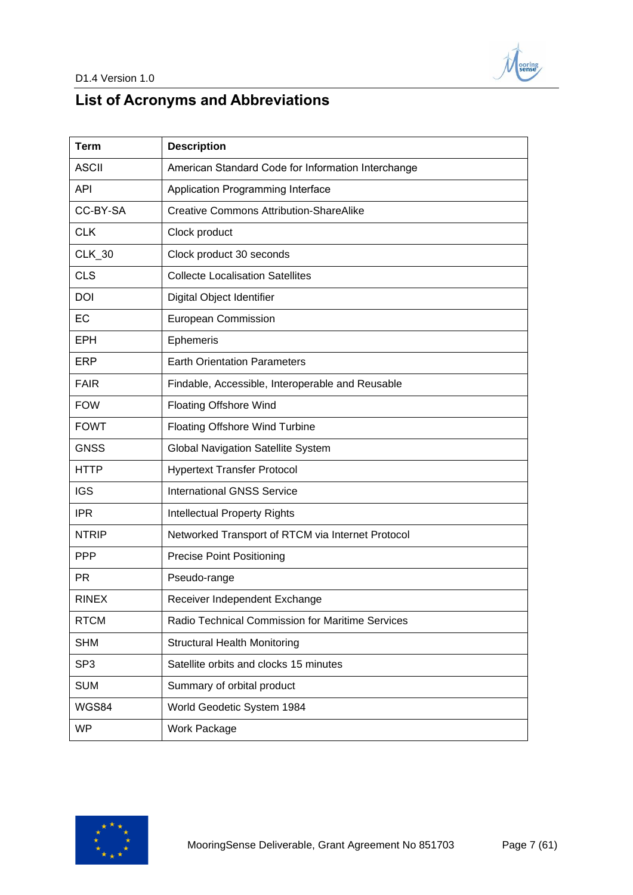## List of Acronyms and Abbreviations

| Term | Description |
|---|---|
| ASCII | American Standard Code for Information Interchange |
| API | Application Programming Interface |
| CC-BY-SA | Creative Commons Attribution-ShareAlike |
| CLK | Clock product |
| CLK_30 | Clock product 30 seconds |
| CLS | Collecte Localisation Satellites |
| DOI | Digital Object Identifier |
| EC | European Commission |
| EPH | Ephemeris |
| ERP | Earth Orientation Parameters |
| FAIR | Findable, Accessible, Interoperable and Reusable |
| FOW | Floating Offshore Wind |
| FOWT | Floating Offshore Wind Turbine |
| GNSS | Global Navigation Satellite System |
| HTTP | Hypertext Transfer Protocol |
| IGS | International GNSS Service |
| IPR | Intellectual Property Rights |
| NTRIP | Networked Transport of RTCM via Internet Protocol |
| PPP | Precise Point Positioning |
| PR | Pseudo-range |
| RINEX | Receiver Independent Exchange |
| RTCM | Radio Technical Commission for Maritime Services |
| SHM | Structural Health Monitoring |
| SP3 | Satellite orbits and clocks 15 minutes |
| SUM | Summary of orbital product |
| WGS84 | World Geodetic System 1984 |
| WP | Work Package |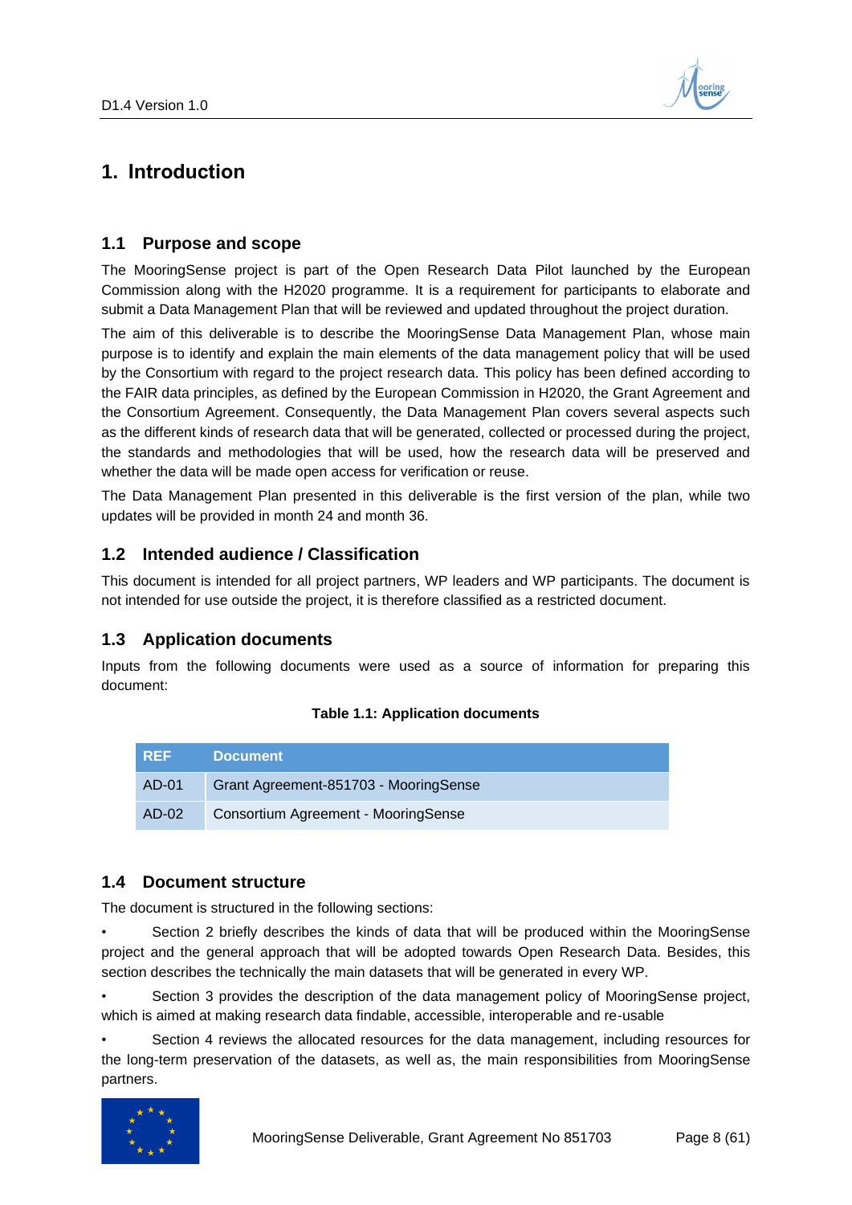# 1. Introduction

## 1.1 Purpose and scope

The MooringSense project is part of the Open Research Data Pilot launched by the European Commission along with the H2020 programme. It is a requirement for participants to elaborate and submit a Data Management Plan that will be reviewed and updated throughout the project duration.

The aim of this deliverable is to describe the MooringSense Data Management Plan, whose main purpose is to identify and explain the main elements of the data management policy that will be used by the Consortium with regard to the project research data. This policy has been defined according to the FAIR data principles, as defined by the European Commission in H2020, the Grant Agreement and the Consortium Agreement. Consequently, the Data Management Plan covers several aspects such as the different kinds of research data that will be generated, collected or processed during the project, the standards and methodologies that will be used, how the research data will be preserved and whether the data will be made open access for verification or reuse.

The Data Management Plan presented in this deliverable is the first version of the plan, while two updates will be provided in month 24 and month 36.

## 1.2 Intended audience / Classification

This document is intended for all project partners, WP leaders and WP participants. The document is not intended for use outside the project, it is therefore classified as a restricted document.

## 1.3 Application documents

Inputs from the following documents were used as a source of information for preparing this document:

**Table 1.1: Application documents**

| REF | Document |
|---|---|
| AD-01 | Grant Agreement-851703 - MooringSense |
| AD-02 | Consortium Agreement - MooringSense |

## 1.4 Document structure

The document is structured in the following sections:

- Section 2 briefly describes the kinds of data that will be produced within the MooringSense project and the general approach that will be adopted towards Open Research Data. Besides, this section describes the technically the main datasets that will be generated in every WP.
- Section 3 provides the description of the data management policy of MooringSense project, which is aimed at making research data findable, accessible, interoperable and re-usable
- Section 4 reviews the allocated resources for the data management, including resources for the long-term preservation of the datasets, as well as, the main responsibilities from MooringSense partners.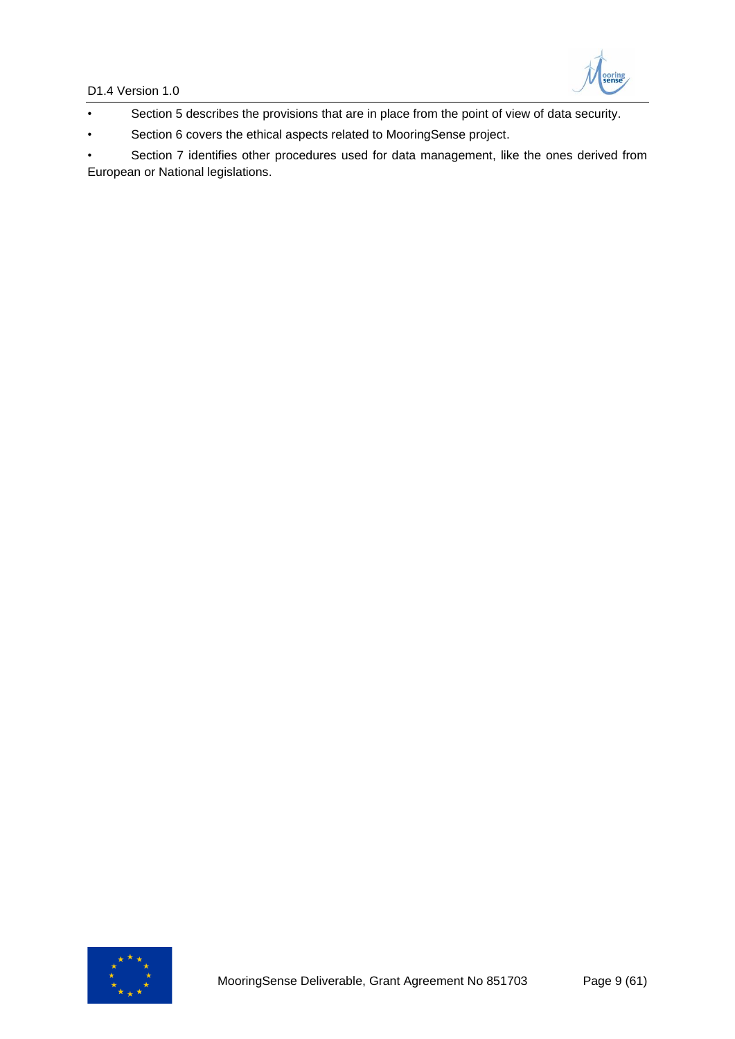- Section 5 describes the provisions that are in place from the point of view of data security.
- Section 6 covers the ethical aspects related to MooringSense project.
- Section 7 identifies other procedures used for data management, like the ones derived from European or National legislations.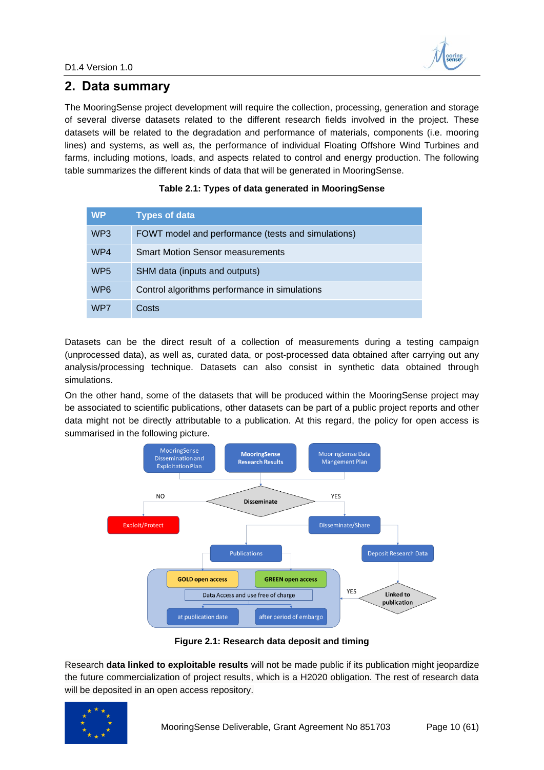## 2. Data summary

The MooringSense project development will require the collection, processing, generation and storage of several diverse datasets related to the different research fields involved in the project. These datasets will be related to the degradation and performance of materials, components (i.e. mooring lines) and systems, as well as, the performance of individual Floating Offshore Wind Turbines and farms, including motions, loads, and aspects related to control and energy production. The following table summarizes the different kinds of data that will be generated in MooringSense.

**Table 2.1: Types of data generated in MooringSense**

| WP | Types of data |
| --- | --- |
| WP3 | FOWT model and performance (tests and simulations) |
| WP4 | Smart Motion Sensor measurements |
| WP5 | SHM data (inputs and outputs) |
| WP6 | Control algorithms performance in simulations |
| WP7 | Costs |

Datasets can be the direct result of a collection of measurements during a testing campaign (unprocessed data), as well as, curated data, or post-processed data obtained after carrying out any analysis/processing technique. Datasets can also consist in synthetic data obtained through simulations.

On the other hand, some of the datasets that will be produced within the MooringSense project may be associated to scientific publications, other datasets can be part of a public project reports and other data might not be directly attributable to a publication. At this regard, the policy for open access is summarised in the following picture.

MooringSense Dissemination and Exploitation Plan | MooringSense Research Results | MooringSense Data Mangement Plan

Disseminate — NO: Exploit/Protect — YES: Disseminate/Share

Publications | Deposit Research Data

GOLD open access | GREEN open access

Data Access and use free of charge

at publication date | after period of embargo

Linked to publication — YES

**Figure 2.1: Research data deposit and timing**

Research **data linked to exploitable results** will not be made public if its publication might jeopardize the future commercialization of project results, which is a H2020 obligation. The rest of research data will be deposited in an open access repository.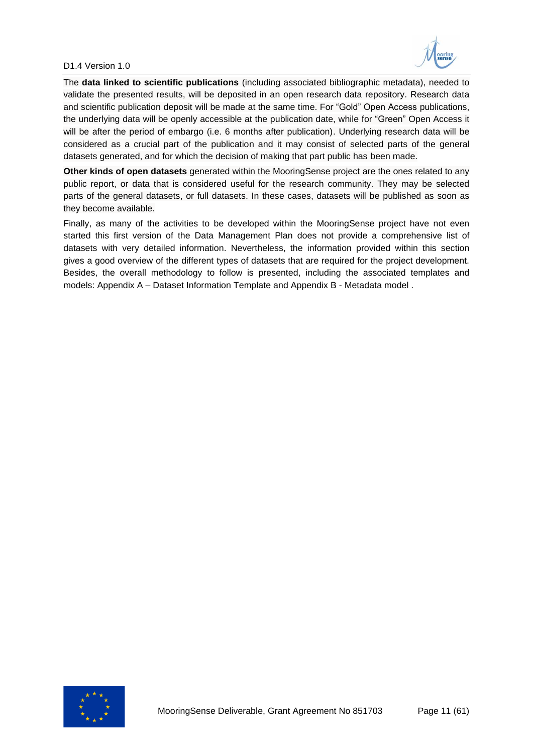The **data linked to scientific publications** (including associated bibliographic metadata), needed to validate the presented results, will be deposited in an open research data repository. Research data and scientific publication deposit will be made at the same time. For "Gold" Open Access publications, the underlying data will be openly accessible at the publication date, while for "Green" Open Access it will be after the period of embargo (i.e. 6 months after publication). Underlying research data will be considered as a crucial part of the publication and it may consist of selected parts of the general datasets generated, and for which the decision of making that part public has been made.

**Other kinds of open datasets** generated within the MooringSense project are the ones related to any public report, or data that is considered useful for the research community. They may be selected parts of the general datasets, or full datasets. In these cases, datasets will be published as soon as they become available.

Finally, as many of the activities to be developed within the MooringSense project have not even started this first version of the Data Management Plan does not provide a comprehensive list of datasets with very detailed information. Nevertheless, the information provided within this section gives a good overview of the different types of datasets that are required for the project development. Besides, the overall methodology to follow is presented, including the associated templates and models: Appendix A – Dataset Information Template and Appendix B - Metadata model .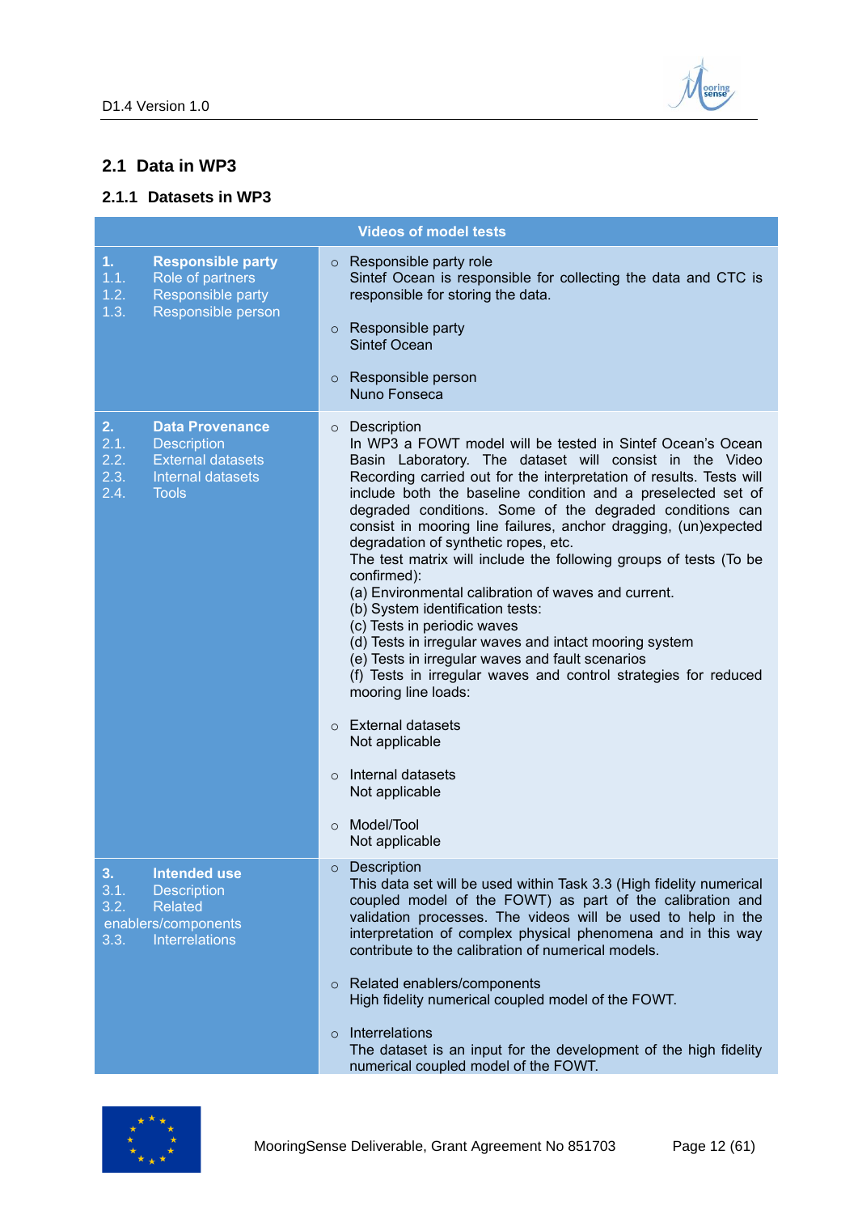## 2.1 Data in WP3

### 2.1.1 Datasets in WP3

| Videos of model tests | |
|---|---|
| **1. Responsible party**<br>1.1. Role of partners<br>1.2. Responsible party<br>1.3. Responsible person | ○ Responsible party role<br>Sintef Ocean is responsible for collecting the data and CTC is responsible for storing the data.<br><br>○ Responsible party<br>Sintef Ocean<br><br>○ Responsible person<br>Nuno Fonseca |
| **2. Data Provenance**<br>2.1. Description<br>2.2. External datasets<br>2.3. Internal datasets<br>2.4. Tools | ○ Description<br>In WP3 a FOWT model will be tested in Sintef Ocean's Ocean Basin Laboratory. The dataset will consist in the Video Recording carried out for the interpretation of results. Tests will include both the baseline condition and a preselected set of degraded conditions. Some of the degraded conditions can consist in mooring line failures, anchor dragging, (un)expected degradation of synthetic ropes, etc.<br>The test matrix will include the following groups of tests (To be confirmed):<br>(a) Environmental calibration of waves and current.<br>(b) System identification tests:<br>(c) Tests in periodic waves<br>(d) Tests in irregular waves and intact mooring system<br>(e) Tests in irregular waves and fault scenarios<br>(f) Tests in irregular waves and control strategies for reduced mooring line loads:<br><br>○ External datasets<br>Not applicable<br><br>○ Internal datasets<br>Not applicable<br><br>○ Model/Tool<br>Not applicable |
| **3. Intended use**<br>3.1. Description<br>3.2. Related enablers/components<br>3.3. Interrelations | ○ Description<br>This data set will be used within Task 3.3 (High fidelity numerical coupled model of the FOWT) as part of the calibration and validation processes. The videos will be used to help in the interpretation of complex physical phenomena and in this way contribute to the calibration of numerical models.<br><br>○ Related enablers/components<br>High fidelity numerical coupled model of the FOWT.<br><br>○ Interrelations<br>The dataset is an input for the development of the high fidelity numerical coupled model of the FOWT. |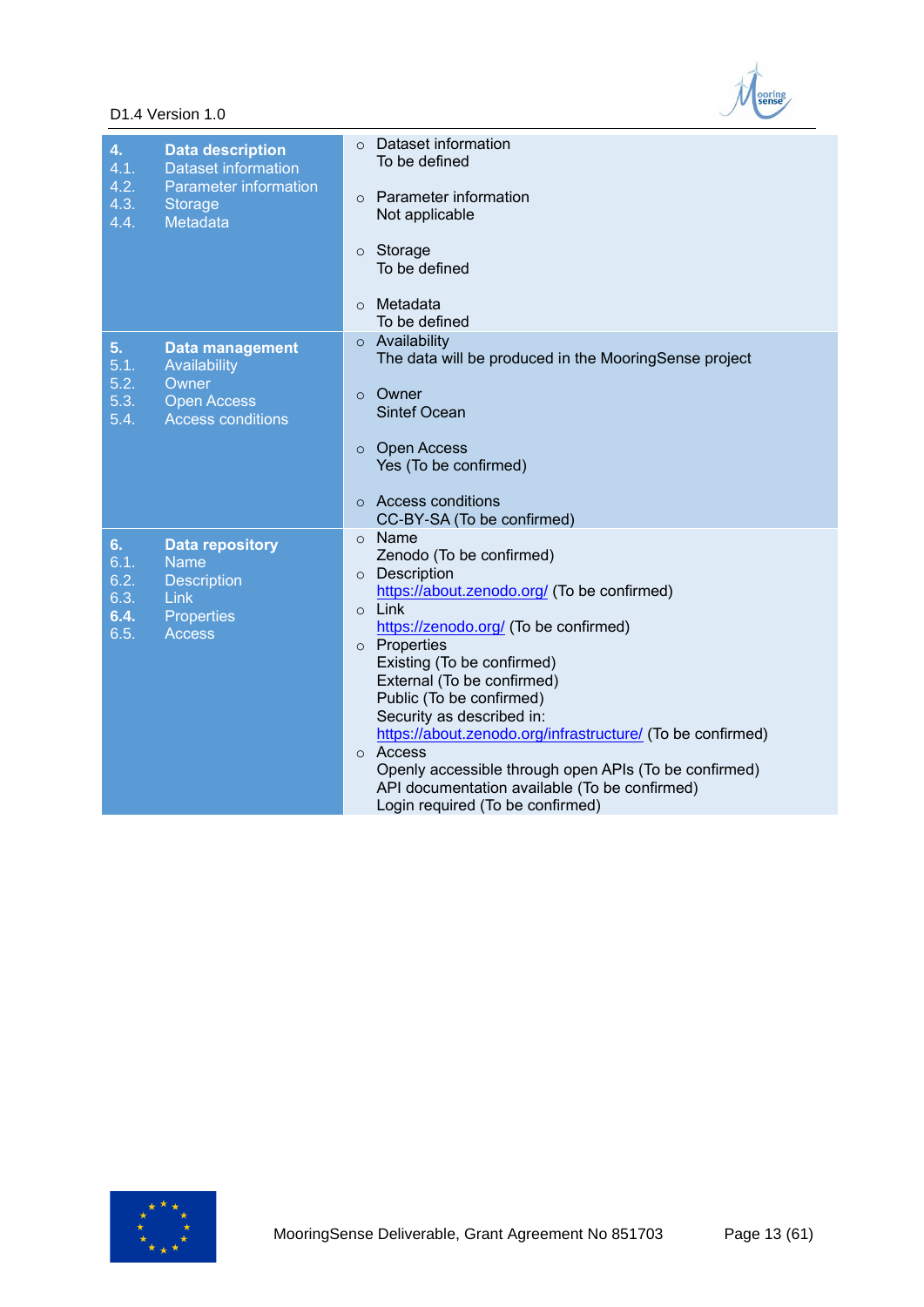| | |
|---|---|
| **4. Data description**<br>4.1. Dataset information<br>4.2. Parameter information<br>4.3. Storage<br>4.4. Metadata | ○ Dataset information<br>To be defined<br><br>○ Parameter information<br>Not applicable<br><br>○ Storage<br>To be defined<br><br>○ Metadata<br>To be defined |
| **5. Data management**<br>5.1. Availability<br>5.2. Owner<br>5.3. Open Access<br>5.4. Access conditions | ○ Availability<br>The data will be produced in the MooringSense project<br><br>○ Owner<br>Sintef Ocean<br><br>○ Open Access<br>Yes (To be confirmed)<br><br>○ Access conditions<br>CC-BY-SA (To be confirmed) |
| **6. Data repository**<br>6.1. Name<br>6.2. Description<br>6.3. Link<br>**6.4.** Properties<br>6.5. Access | ○ Name<br>Zenodo (To be confirmed)<br>○ Description<br>https://about.zenodo.org/ (To be confirmed)<br>○ Link<br>https://zenodo.org/ (To be confirmed)<br>○ Properties<br>Existing (To be confirmed)<br>External (To be confirmed)<br>Public (To be confirmed)<br>Security as described in:<br>https://about.zenodo.org/infrastructure/ (To be confirmed)<br>○ Access<br>Openly accessible through open APIs (To be confirmed)<br>API documentation available (To be confirmed)<br>Login required (To be confirmed) |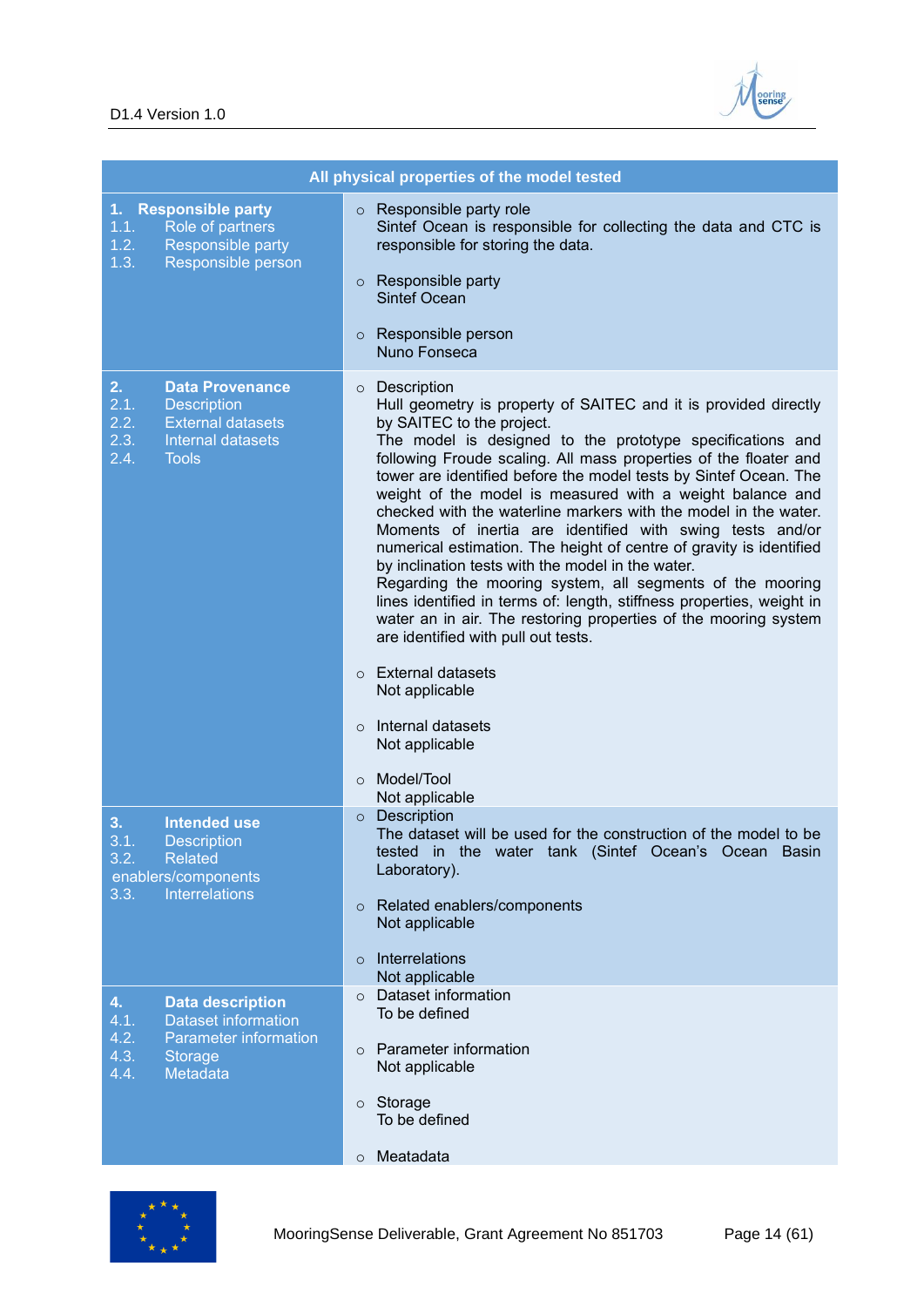| All physical properties of the model tested | |
|---|---|
| **1. Responsible party**<br>1.1. Role of partners<br>1.2. Responsible party<br>1.3. Responsible person | ○ Responsible party role<br>Sintef Ocean is responsible for collecting the data and CTC is responsible for storing the data.<br><br>○ Responsible party<br>Sintef Ocean<br><br>○ Responsible person<br>Nuno Fonseca |
| **2. Data Provenance**<br>2.1. Description<br>2.2. External datasets<br>2.3. Internal datasets<br>2.4. Tools | ○ Description<br>Hull geometry is property of SAITEC and it is provided directly by SAITEC to the project.<br>The model is designed to the prototype specifications and following Froude scaling. All mass properties of the floater and tower are identified before the model tests by Sintef Ocean. The weight of the model is measured with a weight balance and checked with the waterline markers with the model in the water. Moments of inertia are identified with swing tests and/or numerical estimation. The height of centre of gravity is identified by inclination tests with the model in the water.<br>Regarding the mooring system, all segments of the mooring lines identified in terms of: length, stiffness properties, weight in water an in air. The restoring properties of the mooring system are identified with pull out tests.<br><br>○ External datasets<br>Not applicable<br><br>○ Internal datasets<br>Not applicable<br><br>○ Model/Tool<br>Not applicable |
| **3. Intended use**<br>3.1. Description<br>3.2. Related enablers/components<br>3.3. Interrelations | ○ Description<br>The dataset will be used for the construction of the model to be tested in the water tank (Sintef Ocean's Ocean Basin Laboratory).<br><br>○ Related enablers/components<br>Not applicable<br><br>○ Interrelations<br>Not applicable |
| **4. Data description**<br>4.1. Dataset information<br>4.2. Parameter information<br>4.3. Storage<br>4.4. Metadata | ○ Dataset information<br>To be defined<br><br>○ Parameter information<br>Not applicable<br><br>○ Storage<br>To be defined<br><br>○ Meatadata |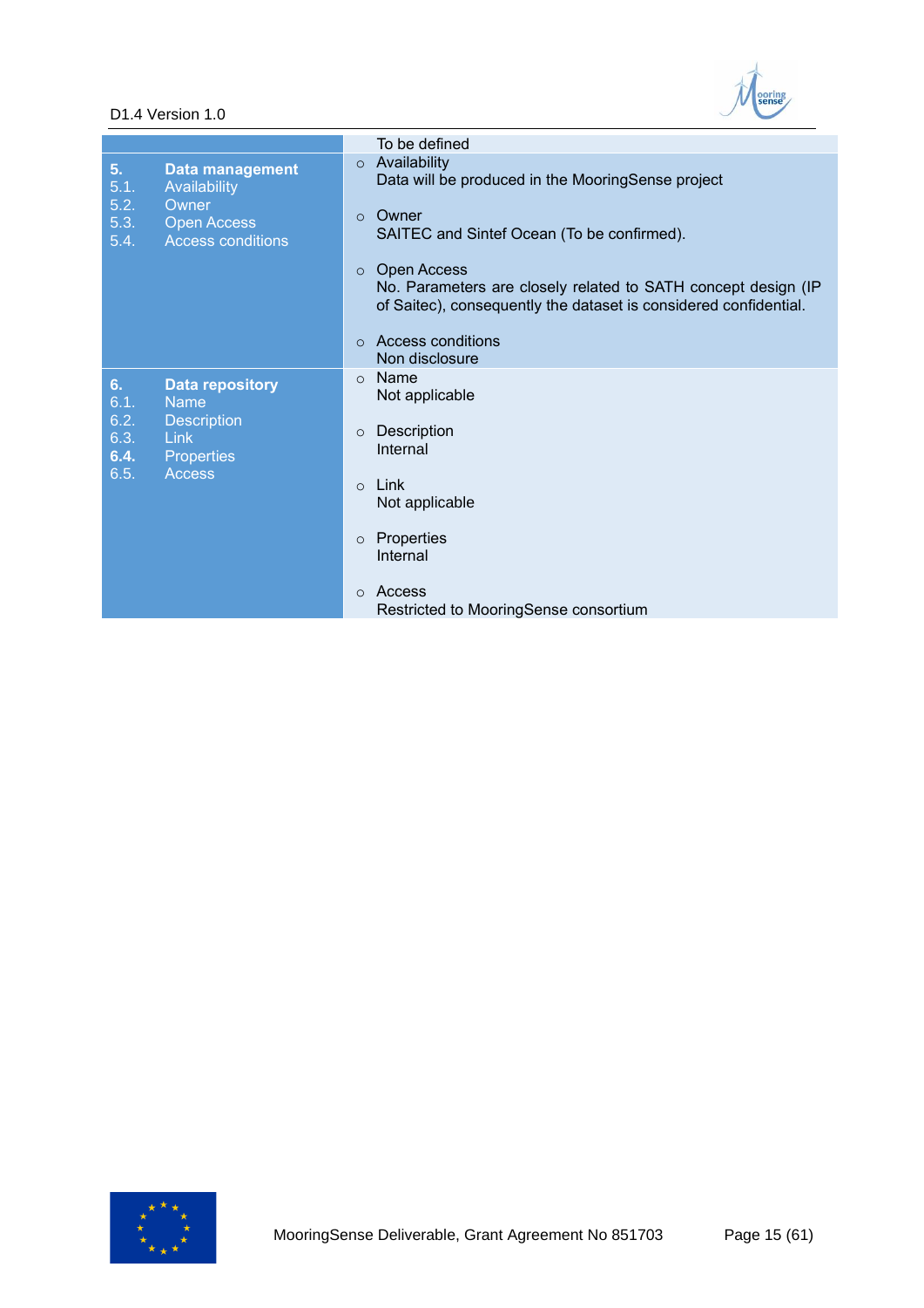| | To be defined |
|---|---|
| **5. Data management**<br>5.1. Availability<br>5.2. Owner<br>5.3. Open Access<br>5.4. Access conditions | ○ Availability<br>Data will be produced in the MooringSense project<br><br>○ Owner<br>SAITEC and Sintef Ocean (To be confirmed).<br><br>○ Open Access<br>No. Parameters are closely related to SATH concept design (IP of Saitec), consequently the dataset is considered confidential.<br><br>○ Access conditions<br>Non disclosure |
| **6. Data repository**<br>6.1. Name<br>6.2. Description<br>6.3. Link<br>**6.4.** Properties<br>6.5. Access | ○ Name<br>Not applicable<br><br>○ Description<br>Internal<br><br>○ Link<br>Not applicable<br><br>○ Properties<br>Internal<br><br>○ Access<br>Restricted to MooringSense consortium |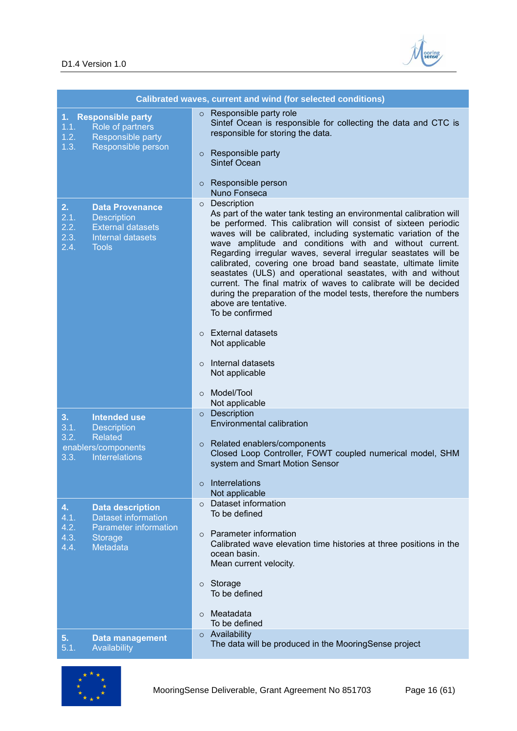| Calibrated waves, current and wind (for selected conditions) | |
|---|---|
| **1. Responsible party**<br>1.1. Role of partners<br>1.2. Responsible party<br>1.3. Responsible person | ○ Responsible party role<br>Sintef Ocean is responsible for collecting the data and CTC is responsible for storing the data.<br><br>○ Responsible party<br>Sintef Ocean<br><br>○ Responsible person<br>Nuno Fonseca |
| **2. Data Provenance**<br>2.1. Description<br>2.2. External datasets<br>2.3. Internal datasets<br>2.4. Tools | ○ Description<br>As part of the water tank testing an environmental calibration will be performed. This calibration will consist of sixteen periodic waves will be calibrated, including systematic variation of the wave amplitude and conditions with and without current. Regarding irregular waves, several irregular seastates will be calibrated, covering one broad band seastate, ultimate limite seastates (ULS) and operational seastates, with and without current. The final matrix of waves to calibrate will be decided during the preparation of the model tests, therefore the numbers above are tentative.<br>To be confirmed<br><br>○ External datasets<br>Not applicable<br><br>○ Internal datasets<br>Not applicable<br><br>○ Model/Tool<br>Not applicable |
| **3. Intended use**<br>3.1. Description<br>3.2. Related enablers/components<br>3.3. Interrelations | ○ Description<br>Environmental calibration<br><br>○ Related enablers/components<br>Closed Loop Controller, FOWT coupled numerical model, SHM system and Smart Motion Sensor<br><br>○ Interrelations<br>Not applicable |
| **4. Data description**<br>4.1. Dataset information<br>4.2. Parameter information<br>4.3. Storage<br>4.4. Metadata | ○ Dataset information<br>To be defined<br><br>○ Parameter information<br>Calibrated wave elevation time histories at three positions in the ocean basin.<br>Mean current velocity.<br><br>○ Storage<br>To be defined<br><br>○ Meatadata<br>To be defined |
| **5. Data management**<br>5.1. Availability | ○ Availability<br>The data will be produced in the MooringSense project |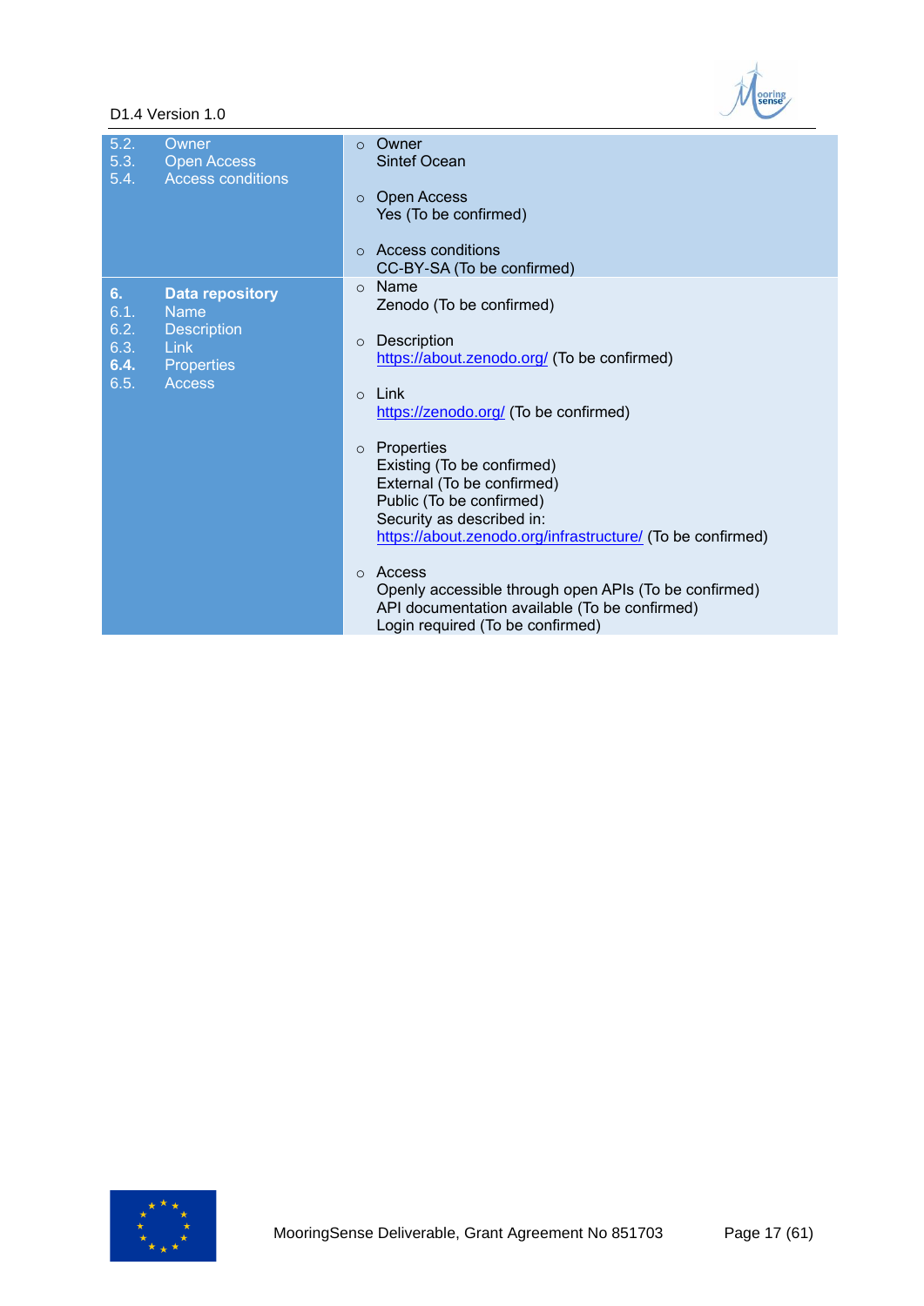| | |
|---|---|
| 5.2. Owner<br>5.3. Open Access<br>5.4. Access conditions | ○ Owner<br>Sintef Ocean<br><br>○ Open Access<br>Yes (To be confirmed)<br><br>○ Access conditions<br>CC-BY-SA (To be confirmed) |
| **6. Data repository**<br>6.1. Name<br>6.2. Description<br>6.3. Link<br>**6.4.** Properties<br>6.5. Access | ○ Name<br>Zenodo (To be confirmed)<br><br>○ Description<br>https://about.zenodo.org/ (To be confirmed)<br><br>○ Link<br>https://zenodo.org/ (To be confirmed)<br><br>○ Properties<br>Existing (To be confirmed)<br>External (To be confirmed)<br>Public (To be confirmed)<br>Security as described in:<br>https://about.zenodo.org/infrastructure/ (To be confirmed)<br><br>○ Access<br>Openly accessible through open APIs (To be confirmed)<br>API documentation available (To be confirmed)<br>Login required (To be confirmed) |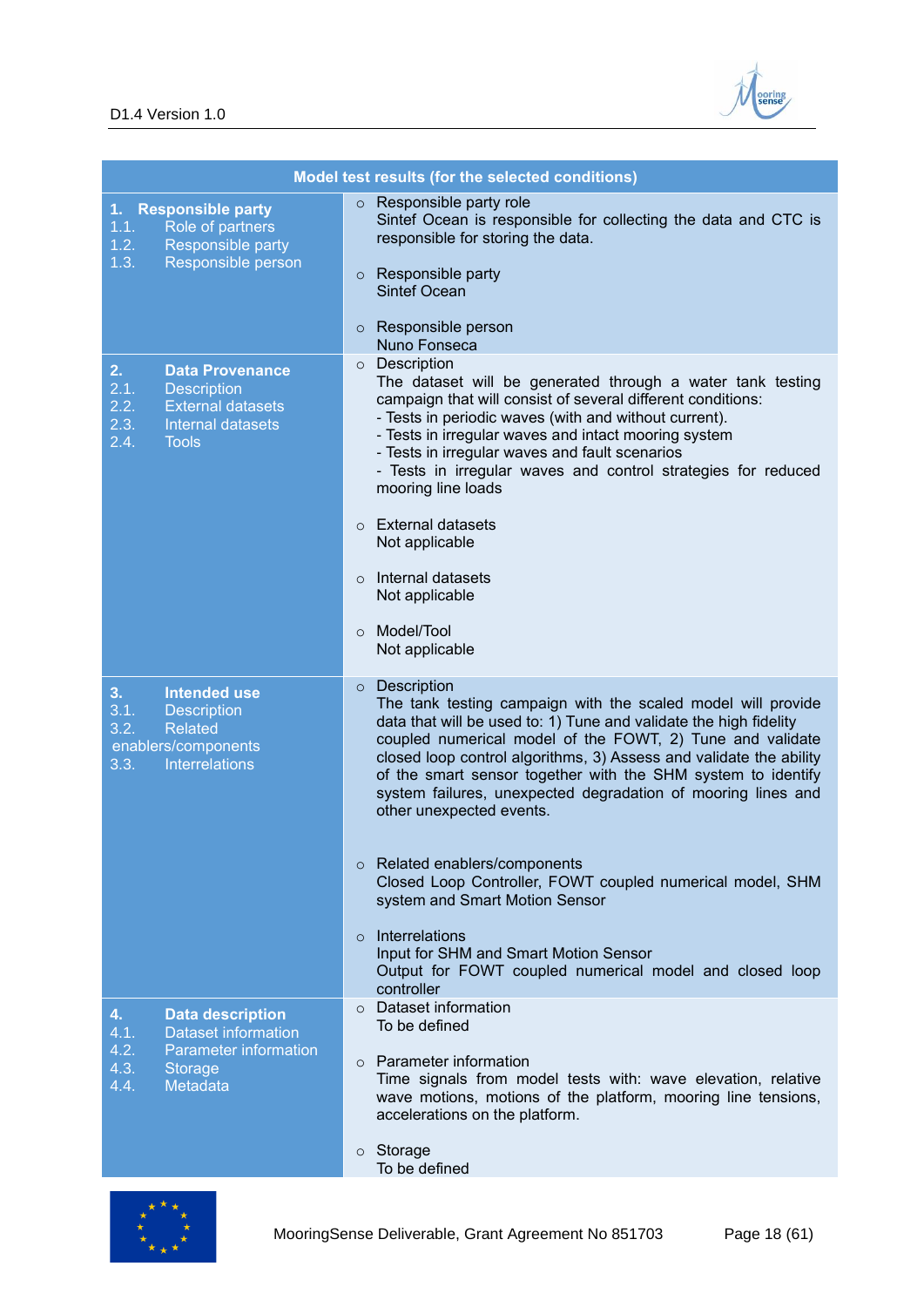| Model test results (for the selected conditions) | |
|---|---|
| **1. Responsible party**<br>1.1. Role of partners<br>1.2. Responsible party<br>1.3. Responsible person | ○ Responsible party role<br>Sintef Ocean is responsible for collecting the data and CTC is responsible for storing the data.<br><br>○ Responsible party<br>Sintef Ocean<br><br>○ Responsible person<br>Nuno Fonseca |
| **2. Data Provenance**<br>2.1. Description<br>2.2. External datasets<br>2.3. Internal datasets<br>2.4. Tools | ○ Description<br>The dataset will be generated through a water tank testing campaign that will consist of several different conditions:<br>- Tests in periodic waves (with and without current).<br>- Tests in irregular waves and intact mooring system<br>- Tests in irregular waves and fault scenarios<br>- Tests in irregular waves and control strategies for reduced mooring line loads<br><br>○ External datasets<br>Not applicable<br><br>○ Internal datasets<br>Not applicable<br><br>○ Model/Tool<br>Not applicable |
| **3. Intended use**<br>3.1. Description<br>3.2. Related enablers/components<br>3.3. Interrelations | ○ Description<br>The tank testing campaign with the scaled model will provide data that will be used to: 1) Tune and validate the high fidelity coupled numerical model of the FOWT, 2) Tune and validate closed loop control algorithms, 3) Assess and validate the ability of the smart sensor together with the SHM system to identify system failures, unexpected degradation of mooring lines and other unexpected events.<br><br>○ Related enablers/components<br>Closed Loop Controller, FOWT coupled numerical model, SHM system and Smart Motion Sensor<br><br>○ Interrelations<br>Input for SHM and Smart Motion Sensor<br>Output for FOWT coupled numerical model and closed loop controller |
| **4. Data description**<br>4.1. Dataset information<br>4.2. Parameter information<br>4.3. Storage<br>4.4. Metadata | ○ Dataset information<br>To be defined<br><br>○ Parameter information<br>Time signals from model tests with: wave elevation, relative wave motions, motions of the platform, mooring line tensions, accelerations on the platform.<br><br>○ Storage<br>To be defined |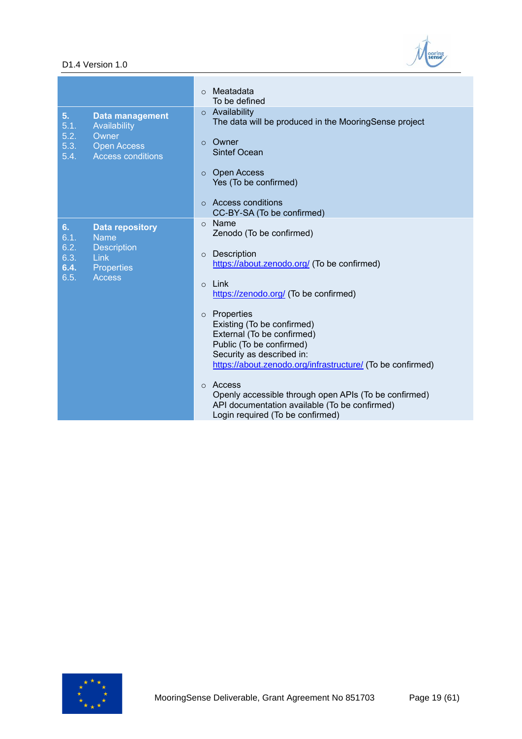| | |
|---|---|
| | ○ Meatadata<br>To be defined |
| **5. Data management**<br>5.1. Availability<br>5.2. Owner<br>5.3. Open Access<br>5.4. Access conditions | ○ Availability<br>The data will be produced in the MooringSense project<br><br>○ Owner<br>Sintef Ocean<br><br>○ Open Access<br>Yes (To be confirmed)<br><br>○ Access conditions<br>CC-BY-SA (To be confirmed) |
| **6. Data repository**<br>6.1. Name<br>6.2. Description<br>6.3. Link<br>**6.4.** Properties<br>6.5. Access | ○ Name<br>Zenodo (To be confirmed)<br><br>○ Description<br>https://about.zenodo.org/ (To be confirmed)<br><br>○ Link<br>https://zenodo.org/ (To be confirmed)<br><br>○ Properties<br>Existing (To be confirmed)<br>External (To be confirmed)<br>Public (To be confirmed)<br>Security as described in:<br>https://about.zenodo.org/infrastructure/ (To be confirmed)<br><br>○ Access<br>Openly accessible through open APIs (To be confirmed)<br>API documentation available (To be confirmed)<br>Login required (To be confirmed) |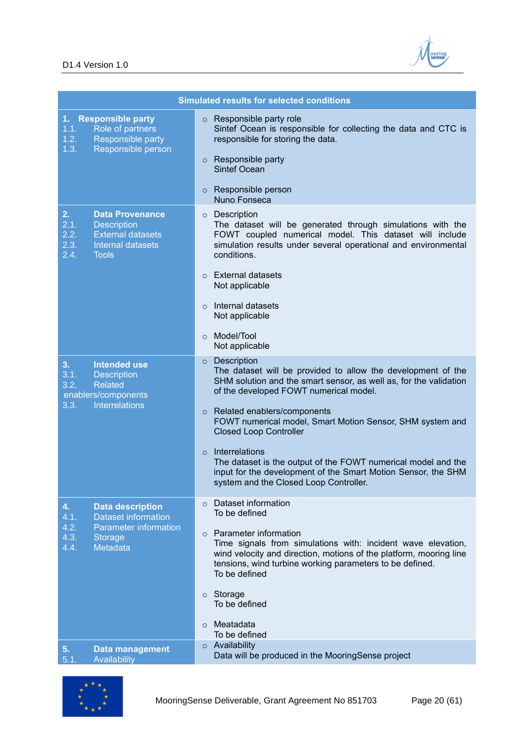| Simulated results for selected conditions | |
|---|---|
| **1. Responsible party**<br>1.1. Role of partners<br>1.2. Responsible party<br>1.3. Responsible person | ○ Responsible party role<br>Sintef Ocean is responsible for collecting the data and CTC is responsible for storing the data.<br><br>○ Responsible party<br>Sintef Ocean<br><br>○ Responsible person<br>Nuno Fonseca |
| **2. Data Provenance**<br>2.1. Description<br>2.2. External datasets<br>2.3. Internal datasets<br>2.4. Tools | ○ Description<br>The dataset will be generated through simulations with the FOWT coupled numerical model. This dataset will include simulation results under several operational and environmental conditions.<br><br>○ External datasets<br>Not applicable<br><br>○ Internal datasets<br>Not applicable<br><br>○ Model/Tool<br>Not applicable |
| **3. Intended use**<br>3.1. Description<br>3.2. Related enablers/components<br>3.3. Interrelations | ○ Description<br>The dataset will be provided to allow the development of the SHM solution and the smart sensor, as well as, for the validation of the developed FOWT numerical model.<br><br>○ Related enablers/components<br>FOWT numerical model, Smart Motion Sensor, SHM system and Closed Loop Controller<br><br>○ Interrelations<br>The dataset is the output of the FOWT numerical model and the input for the development of the Smart Motion Sensor, the SHM system and the Closed Loop Controller. |
| **4. Data description**<br>4.1. Dataset information<br>4.2. Parameter information<br>4.3. Storage<br>4.4. Metadata | ○ Dataset information<br>To be defined<br><br>○ Parameter information<br>Time signals from simulations with: incident wave elevation, wind velocity and direction, motions of the platform, mooring line tensions, wind turbine working parameters to be defined.<br>To be defined<br><br>○ Storage<br>To be defined<br><br>○ Meatadata<br>To be defined |
| **5. Data management**<br>5.1. Availability | ○ Availability<br>Data will be produced in the MooringSense project |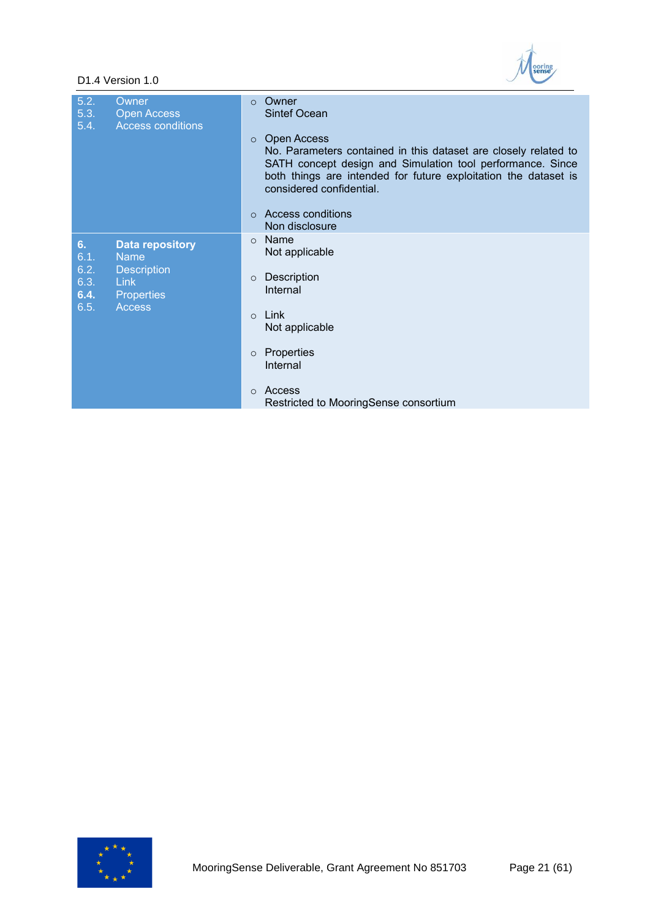| | |
|---|---|
| 5.2. Owner<br>5.3. Open Access<br>5.4. Access conditions | ○ Owner<br>Sintef Ocean<br><br>○ Open Access<br>No. Parameters contained in this dataset are closely related to SATH concept design and Simulation tool performance. Since both things are intended for future exploitation the dataset is considered confidential.<br><br>○ Access conditions<br>Non disclosure |
| **6. Data repository**<br>6.1. Name<br>6.2. Description<br>6.3. Link<br>**6.4.** Properties<br>6.5. Access | ○ Name<br>Not applicable<br><br>○ Description<br>Internal<br><br>○ Link<br>Not applicable<br><br>○ Properties<br>Internal<br><br>○ Access<br>Restricted to MooringSense consortium |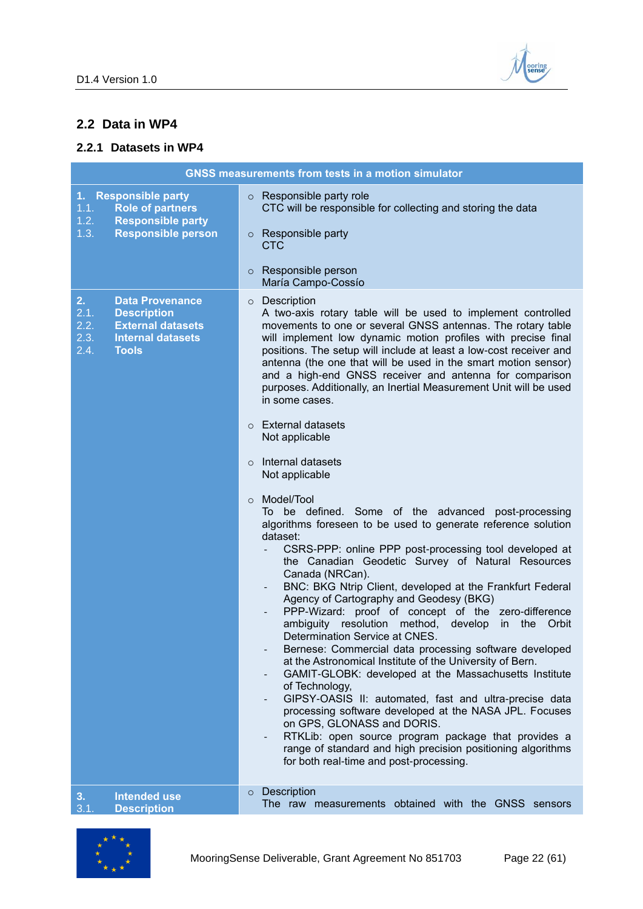## 2.2 Data in WP4

### 2.2.1 Datasets in WP4

| GNSS measurements from tests in a motion simulator | |
|---|---|
| **1. Responsible party**<br>**1.1. Role of partners**<br>**1.2. Responsible party**<br>**1.3. Responsible person** | ○ Responsible party role<br>CTC will be responsible for collecting and storing the data<br><br>○ Responsible party<br>CTC<br><br>○ Responsible person<br>María Campo-Cossío |
| **2. Data Provenance**<br>**2.1. Description**<br>**2.2. External datasets**<br>**2.3. Internal datasets**<br>**2.4. Tools** | ○ Description<br>A two-axis rotary table will be used to implement controlled movements to one or several GNSS antennas. The rotary table will implement low dynamic motion profiles with precise final positions. The setup will include at least a low-cost receiver and antenna (the one that will be used in the smart motion sensor) and a high-end GNSS receiver and antenna for comparison purposes. Additionally, an Inertial Measurement Unit will be used in some cases.<br><br>○ External datasets<br>Not applicable<br><br>○ Internal datasets<br>Not applicable<br><br>○ Model/Tool<br>To be defined. Some of the advanced post-processing algorithms foreseen to be used to generate reference solution dataset:<br>- CSRS-PPP: online PPP post-processing tool developed at the Canadian Geodetic Survey of Natural Resources Canada (NRCan).<br>- BNC: BKG Ntrip Client, developed at the Frankfurt Federal Agency of Cartography and Geodesy (BKG)<br>- PPP-Wizard: proof of concept of the zero-difference ambiguity resolution method, develop in the Orbit Determination Service at CNES.<br>- Bernese: Commercial data processing software developed at the Astronomical Institute of the University of Bern.<br>- GAMIT-GLOBK: developed at the Massachusetts Institute of Technology,<br>- GIPSY-OASIS II: automated, fast and ultra-precise data processing software developed at the NASA JPL. Focuses on GPS, GLONASS and DORIS.<br>- RTKLib: open source program package that provides a range of standard and high precision positioning algorithms for both real-time and post-processing. |
| **3. Intended use**<br>**3.1. Description** | ○ Description<br>The raw measurements obtained with the GNSS sensors |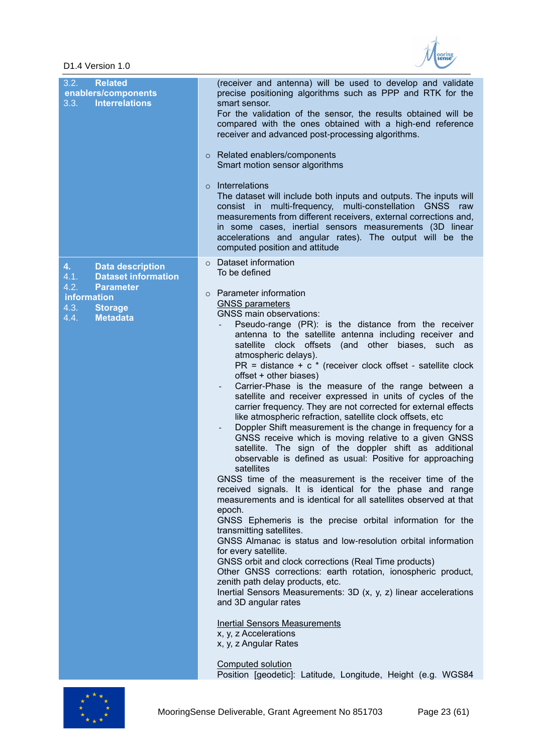| 3.2. Related enablers/components<br>3.3. Interrelations | (receiver and antenna) will be used to develop and validate precise positioning algorithms such as PPP and RTK for the smart sensor.<br>For the validation of the sensor, the results obtained will be compared with the ones obtained with a high-end reference receiver and advanced post-processing algorithms.<br><br>○ Related enablers/components<br>Smart motion sensor algorithms<br><br>○ Interrelations<br>The dataset will include both inputs and outputs. The inputs will consist in multi-frequency, multi-constellation GNSS raw measurements from different receivers, external corrections and, in some cases, inertial sensors measurements (3D linear accelerations and angular rates). The output will be the computed position and attitude |
|---|---|
| **4. Data description**<br>**4.1. Dataset information**<br>**4.2. Parameter information**<br>**4.3. Storage**<br>**4.4. Metadata** | ○ Dataset information<br>To be defined<br><br>○ Parameter information<br><u>GNSS parameters</u><br>GNSS main observations:<br>- Pseudo-range (PR): is the distance from the receiver antenna to the satellite antenna including receiver and satellite clock offsets (and other biases, such as atmospheric delays).<br>PR = distance + c * (receiver clock offset - satellite clock offset + other biases)<br>- Carrier-Phase is the measure of the range between a satellite and receiver expressed in units of cycles of the carrier frequency. They are not corrected for external effects like atmospheric refraction, satellite clock offsets, etc<br>- Doppler Shift measurement is the change in frequency for a GNSS receive which is moving relative to a given GNSS satellite. The sign of the doppler shift as additional observable is defined as usual: Positive for approaching satellites<br>GNSS time of the measurement is the receiver time of the received signals. It is identical for the phase and range measurements and is identical for all satellites observed at that epoch.<br>GNSS Ephemeris is the precise orbital information for the transmitting satellites.<br>GNSS Almanac is status and low-resolution orbital information for every satellite.<br>GNSS orbit and clock corrections (Real Time products)<br>Other GNSS corrections: earth rotation, ionospheric product, zenith path delay products, etc.<br>Inertial Sensors Measurements: 3D (x, y, z) linear accelerations and 3D angular rates<br><br><u>Inertial Sensors Measurements</u><br>x, y, z Accelerations<br>x, y, z Angular Rates<br><br><u>Computed solution</u><br>Position [geodetic]: Latitude, Longitude, Height (e.g. WGS84 |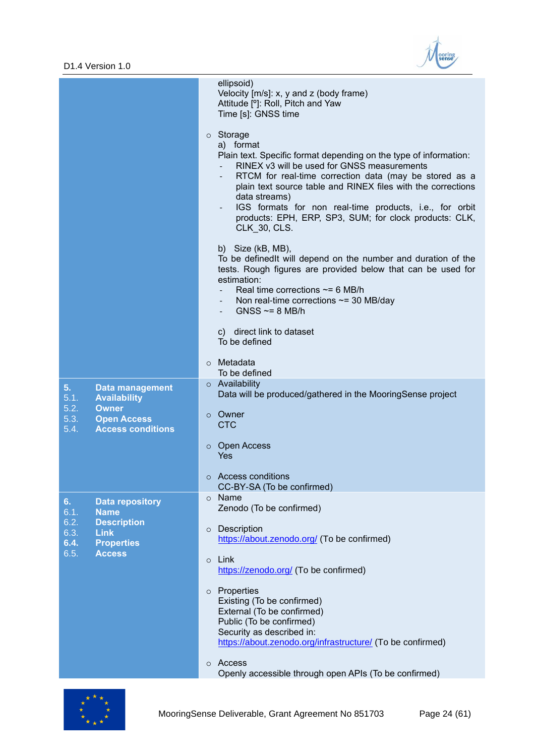| | |
|---|---|
| | ellipsoid)<br>Velocity [m/s]: x, y and z (body frame)<br>Attitude [º]: Roll, Pitch and Yaw<br>Time [s]: GNSS time<br><br>○ Storage<br>a) format<br>Plain text. Specific format depending on the type of information:<br>- RINEX v3 will be used for GNSS measurements<br>- RTCM for real-time correction data (may be stored as a plain text source table and RINEX files with the corrections data streams)<br>- IGS formats for non real-time products, i.e., for orbit products: EPH, ERP, SP3, SUM; for clock products: CLK, CLK_30, CLS.<br><br>b) Size (kB, MB),<br>To be definedIt will depend on the number and duration of the tests. Rough figures are provided below that can be used for estimation:<br>- Real time corrections ~= 6 MB/h<br>- Non real-time corrections ~= 30 MB/day<br>- GNSS ~= 8 MB/h<br><br>c) direct link to dataset<br>To be defined<br><br>○ Metadata<br>To be defined |
| **5. Data management**<br>**5.1. Availability**<br>**5.2. Owner**<br>**5.3. Open Access**<br>**5.4. Access conditions** | ○ Availability<br>Data will be produced/gathered in the MooringSense project<br><br>○ Owner<br>CTC<br><br>○ Open Access<br>Yes<br><br>○ Access conditions<br>CC-BY-SA (To be confirmed) |
| **6. Data repository**<br>**6.1. Name**<br>**6.2. Description**<br>**6.3. Link**<br>**6.4. Properties**<br>**6.5. Access** | ○ Name<br>Zenodo (To be confirmed)<br><br>○ Description<br>https://about.zenodo.org/ (To be confirmed)<br><br>○ Link<br>https://zenodo.org/ (To be confirmed)<br><br>○ Properties<br>Existing (To be confirmed)<br>External (To be confirmed)<br>Public (To be confirmed)<br>Security as described in:<br>https://about.zenodo.org/infrastructure/ (To be confirmed)<br><br>○ Access<br>Openly accessible through open APIs (To be confirmed) |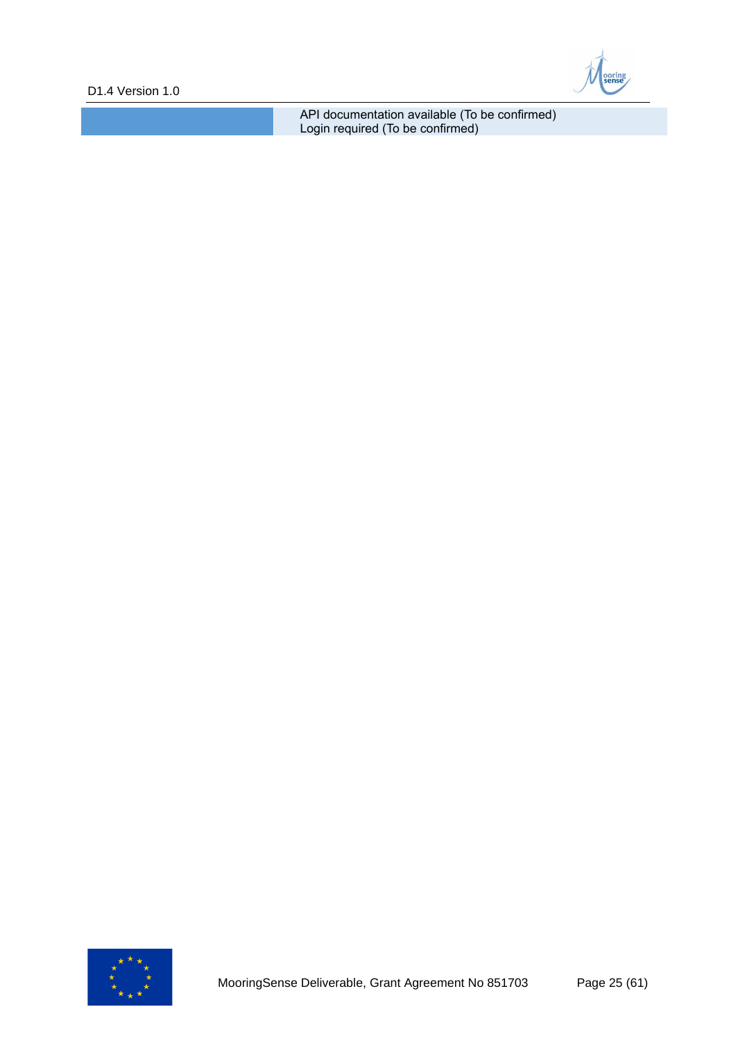| | |
|---|---|
| | API documentation available (To be confirmed)<br>Login required (To be confirmed) |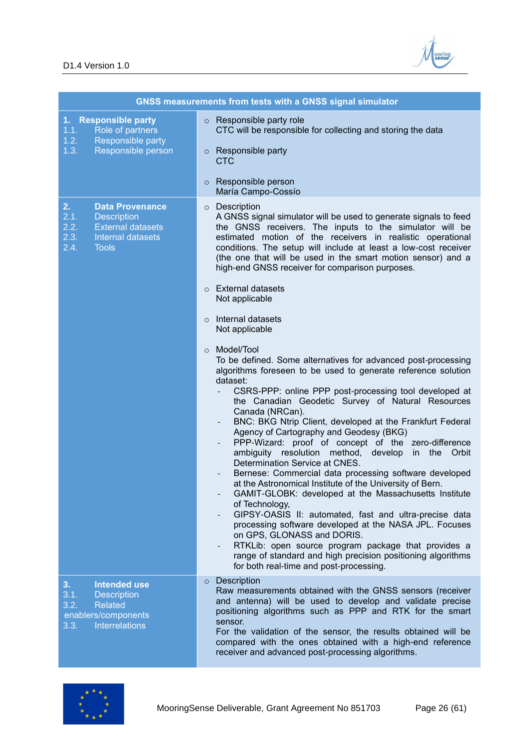| GNSS measurements from tests with a GNSS signal simulator | |
|---|---|
| **1. Responsible party**<br>1.1. Role of partners<br>1.2. Responsible party<br>1.3. Responsible person | ○ Responsible party role<br>CTC will be responsible for collecting and storing the data<br><br>○ Responsible party<br>CTC<br><br>○ Responsible person<br>María Campo-Cossío |
| **2. Data Provenance**<br>2.1. Description<br>2.2. External datasets<br>2.3. Internal datasets<br>2.4. Tools | ○ Description<br>A GNSS signal simulator will be used to generate signals to feed the GNSS receivers. The inputs to the simulator will be estimated motion of the receivers in realistic operational conditions. The setup will include at least a low-cost receiver (the one that will be used in the smart motion sensor) and a high-end GNSS receiver for comparison purposes.<br><br>○ External datasets<br>Not applicable<br><br>○ Internal datasets<br>Not applicable<br><br>○ Model/Tool<br>To be defined. Some alternatives for advanced post-processing algorithms foreseen to be used to generate reference solution dataset:<br>- CSRS-PPP: online PPP post-processing tool developed at the Canadian Geodetic Survey of Natural Resources Canada (NRCan).<br>- BNC: BKG Ntrip Client, developed at the Frankfurt Federal Agency of Cartography and Geodesy (BKG)<br>- PPP-Wizard: proof of concept of the zero-difference ambiguity resolution method, develop in the Orbit Determination Service at CNES.<br>- Bernese: Commercial data processing software developed at the Astronomical Institute of the University of Bern.<br>- GAMIT-GLOBK: developed at the Massachusetts Institute of Technology,<br>- GIPSY-OASIS II: automated, fast and ultra-precise data processing software developed at the NASA JPL. Focuses on GPS, GLONASS and DORIS.<br>- RTKLib: open source program package that provides a range of standard and high precision positioning algorithms for both real-time and post-processing. |
| **3. Intended use**<br>3.1. Description<br>3.2. Related enablers/components<br>3.3. Interrelations | ○ Description<br>Raw measurements obtained with the GNSS sensors (receiver and antenna) will be used to develop and validate precise positioning algorithms such as PPP and RTK for the smart sensor.<br>For the validation of the sensor, the results obtained will be compared with the ones obtained with a high-end reference receiver and advanced post-processing algorithms. |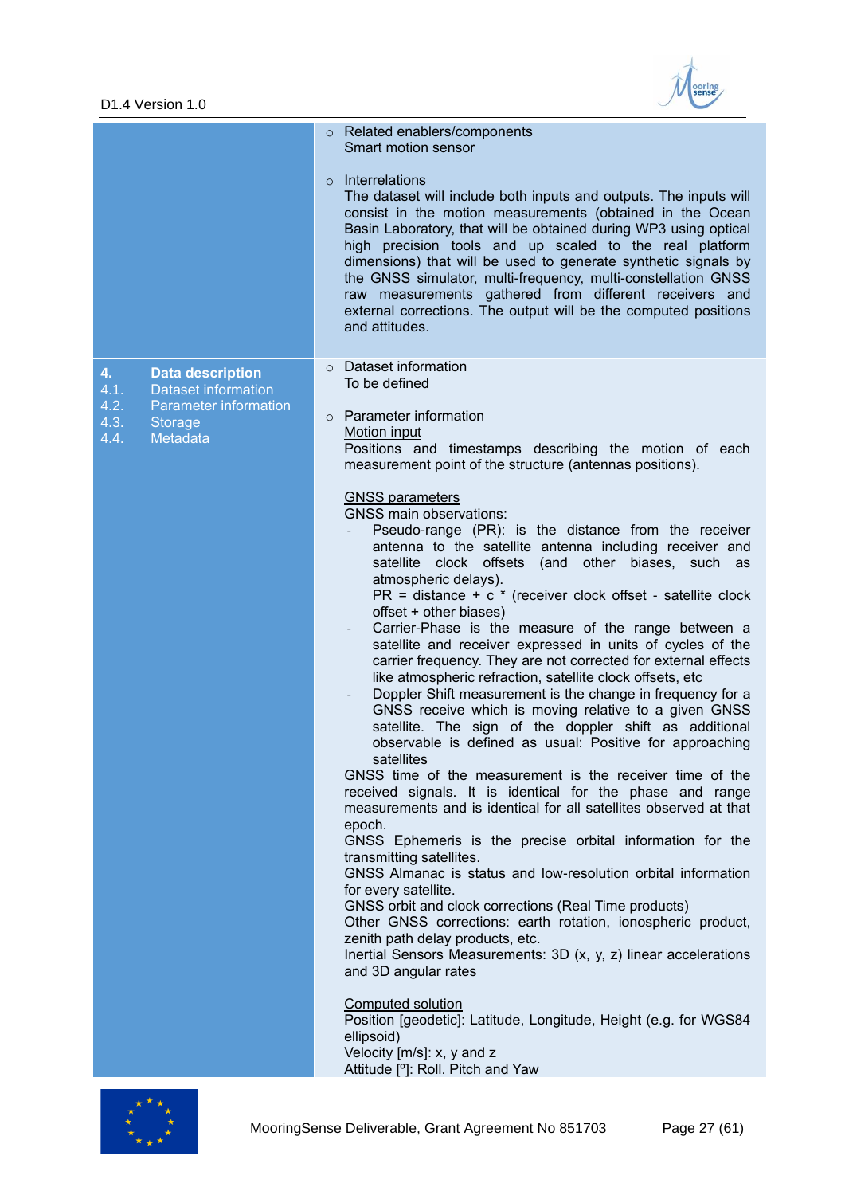| | |
|---|---|
| | ○ Related enablers/components<br>Smart motion sensor<br><br>○ Interrelations<br>The dataset will include both inputs and outputs. The inputs will consist in the motion measurements (obtained in the Ocean Basin Laboratory, that will be obtained during WP3 using optical high precision tools and up scaled to the real platform dimensions) that will be used to generate synthetic signals by the GNSS simulator, multi-frequency, multi-constellation GNSS raw measurements gathered from different receivers and external corrections. The output will be the computed positions and attitudes. |
| **4. Data description**<br>4.1. Dataset information<br>4.2. Parameter information<br>4.3. Storage<br>4.4. Metadata | ○ Dataset information<br>To be defined<br><br>○ Parameter information<br><u>Motion input</u><br>Positions and timestamps describing the motion of each measurement point of the structure (antennas positions).<br><br><u>GNSS parameters</u><br>GNSS main observations:<br>- Pseudo-range (PR): is the distance from the receiver antenna to the satellite antenna including receiver and satellite clock offsets (and other biases, such as atmospheric delays).<br>PR = distance + c * (receiver clock offset - satellite clock offset + other biases)<br>- Carrier-Phase is the measure of the range between a satellite and receiver expressed in units of cycles of the carrier frequency. They are not corrected for external effects like atmospheric refraction, satellite clock offsets, etc<br>- Doppler Shift measurement is the change in frequency for a GNSS receive which is moving relative to a given GNSS satellite. The sign of the doppler shift as additional observable is defined as usual: Positive for approaching satellites<br>GNSS time of the measurement is the receiver time of the received signals. It is identical for the phase and range measurements and is identical for all satellites observed at that epoch.<br>GNSS Ephemeris is the precise orbital information for the transmitting satellites.<br>GNSS Almanac is status and low-resolution orbital information for every satellite.<br>GNSS orbit and clock corrections (Real Time products)<br>Other GNSS corrections: earth rotation, ionospheric product, zenith path delay products, etc.<br>Inertial Sensors Measurements: 3D (x, y, z) linear accelerations and 3D angular rates<br><br><u>Computed solution</u><br>Position [geodetic]: Latitude, Longitude, Height (e.g. for WGS84 ellipsoid)<br>Velocity [m/s]: x, y and z<br>Attitude [º]: Roll. Pitch and Yaw |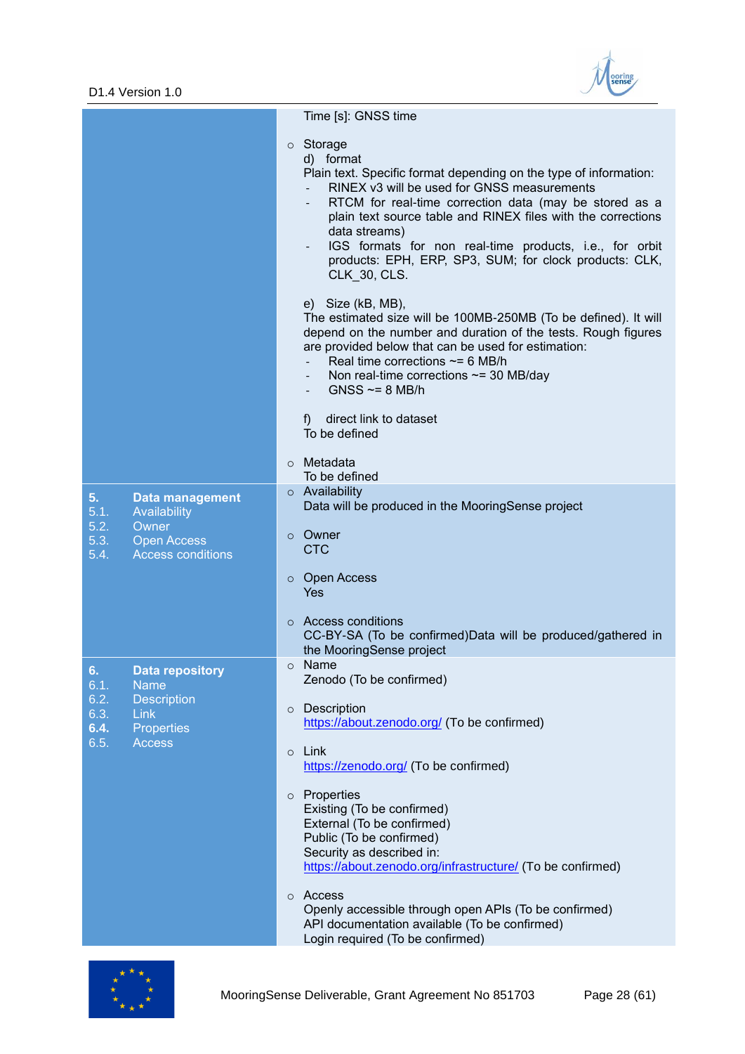| | |
|---|---|
| | Time [s]: GNSS time<br><br>○ Storage<br>d) format<br>Plain text. Specific format depending on the type of information:<br>- RINEX v3 will be used for GNSS measurements<br>- RTCM for real-time correction data (may be stored as a plain text source table and RINEX files with the corrections data streams)<br>- IGS formats for non real-time products, i.e., for orbit products: EPH, ERP, SP3, SUM; for clock products: CLK, CLK_30, CLS.<br><br>e) Size (kB, MB),<br>The estimated size will be 100MB-250MB (To be defined). It will depend on the number and duration of the tests. Rough figures are provided below that can be used for estimation:<br>- Real time corrections ~= 6 MB/h<br>- Non real-time corrections ~= 30 MB/day<br>- GNSS ~= 8 MB/h<br><br>f) direct link to dataset<br>To be defined<br><br>○ Metadata<br>To be defined |
| **5. Data management**<br>5.1. Availability<br>5.2. Owner<br>5.3. Open Access<br>5.4. Access conditions | ○ Availability<br>Data will be produced in the MooringSense project<br><br>○ Owner<br>CTC<br><br>○ Open Access<br>Yes<br><br>○ Access conditions<br>CC-BY-SA (To be confirmed)Data will be produced/gathered in the MooringSense project |
| **6. Data repository**<br>6.1. Name<br>6.2. Description<br>6.3. Link<br>**6.4. Properties**<br>6.5. Access | ○ Name<br>Zenodo (To be confirmed)<br><br>○ Description<br>https://about.zenodo.org/ (To be confirmed)<br><br>○ Link<br>https://zenodo.org/ (To be confirmed)<br><br>○ Properties<br>Existing (To be confirmed)<br>External (To be confirmed)<br>Public (To be confirmed)<br>Security as described in:<br>https://about.zenodo.org/infrastructure/ (To be confirmed)<br><br>○ Access<br>Openly accessible through open APIs (To be confirmed)<br>API documentation available (To be confirmed)<br>Login required (To be confirmed) |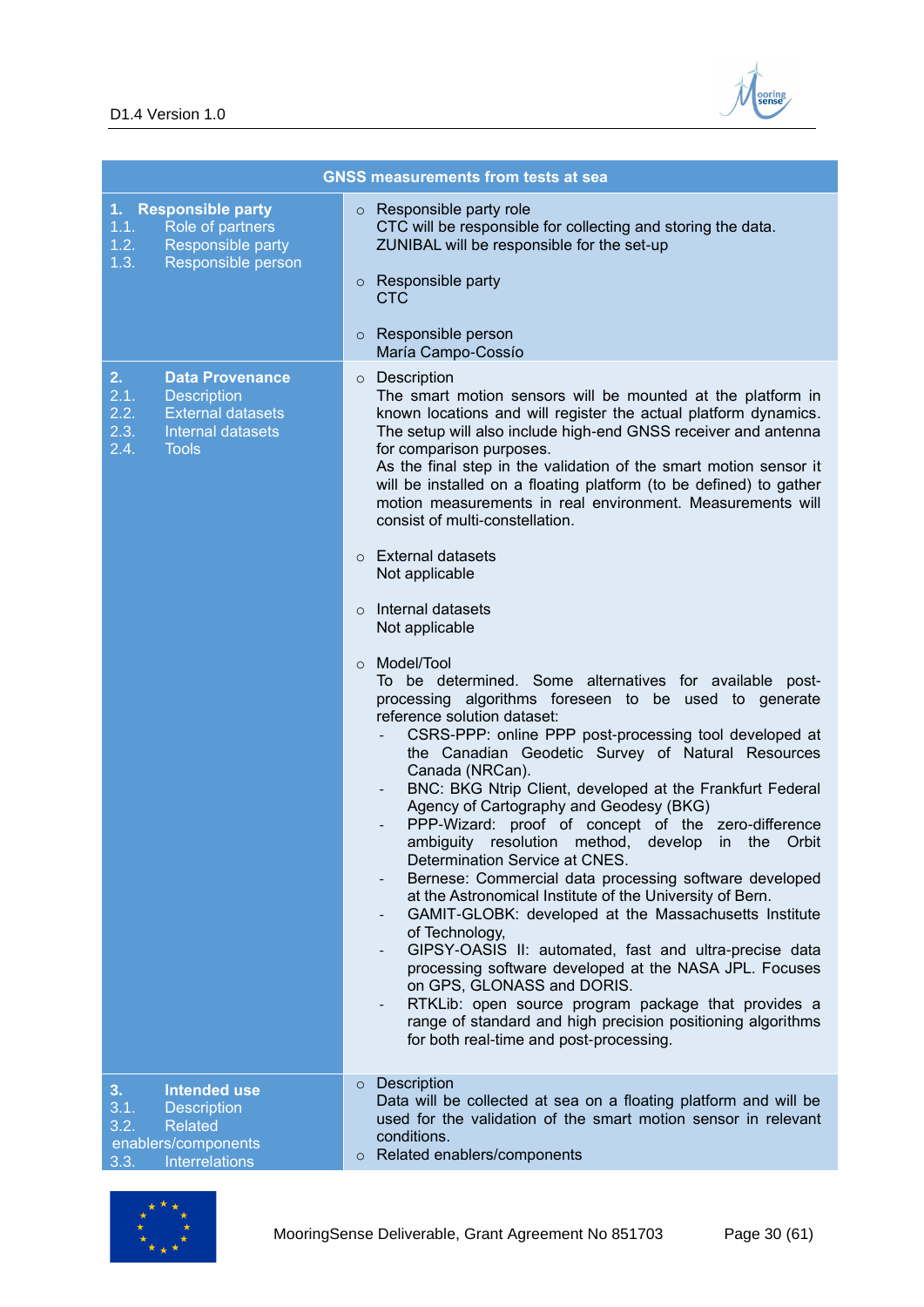| GNSS measurements from tests at sea | |
|---|---|
| **1. Responsible party**<br>1.1. Role of partners<br>1.2. Responsible party<br>1.3. Responsible person | ○ Responsible party role<br>CTC will be responsible for collecting and storing the data.<br>ZUNIBAL will be responsible for the set-up<br><br>○ Responsible party<br>CTC<br><br>○ Responsible person<br>María Campo-Cossío |
| **2. Data Provenance**<br>2.1. Description<br>2.2. External datasets<br>2.3. Internal datasets<br>2.4. Tools | ○ Description<br>The smart motion sensors will be mounted at the platform in known locations and will register the actual platform dynamics. The setup will also include high-end GNSS receiver and antenna for comparison purposes.<br>As the final step in the validation of the smart motion sensor it will be installed on a floating platform (to be defined) to gather motion measurements in real environment. Measurements will consist of multi-constellation.<br><br>○ External datasets<br>Not applicable<br><br>○ Internal datasets<br>Not applicable<br><br>○ Model/Tool<br>To be determined. Some alternatives for available post-processing algorithms foreseen to be used to generate reference solution dataset:<br>- CSRS-PPP: online PPP post-processing tool developed at the Canadian Geodetic Survey of Natural Resources Canada (NRCan).<br>- BNC: BKG Ntrip Client, developed at the Frankfurt Federal Agency of Cartography and Geodesy (BKG)<br>- PPP-Wizard: proof of concept of the zero-difference ambiguity resolution method, develop in the Orbit Determination Service at CNES.<br>- Bernese: Commercial data processing software developed at the Astronomical Institute of the University of Bern.<br>- GAMIT-GLOBK: developed at the Massachusetts Institute of Technology,<br>- GIPSY-OASIS II: automated, fast and ultra-precise data processing software developed at the NASA JPL. Focuses on GPS, GLONASS and DORIS.<br>- RTKLib: open source program package that provides a range of standard and high precision positioning algorithms for both real-time and post-processing. |
| **3. Intended use**<br>3.1. Description<br>3.2. Related enablers/components<br>3.3. Interrelations | ○ Description<br>Data will be collected at sea on a floating platform and will be used for the validation of the smart motion sensor in relevant conditions.<br>○ Related enablers/components |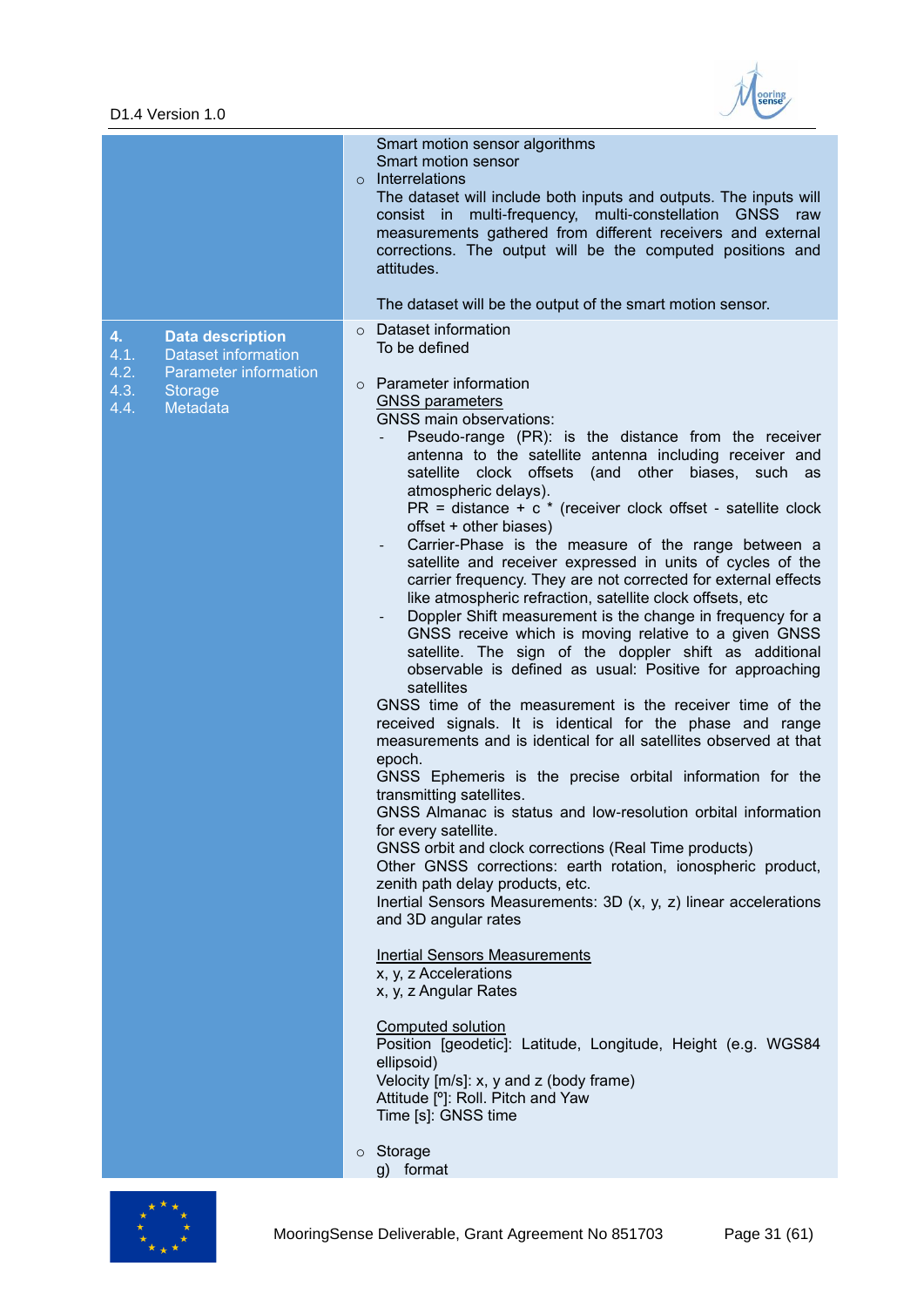| | |
|---|---|
| | Smart motion sensor algorithms<br>Smart motion sensor<br>○ Interrelations<br>The dataset will include both inputs and outputs. The inputs will consist in multi-frequency, multi-constellation GNSS raw measurements gathered from different receivers and external corrections. The output will be the computed positions and attitudes.<br><br>The dataset will be the output of the smart motion sensor. |
| **4. Data description**<br>4.1. Dataset information<br>4.2. Parameter information<br>4.3. Storage<br>4.4. Metadata | ○ Dataset information<br>To be defined<br><br>○ Parameter information<br><u>GNSS parameters</u><br>GNSS main observations:<br>- Pseudo-range (PR): is the distance from the receiver antenna to the satellite antenna including receiver and satellite clock offsets (and other biases, such as atmospheric delays).<br>PR = distance + c * (receiver clock offset - satellite clock offset + other biases)<br>- Carrier-Phase is the measure of the range between a satellite and receiver expressed in units of cycles of the carrier frequency. They are not corrected for external effects like atmospheric refraction, satellite clock offsets, etc<br>- Doppler Shift measurement is the change in frequency for a GNSS receive which is moving relative to a given GNSS satellite. The sign of the doppler shift as additional observable is defined as usual: Positive for approaching satellites<br>GNSS time of the measurement is the receiver time of the received signals. It is identical for the phase and range measurements and is identical for all satellites observed at that epoch.<br>GNSS Ephemeris is the precise orbital information for the transmitting satellites.<br>GNSS Almanac is status and low-resolution orbital information for every satellite.<br>GNSS orbit and clock corrections (Real Time products)<br>Other GNSS corrections: earth rotation, ionospheric product, zenith path delay products, etc.<br>Inertial Sensors Measurements: 3D (x, y, z) linear accelerations and 3D angular rates<br><br><u>Inertial Sensors Measurements</u><br>x, y, z Accelerations<br>x, y, z Angular Rates<br><br><u>Computed solution</u><br>Position [geodetic]: Latitude, Longitude, Height (e.g. WGS84 ellipsoid)<br>Velocity [m/s]: x, y and z (body frame)<br>Attitude [º]: Roll. Pitch and Yaw<br>Time [s]: GNSS time<br><br>○ Storage<br>g) format |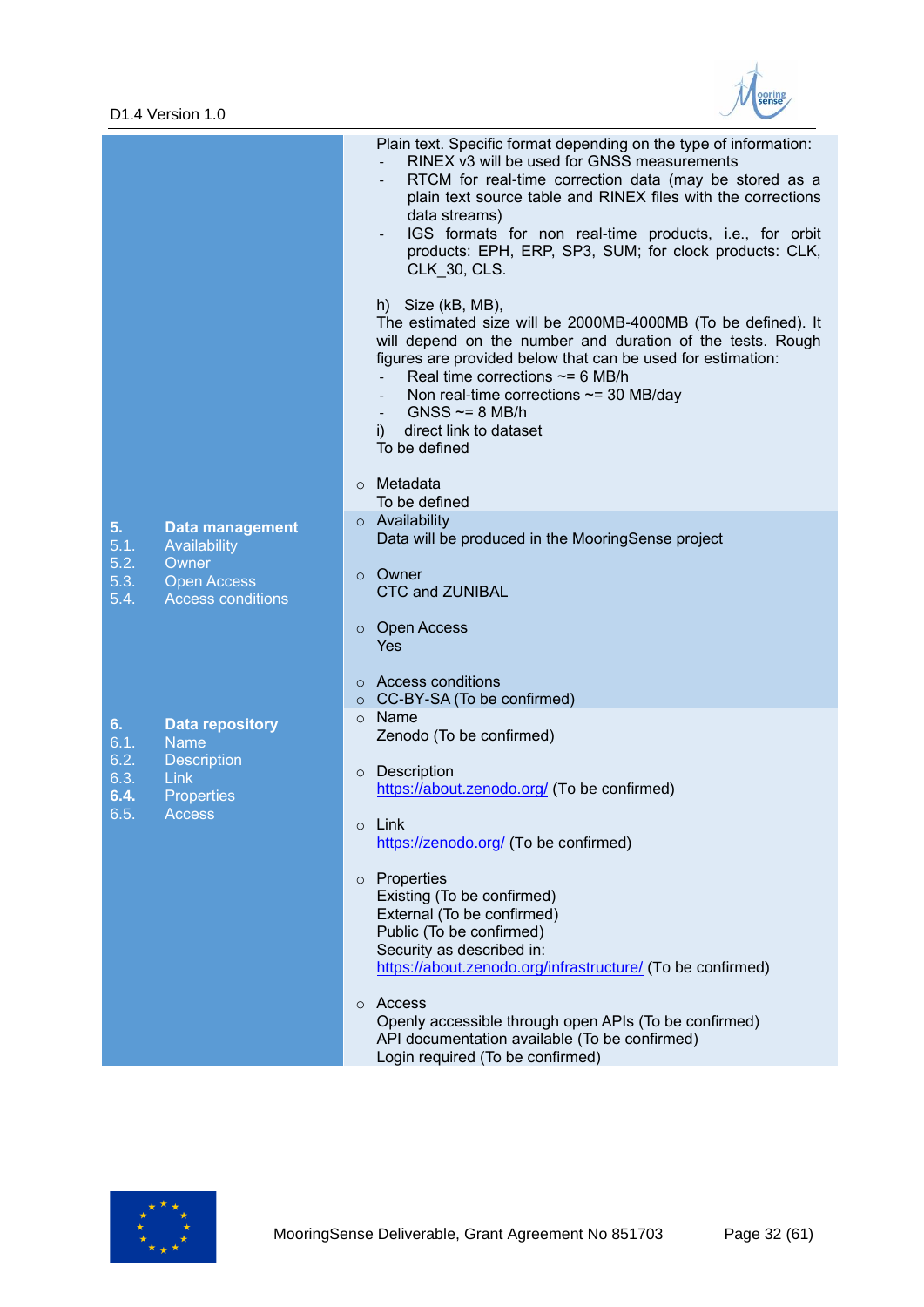| | |
|---|---|
| | Plain text. Specific format depending on the type of information:<br>- RINEX v3 will be used for GNSS measurements<br>- RTCM for real-time correction data (may be stored as a plain text source table and RINEX files with the corrections data streams)<br>- IGS formats for non real-time products, i.e., for orbit products: EPH, ERP, SP3, SUM; for clock products: CLK, CLK_30, CLS.<br><br>h) Size (kB, MB),<br>The estimated size will be 2000MB-4000MB (To be defined). It will depend on the number and duration of the tests. Rough figures are provided below that can be used for estimation:<br>- Real time corrections ~= 6 MB/h<br>- Non real-time corrections ~= 30 MB/day<br>- GNSS ~= 8 MB/h<br>i) direct link to dataset<br>To be defined<br><br>○ Metadata<br>To be defined |
| **5. Data management**<br>5.1. Availability<br>5.2. Owner<br>5.3. Open Access<br>5.4. Access conditions | ○ Availability<br>Data will be produced in the MooringSense project<br><br>○ Owner<br>CTC and ZUNIBAL<br><br>○ Open Access<br>Yes<br><br>○ Access conditions<br>○ CC-BY-SA (To be confirmed) |
| **6. Data repository**<br>6.1. Name<br>6.2. Description<br>6.3. Link<br>**6.4.** Properties<br>6.5. Access | ○ Name<br>Zenodo (To be confirmed)<br><br>○ Description<br>https://about.zenodo.org/ (To be confirmed)<br><br>○ Link<br>https://zenodo.org/ (To be confirmed)<br><br>○ Properties<br>Existing (To be confirmed)<br>External (To be confirmed)<br>Public (To be confirmed)<br>Security as described in:<br>https://about.zenodo.org/infrastructure/ (To be confirmed)<br><br>○ Access<br>Openly accessible through open APIs (To be confirmed)<br>API documentation available (To be confirmed)<br>Login required (To be confirmed) |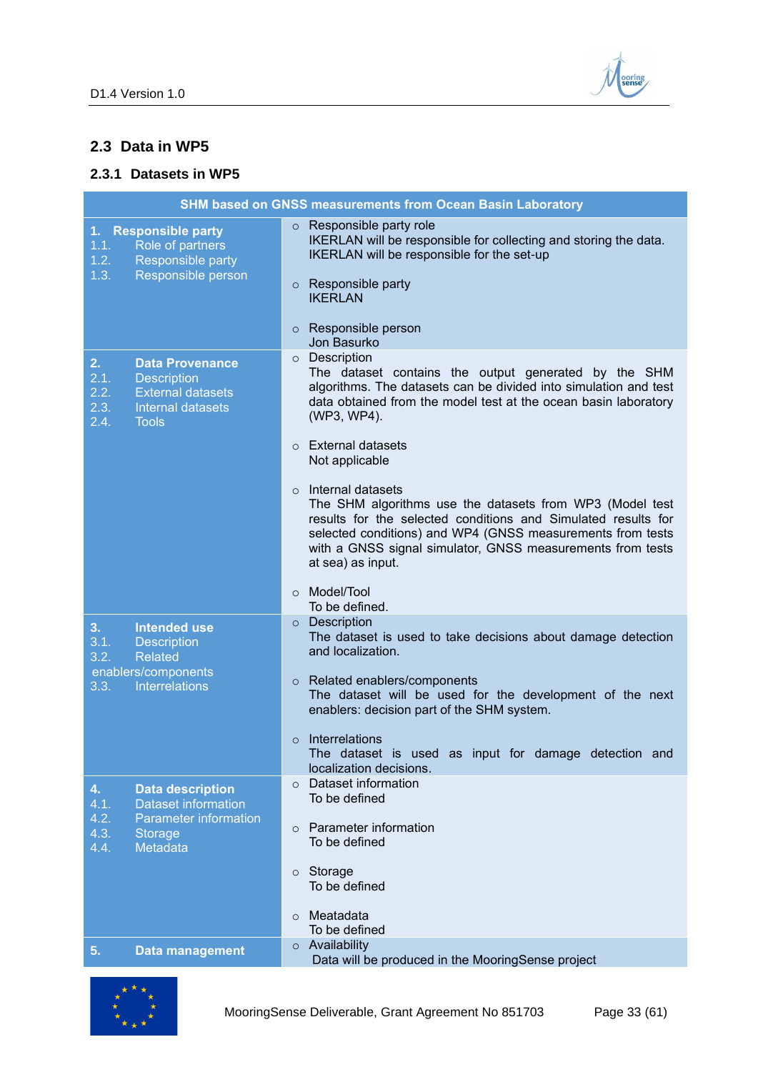## 2.3 Data in WP5

### 2.3.1 Datasets in WP5

| SHM based on GNSS measurements from Ocean Basin Laboratory | |
|---|---|
| **1. Responsible party**<br>1.1. Role of partners<br>1.2. Responsible party<br>1.3. Responsible person | ○ Responsible party role<br>IKERLAN will be responsible for collecting and storing the data. IKERLAN will be responsible for the set-up<br><br>○ Responsible party<br>IKERLAN<br><br>○ Responsible person<br>Jon Basurko |
| **2. Data Provenance**<br>2.1. Description<br>2.2. External datasets<br>2.3. Internal datasets<br>2.4. Tools | ○ Description<br>The dataset contains the output generated by the SHM algorithms. The datasets can be divided into simulation and test data obtained from the model test at the ocean basin laboratory (WP3, WP4).<br><br>○ External datasets<br>Not applicable<br><br>○ Internal datasets<br>The SHM algorithms use the datasets from WP3 (Model test results for the selected conditions and Simulated results for selected conditions) and WP4 (GNSS measurements from tests with a GNSS signal simulator, GNSS measurements from tests at sea) as input.<br><br>○ Model/Tool<br>To be defined. |
| **3. Intended use**<br>3.1. Description<br>3.2. Related enablers/components<br>3.3. Interrelations | ○ Description<br>The dataset is used to take decisions about damage detection and localization.<br><br>○ Related enablers/components<br>The dataset will be used for the development of the next enablers: decision part of the SHM system.<br><br>○ Interrelations<br>The dataset is used as input for damage detection and localization decisions. |
| **4. Data description**<br>4.1. Dataset information<br>4.2. Parameter information<br>4.3. Storage<br>4.4. Metadata | ○ Dataset information<br>To be defined<br><br>○ Parameter information<br>To be defined<br><br>○ Storage<br>To be defined<br><br>○ Meatadata<br>To be defined |
| **5. Data management** | ○ Availability<br>Data will be produced in the MooringSense project |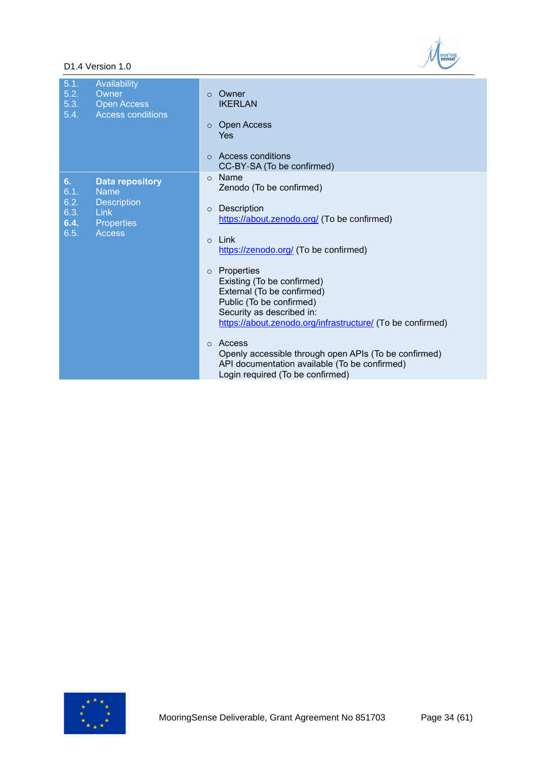| | |
|---|---|
| 5.1. Availability<br>5.2. Owner<br>5.3. Open Access<br>5.4. Access conditions | ○ Owner<br>IKERLAN<br><br>○ Open Access<br>Yes<br><br>○ Access conditions<br>CC-BY-SA (To be confirmed) |
| **6. Data repository**<br>6.1. Name<br>6.2. Description<br>6.3. Link<br>**6.4.** Properties<br>6.5. Access | ○ Name<br>Zenodo (To be confirmed)<br><br>○ Description<br>https://about.zenodo.org/ (To be confirmed)<br><br>○ Link<br>https://zenodo.org/ (To be confirmed)<br><br>○ Properties<br>Existing (To be confirmed)<br>External (To be confirmed)<br>Public (To be confirmed)<br>Security as described in:<br>https://about.zenodo.org/infrastructure/ (To be confirmed)<br><br>○ Access<br>Openly accessible through open APIs (To be confirmed)<br>API documentation available (To be confirmed)<br>Login required (To be confirmed) |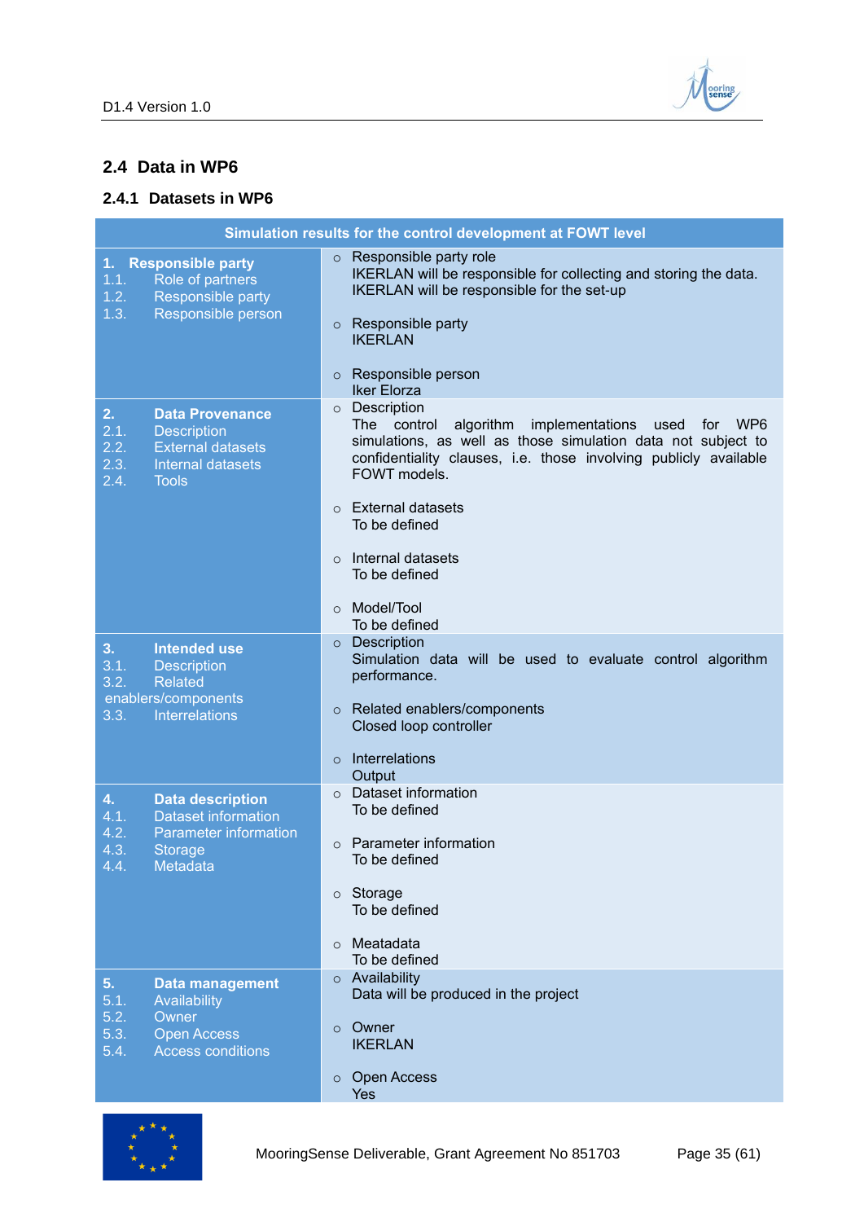## 2.4 Data in WP6

### 2.4.1 Datasets in WP6

| Simulation results for the control development at FOWT level | |
|---|---|
| **1. Responsible party**<br>1.1. Role of partners<br>1.2. Responsible party<br>1.3. Responsible person | ○ Responsible party role<br>IKERLAN will be responsible for collecting and storing the data. IKERLAN will be responsible for the set-up<br><br>○ Responsible party<br>IKERLAN<br><br>○ Responsible person<br>Iker Elorza |
| **2. Data Provenance**<br>2.1. Description<br>2.2. External datasets<br>2.3. Internal datasets<br>2.4. Tools | ○ Description<br>The control algorithm implementations used for WP6 simulations, as well as those simulation data not subject to confidentiality clauses, i.e. those involving publicly available FOWT models.<br><br>○ External datasets<br>To be defined<br><br>○ Internal datasets<br>To be defined<br><br>○ Model/Tool<br>To be defined |
| **3. Intended use**<br>3.1. Description<br>3.2. Related enablers/components<br>3.3. Interrelations | ○ Description<br>Simulation data will be used to evaluate control algorithm performance.<br><br>○ Related enablers/components<br>Closed loop controller<br><br>○ Interrelations<br>Output |
| **4. Data description**<br>4.1. Dataset information<br>4.2. Parameter information<br>4.3. Storage<br>4.4. Metadata | ○ Dataset information<br>To be defined<br><br>○ Parameter information<br>To be defined<br><br>○ Storage<br>To be defined<br><br>○ Meatadata<br>To be defined |
| **5. Data management**<br>5.1. Availability<br>5.2. Owner<br>5.3. Open Access<br>5.4. Access conditions | ○ Availability<br>Data will be produced in the project<br><br>○ Owner<br>IKERLAN<br><br>○ Open Access<br>Yes |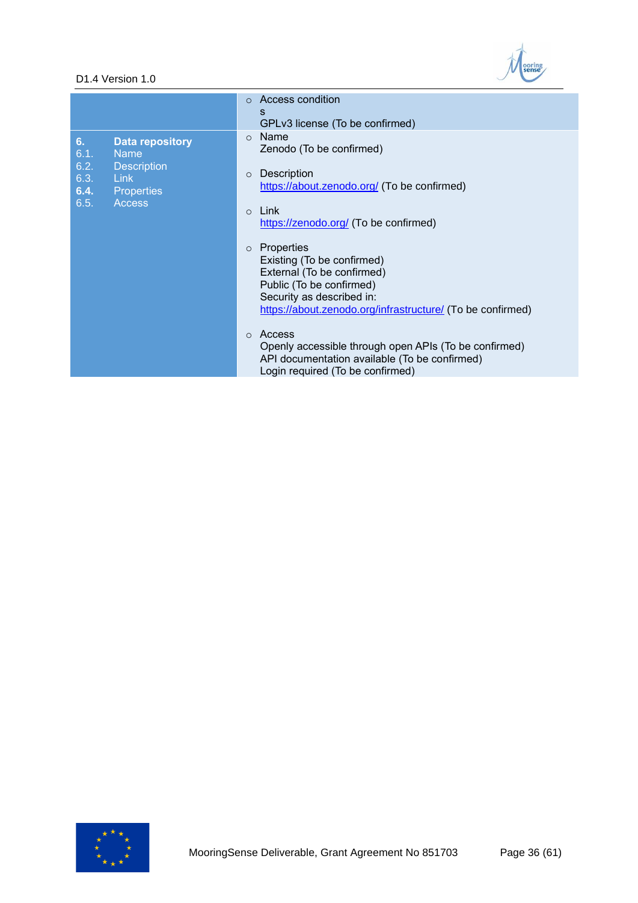| | |
|---|---|
| | ○ Access conditions<br>GPLv3 license (To be confirmed) |
| **6. Data repository**<br>6.1. Name<br>6.2. Description<br>6.3. Link<br>**6.4.** Properties<br>6.5. Access | ○ Name<br>Zenodo (To be confirmed)<br><br>○ Description<br>https://about.zenodo.org/ (To be confirmed)<br><br>○ Link<br>https://zenodo.org/ (To be confirmed)<br><br>○ Properties<br>Existing (To be confirmed)<br>External (To be confirmed)<br>Public (To be confirmed)<br>Security as described in:<br>https://about.zenodo.org/infrastructure/ (To be confirmed)<br><br>○ Access<br>Openly accessible through open APIs (To be confirmed)<br>API documentation available (To be confirmed)<br>Login required (To be confirmed) |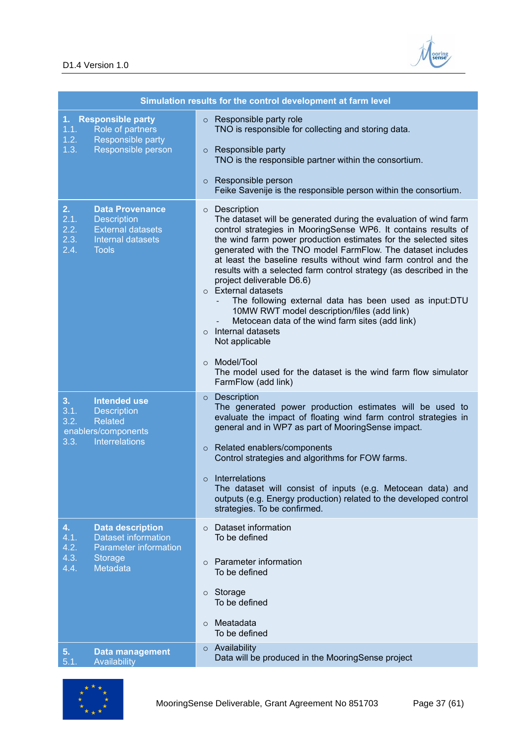| Simulation results for the control development at farm level | |
|---|---|
| **1. Responsible party**<br>1.1. Role of partners<br>1.2. Responsible party<br>1.3. Responsible person | ○ Responsible party role<br>TNO is responsible for collecting and storing data.<br><br>○ Responsible party<br>TNO is the responsible partner within the consortium.<br><br>○ Responsible person<br>Feike Savenije is the responsible person within the consortium. |
| **2. Data Provenance**<br>2.1. Description<br>2.2. External datasets<br>2.3. Internal datasets<br>2.4. Tools | ○ Description<br>The dataset will be generated during the evaluation of wind farm control strategies in MooringSense WP6. It contains results of the wind farm power production estimates for the selected sites generated with the TNO model FarmFlow. The dataset includes at least the baseline results without wind farm control and the results with a selected farm control strategy (as described in the project deliverable D6.6)<br>○ External datasets<br>- The following external data has been used as input:DTU 10MW RWT model description/files (add link)<br>- Metocean data of the wind farm sites (add link)<br>○ Internal datasets<br>Not applicable<br><br>○ Model/Tool<br>The model used for the dataset is the wind farm flow simulator FarmFlow (add link) |
| **3. Intended use**<br>3.1. Description<br>3.2. Related enablers/components<br>3.3. Interrelations | ○ Description<br>The generated power production estimates will be used to evaluate the impact of floating wind farm control strategies in general and in WP7 as part of MooringSense impact.<br><br>○ Related enablers/components<br>Control strategies and algorithms for FOW farms.<br><br>○ Interrelations<br>The dataset will consist of inputs (e.g. Metocean data) and outputs (e.g. Energy production) related to the developed control strategies. To be confirmed. |
| **4. Data description**<br>4.1. Dataset information<br>4.2. Parameter information<br>4.3. Storage<br>4.4. Metadata | ○ Dataset information<br>To be defined<br><br>○ Parameter information<br>To be defined<br><br>○ Storage<br>To be defined<br><br>○ Meatadata<br>To be defined |
| **5. Data management**<br>5.1. Availability | ○ Availability<br>Data will be produced in the MooringSense project |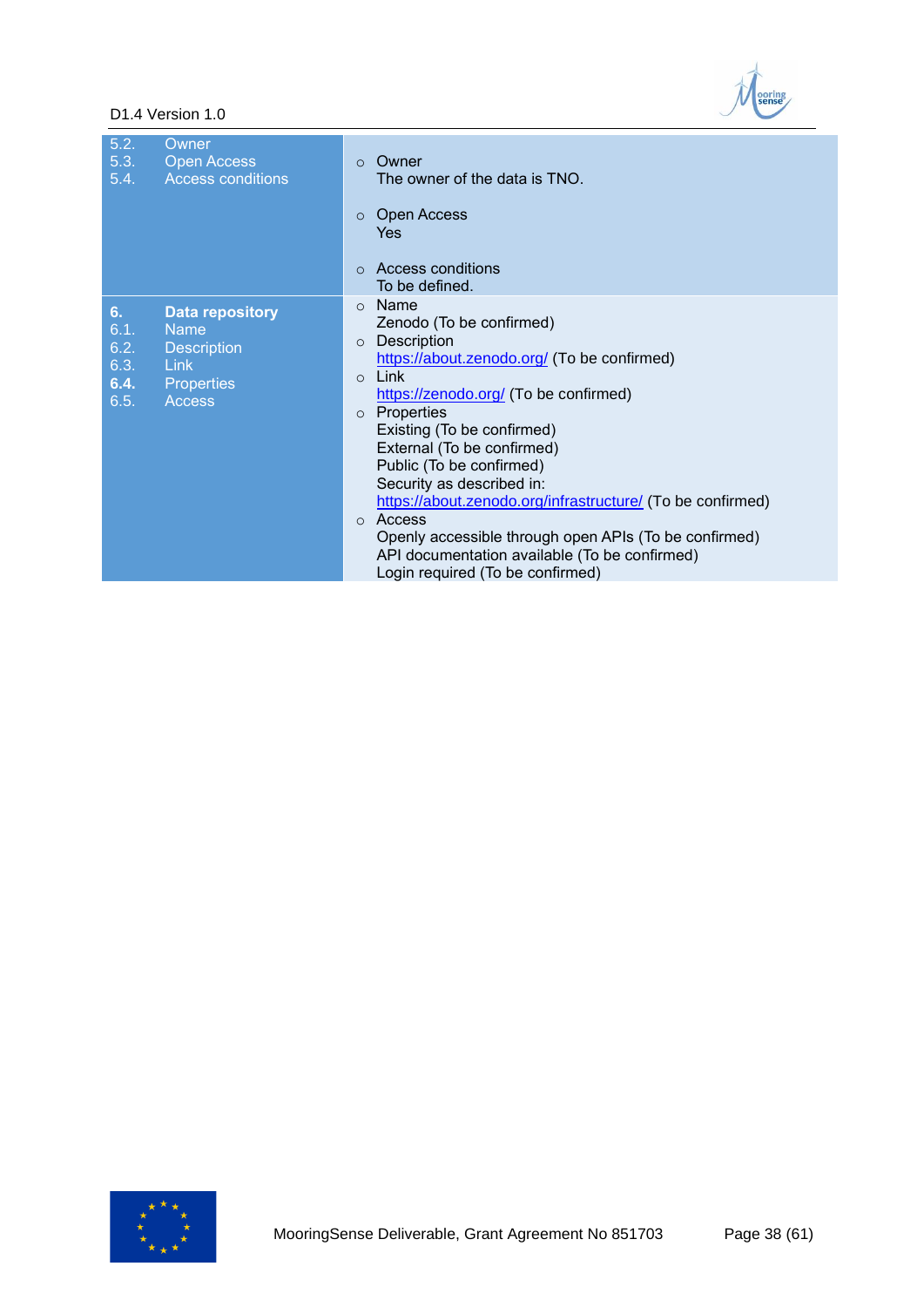| | |
|---|---|
| 5.2. Owner<br>5.3. Open Access<br>5.4. Access conditions | ○ Owner<br>The owner of the data is TNO.<br><br>○ Open Access<br>Yes<br><br>○ Access conditions<br>To be defined. |
| **6. Data repository**<br>6.1. Name<br>6.2. Description<br>6.3. Link<br>**6.4.** Properties<br>6.5. Access | ○ Name<br>Zenodo (To be confirmed)<br>○ Description<br>https://about.zenodo.org/ (To be confirmed)<br>○ Link<br>https://zenodo.org/ (To be confirmed)<br>○ Properties<br>Existing (To be confirmed)<br>External (To be confirmed)<br>Public (To be confirmed)<br>Security as described in:<br>https://about.zenodo.org/infrastructure/ (To be confirmed)<br>○ Access<br>Openly accessible through open APIs (To be confirmed)<br>API documentation available (To be confirmed)<br>Login required (To be confirmed) |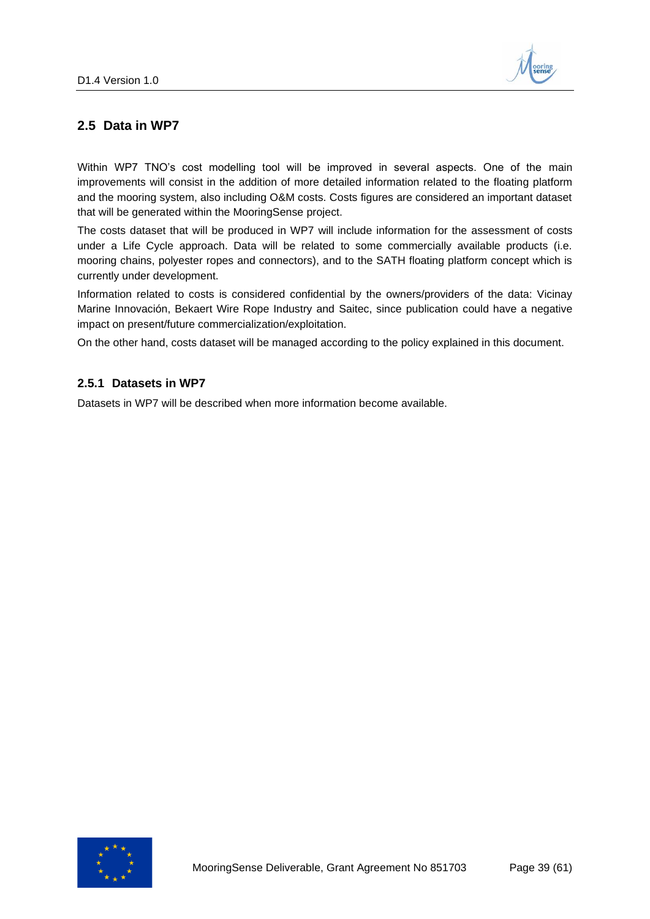## 2.5 Data in WP7

Within WP7 TNO's cost modelling tool will be improved in several aspects. One of the main improvements will consist in the addition of more detailed information related to the floating platform and the mooring system, also including O&M costs. Costs figures are considered an important dataset that will be generated within the MooringSense project.

The costs dataset that will be produced in WP7 will include information for the assessment of costs under a Life Cycle approach. Data will be related to some commercially available products (i.e. mooring chains, polyester ropes and connectors), and to the SATH floating platform concept which is currently under development.

Information related to costs is considered confidential by the owners/providers of the data: Vicinay Marine Innovación, Bekaert Wire Rope Industry and Saitec, since publication could have a negative impact on present/future commercialization/exploitation.

On the other hand, costs dataset will be managed according to the policy explained in this document.

### 2.5.1 Datasets in WP7

Datasets in WP7 will be described when more information become available.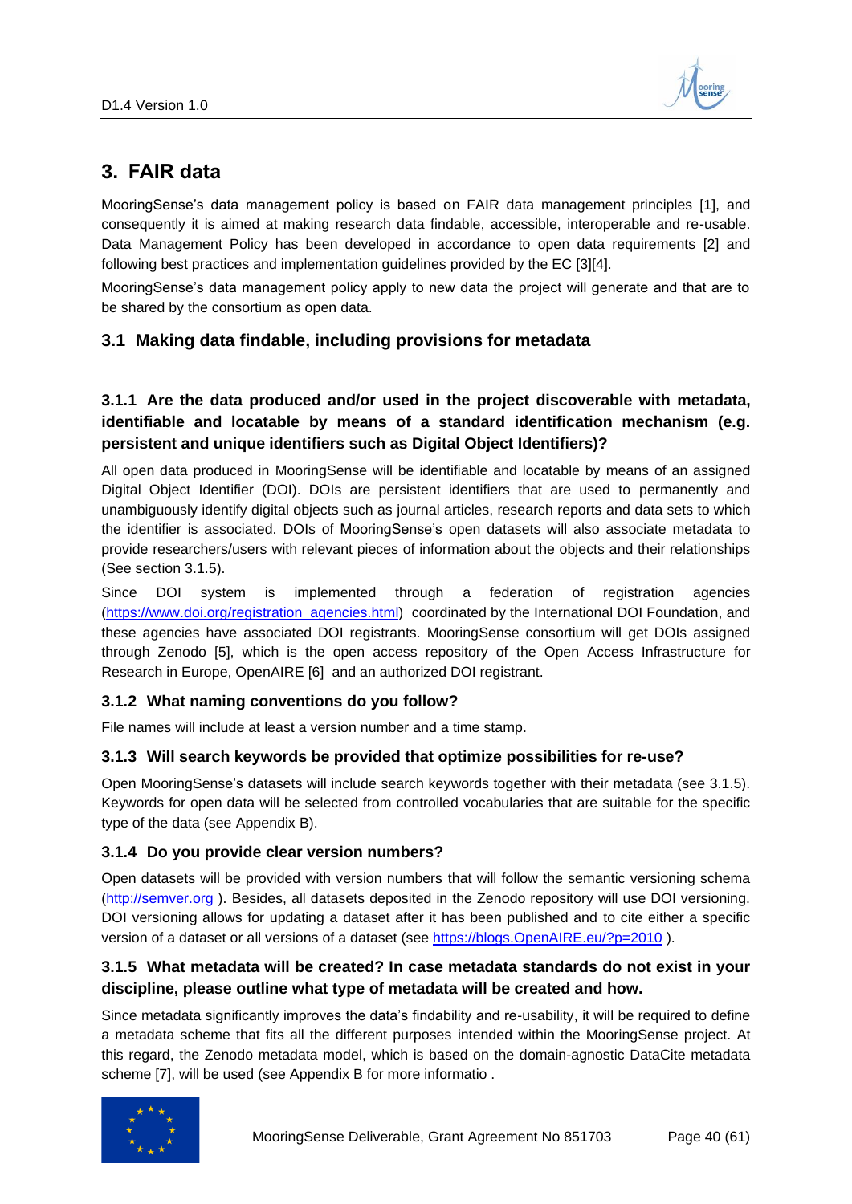# 3. FAIR data

MooringSense's data management policy is based on FAIR data management principles [1], and consequently it is aimed at making research data findable, accessible, interoperable and re-usable. Data Management Policy has been developed in accordance to open data requirements [2] and following best practices and implementation guidelines provided by the EC [3][4].

MooringSense's data management policy apply to new data the project will generate and that are to be shared by the consortium as open data.

## 3.1 Making data findable, including provisions for metadata

### 3.1.1 Are the data produced and/or used in the project discoverable with metadata, identifiable and locatable by means of a standard identification mechanism (e.g. persistent and unique identifiers such as Digital Object Identifiers)?

All open data produced in MooringSense will be identifiable and locatable by means of an assigned Digital Object Identifier (DOI). DOIs are persistent identifiers that are used to permanently and unambiguously identify digital objects such as journal articles, research reports and data sets to which the identifier is associated. DOIs of MooringSense's open datasets will also associate metadata to provide researchers/users with relevant pieces of information about the objects and their relationships (See section 3.1.5).

Since DOI system is implemented through a federation of registration agencies (https://www.doi.org/registration_agencies.html) coordinated by the International DOI Foundation, and these agencies have associated DOI registrants. MooringSense consortium will get DOIs assigned through Zenodo [5], which is the open access repository of the Open Access Infrastructure for Research in Europe, OpenAIRE [6] and an authorized DOI registrant.

### 3.1.2 What naming conventions do you follow?

File names will include at least a version number and a time stamp.

### 3.1.3 Will search keywords be provided that optimize possibilities for re-use?

Open MooringSense's datasets will include search keywords together with their metadata (see 3.1.5). Keywords for open data will be selected from controlled vocabularies that are suitable for the specific type of the data (see Appendix B).

### 3.1.4 Do you provide clear version numbers?

Open datasets will be provided with version numbers that will follow the semantic versioning schema (http://semver.org ). Besides, all datasets deposited in the Zenodo repository will use DOI versioning. DOI versioning allows for updating a dataset after it has been published and to cite either a specific version of a dataset or all versions of a dataset (see https://blogs.OpenAIRE.eu/?p=2010 ).

### 3.1.5 What metadata will be created? In case metadata standards do not exist in your discipline, please outline what type of metadata will be created and how.

Since metadata significantly improves the data's findability and re-usability, it will be required to define a metadata scheme that fits all the different purposes intended within the MooringSense project. At this regard, the Zenodo metadata model, which is based on the domain-agnostic DataCite metadata scheme [7], will be used (see Appendix B for more informatio .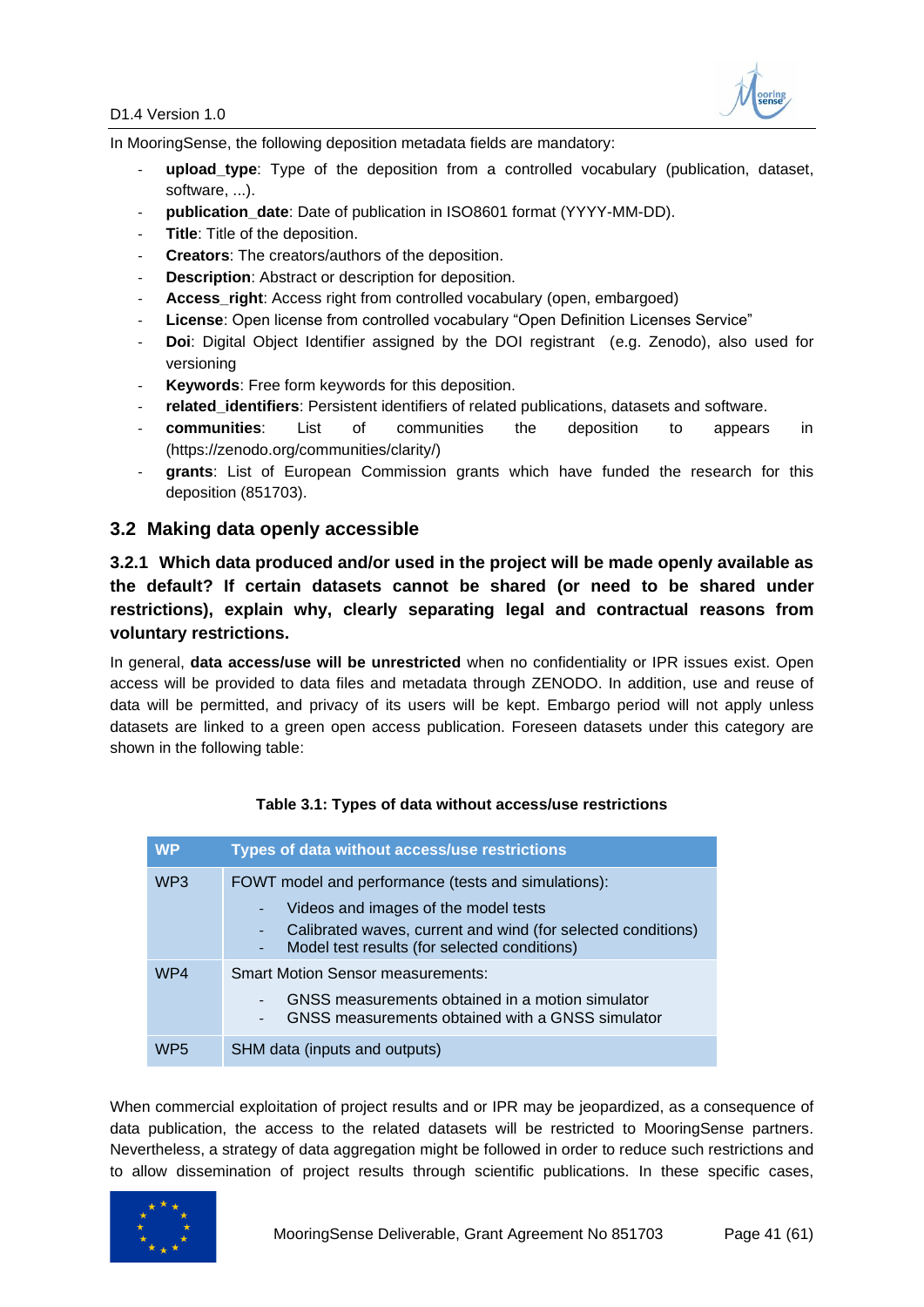In MooringSense, the following deposition metadata fields are mandatory:

- **upload_type**: Type of the deposition from a controlled vocabulary (publication, dataset, software, ...).
- **publication_date**: Date of publication in ISO8601 format (YYYY-MM-DD).
- **Title**: Title of the deposition.
- **Creators**: The creators/authors of the deposition.
- **Description**: Abstract or description for deposition.
- **Access_right**: Access right from controlled vocabulary (open, embargoed)
- **License**: Open license from controlled vocabulary "Open Definition Licenses Service"
- **Doi**: Digital Object Identifier assigned by the DOI registrant (e.g. Zenodo), also used for versioning
- **Keywords**: Free form keywords for this deposition.
- **related_identifiers**: Persistent identifiers of related publications, datasets and software.
- **communities**: List of communities the deposition to appears in (https://zenodo.org/communities/clarity/)
- **grants**: List of European Commission grants which have funded the research for this deposition (851703).

## 3.2 Making data openly accessible

### 3.2.1 Which data produced and/or used in the project will be made openly available as the default? If certain datasets cannot be shared (or need to be shared under restrictions), explain why, clearly separating legal and contractual reasons from voluntary restrictions.

In general, **data access/use will be unrestricted** when no confidentiality or IPR issues exist. Open access will be provided to data files and metadata through ZENODO. In addition, use and reuse of data will be permitted, and privacy of its users will be kept. Embargo period will not apply unless datasets are linked to a green open access publication. Foreseen datasets under this category are shown in the following table:

**Table 3.1: Types of data without access/use restrictions**

| WP | Types of data without access/use restrictions |
|---|---|
| WP3 | FOWT model and performance (tests and simulations):<br>- Videos and images of the model tests<br>- Calibrated waves, current and wind (for selected conditions)<br>- Model test results (for selected conditions) |
| WP4 | Smart Motion Sensor measurements:<br>- GNSS measurements obtained in a motion simulator<br>- GNSS measurements obtained with a GNSS simulator |
| WP5 | SHM data (inputs and outputs) |

When commercial exploitation of project results and or IPR may be jeopardized, as a consequence of data publication, the access to the related datasets will be restricted to MooringSense partners. Nevertheless, a strategy of data aggregation might be followed in order to reduce such restrictions and to allow dissemination of project results through scientific publications. In these specific cases,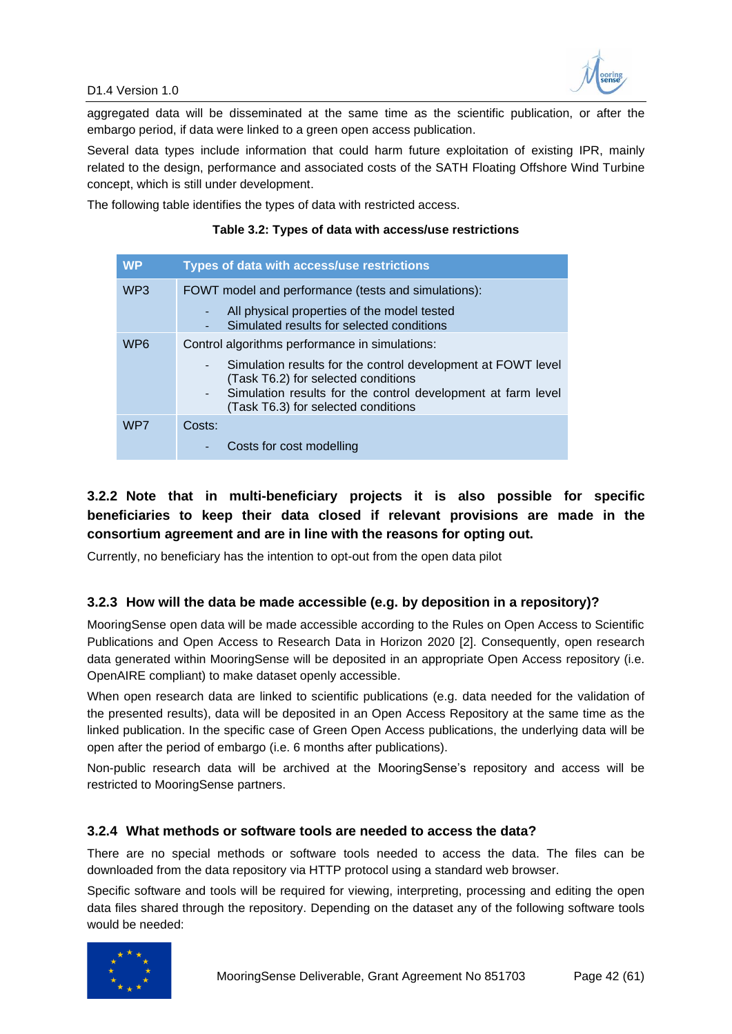aggregated data will be disseminated at the same time as the scientific publication, or after the embargo period, if data were linked to a green open access publication.

Several data types include information that could harm future exploitation of existing IPR, mainly related to the design, performance and associated costs of the SATH Floating Offshore Wind Turbine concept, which is still under development.

The following table identifies the types of data with restricted access.

**Table 3.2: Types of data with access/use restrictions**

| WP | Types of data with access/use restrictions |
|---|---|
| WP3 | FOWT model and performance (tests and simulations): <br> - All physical properties of the model tested <br> - Simulated results for selected conditions |
| WP6 | Control algorithms performance in simulations: <br> - Simulation results for the control development at FOWT level (Task T6.2) for selected conditions <br> - Simulation results for the control development at farm level (Task T6.3) for selected conditions |
| WP7 | Costs: <br> - Costs for cost modelling |

### 3.2.2 Note that in multi-beneficiary projects it is also possible for specific beneficiaries to keep their data closed if relevant provisions are made in the consortium agreement and are in line with the reasons for opting out.

Currently, no beneficiary has the intention to opt-out from the open data pilot

### 3.2.3 How will the data be made accessible (e.g. by deposition in a repository)?

MooringSense open data will be made accessible according to the Rules on Open Access to Scientific Publications and Open Access to Research Data in Horizon 2020 [2]. Consequently, open research data generated within MooringSense will be deposited in an appropriate Open Access repository (i.e. OpenAIRE compliant) to make dataset openly accessible.

When open research data are linked to scientific publications (e.g. data needed for the validation of the presented results), data will be deposited in an Open Access Repository at the same time as the linked publication. In the specific case of Green Open Access publications, the underlying data will be open after the period of embargo (i.e. 6 months after publications).

Non-public research data will be archived at the MooringSense's repository and access will be restricted to MooringSense partners.

### 3.2.4 What methods or software tools are needed to access the data?

There are no special methods or software tools needed to access the data. The files can be downloaded from the data repository via HTTP protocol using a standard web browser.

Specific software and tools will be required for viewing, interpreting, processing and editing the open data files shared through the repository. Depending on the dataset any of the following software tools would be needed: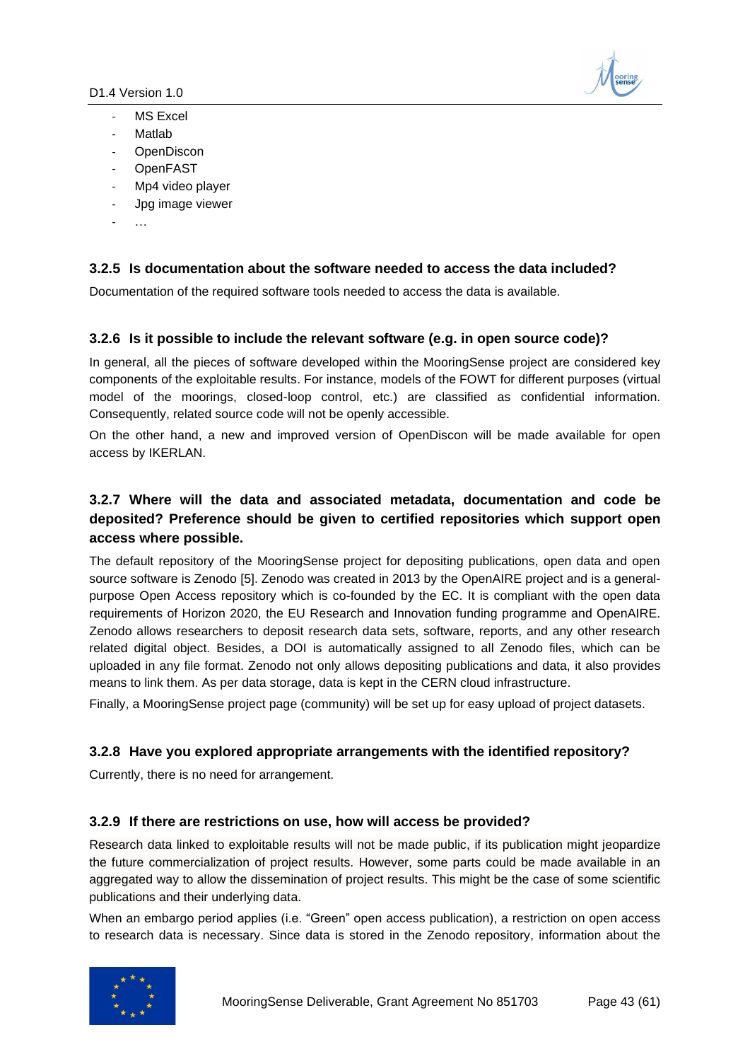- MS Excel
- Matlab
- OpenDiscon
- OpenFAST
- Mp4 video player
- Jpg image viewer
- …

### 3.2.5 Is documentation about the software needed to access the data included?

Documentation of the required software tools needed to access the data is available.

### 3.2.6 Is it possible to include the relevant software (e.g. in open source code)?

In general, all the pieces of software developed within the MooringSense project are considered key components of the exploitable results. For instance, models of the FOWT for different purposes (virtual model of the moorings, closed-loop control, etc.) are classified as confidential information. Consequently, related source code will not be openly accessible.

On the other hand, a new and improved version of OpenDiscon will be made available for open access by IKERLAN.

### 3.2.7 Where will the data and associated metadata, documentation and code be deposited? Preference should be given to certified repositories which support open access where possible.

The default repository of the MooringSense project for depositing publications, open data and open source software is Zenodo [5]. Zenodo was created in 2013 by the OpenAIRE project and is a general-purpose Open Access repository which is co-founded by the EC. It is compliant with the open data requirements of Horizon 2020, the EU Research and Innovation funding programme and OpenAIRE. Zenodo allows researchers to deposit research data sets, software, reports, and any other research related digital object. Besides, a DOI is automatically assigned to all Zenodo files, which can be uploaded in any file format. Zenodo not only allows depositing publications and data, it also provides means to link them. As per data storage, data is kept in the CERN cloud infrastructure.

Finally, a MooringSense project page (community) will be set up for easy upload of project datasets.

### 3.2.8 Have you explored appropriate arrangements with the identified repository?

Currently, there is no need for arrangement.

### 3.2.9 If there are restrictions on use, how will access be provided?

Research data linked to exploitable results will not be made public, if its publication might jeopardize the future commercialization of project results. However, some parts could be made available in an aggregated way to allow the dissemination of project results. This might be the case of some scientific publications and their underlying data.

When an embargo period applies (i.e. "Green" open access publication), a restriction on open access to research data is necessary. Since data is stored in the Zenodo repository, information about the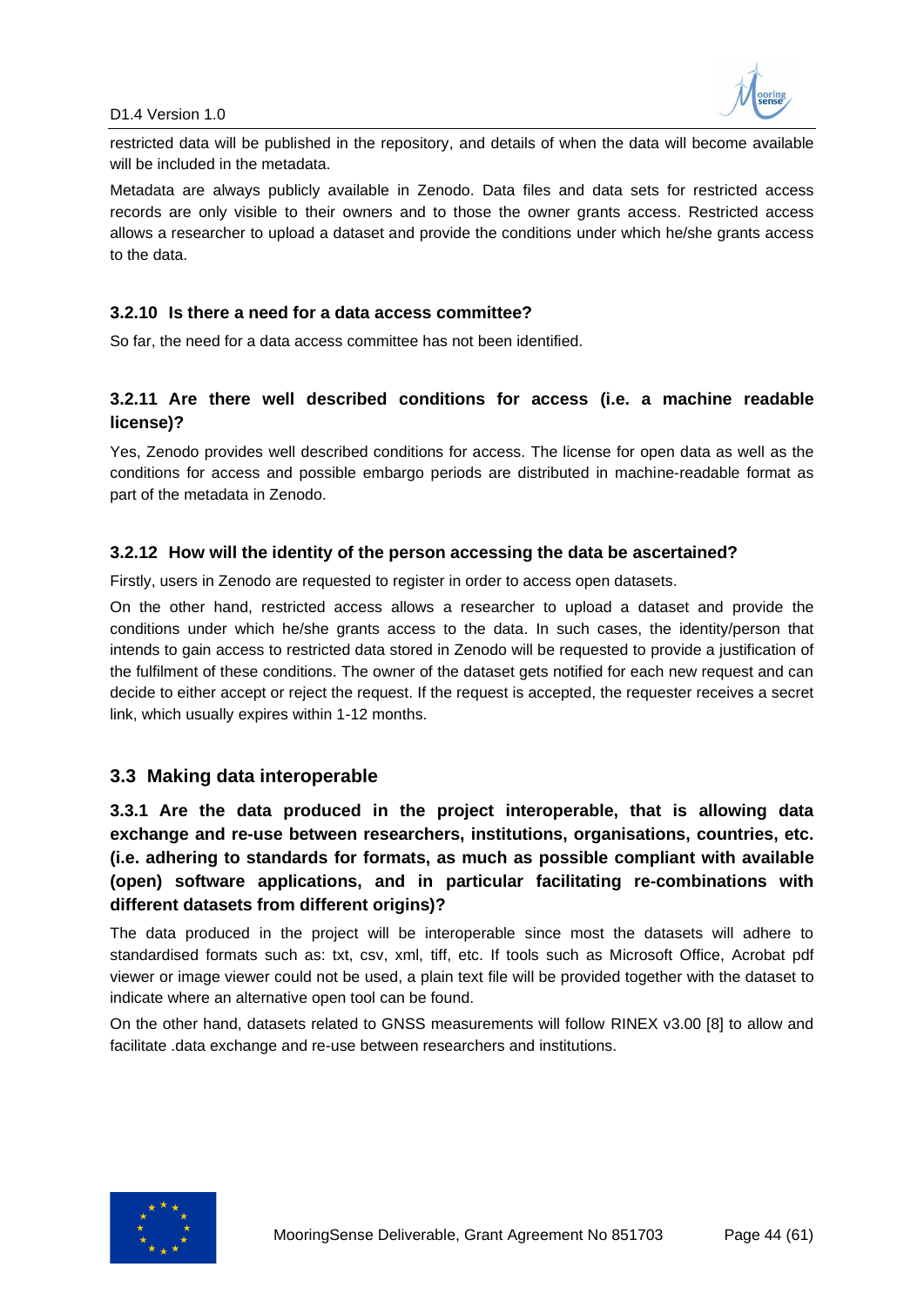restricted data will be published in the repository, and details of when the data will become available will be included in the metadata.

Metadata are always publicly available in Zenodo. Data files and data sets for restricted access records are only visible to their owners and to those the owner grants access. Restricted access allows a researcher to upload a dataset and provide the conditions under which he/she grants access to the data.

#### 3.2.10 Is there a need for a data access committee?

So far, the need for a data access committee has not been identified.

#### 3.2.11 Are there well described conditions for access (i.e. a machine readable license)?

Yes, Zenodo provides well described conditions for access. The license for open data as well as the conditions for access and possible embargo periods are distributed in machine-readable format as part of the metadata in Zenodo.

#### 3.2.12 How will the identity of the person accessing the data be ascertained?

Firstly, users in Zenodo are requested to register in order to access open datasets.

On the other hand, restricted access allows a researcher to upload a dataset and provide the conditions under which he/she grants access to the data. In such cases, the identity/person that intends to gain access to restricted data stored in Zenodo will be requested to provide a justification of the fulfilment of these conditions. The owner of the dataset gets notified for each new request and can decide to either accept or reject the request. If the request is accepted, the requester receives a secret link, which usually expires within 1-12 months.

### 3.3 Making data interoperable

#### 3.3.1 Are the data produced in the project interoperable, that is allowing data exchange and re-use between researchers, institutions, organisations, countries, etc. (i.e. adhering to standards for formats, as much as possible compliant with available (open) software applications, and in particular facilitating re-combinations with different datasets from different origins)?

The data produced in the project will be interoperable since most the datasets will adhere to standardised formats such as: txt, csv, xml, tiff, etc. If tools such as Microsoft Office, Acrobat pdf viewer or image viewer could not be used, a plain text file will be provided together with the dataset to indicate where an alternative open tool can be found.

On the other hand, datasets related to GNSS measurements will follow RINEX v3.00 [8] to allow and facilitate .data exchange and re-use between researchers and institutions.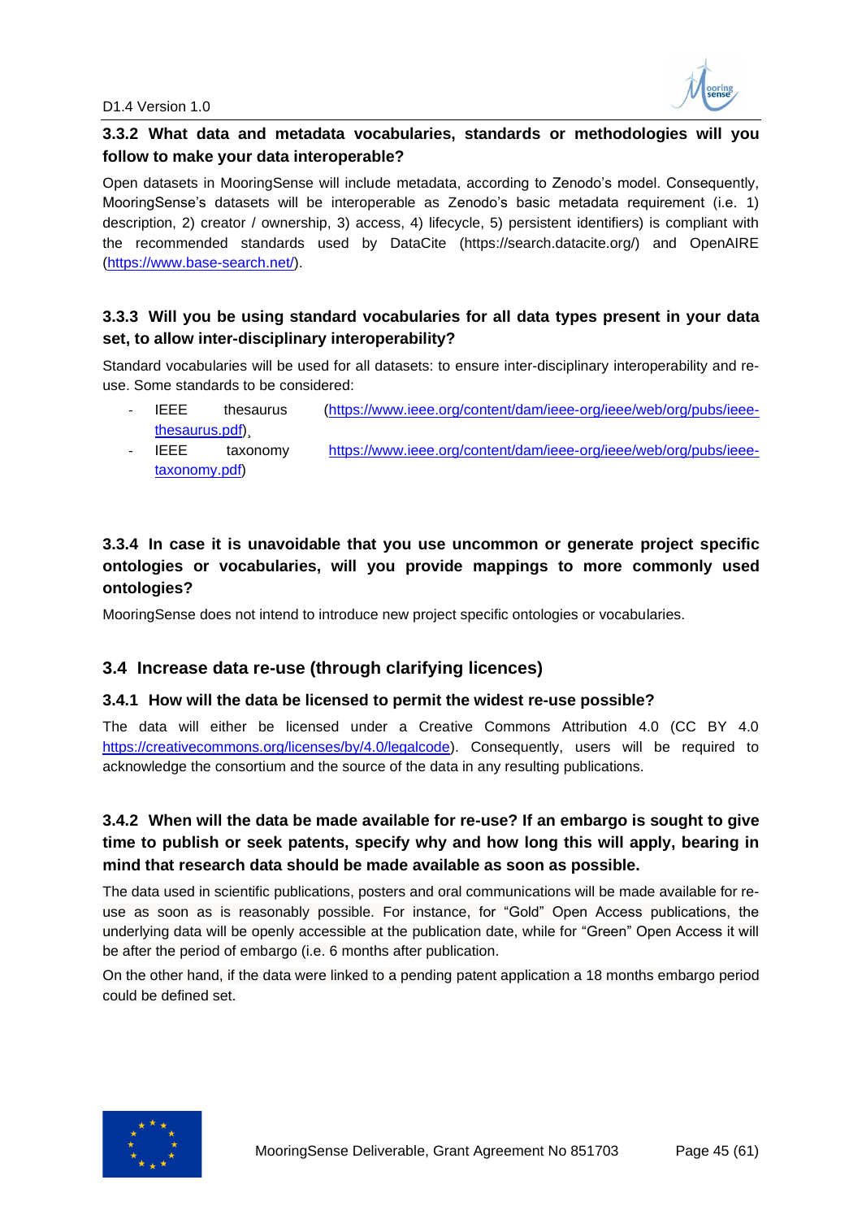### 3.3.2 What data and metadata vocabularies, standards or methodologies will you follow to make your data interoperable?

Open datasets in MooringSense will include metadata, according to Zenodo's model. Consequently, MooringSense's datasets will be interoperable as Zenodo's basic metadata requirement (i.e. 1) description, 2) creator / ownership, 3) access, 4) lifecycle, 5) persistent identifiers) is compliant with the recommended standards used by DataCite (https://search.datacite.org/) and OpenAIRE (https://www.base-search.net/).

### 3.3.3 Will you be using standard vocabularies for all data types present in your data set, to allow inter-disciplinary interoperability?

Standard vocabularies will be used for all datasets: to ensure inter-disciplinary interoperability and re-use. Some standards to be considered:

- IEEE thesaurus (https://www.ieee.org/content/dam/ieee-org/ieee/web/org/pubs/ieee-thesaurus.pdf),
- IEEE taxonomy https://www.ieee.org/content/dam/ieee-org/ieee/web/org/pubs/ieee-taxonomy.pdf)

### 3.3.4 In case it is unavoidable that you use uncommon or generate project specific ontologies or vocabularies, will you provide mappings to more commonly used ontologies?

MooringSense does not intend to introduce new project specific ontologies or vocabularies.

## 3.4 Increase data re-use (through clarifying licences)

### 3.4.1 How will the data be licensed to permit the widest re-use possible?

The data will either be licensed under a Creative Commons Attribution 4.0 (CC BY 4.0 https://creativecommons.org/licenses/by/4.0/legalcode). Consequently, users will be required to acknowledge the consortium and the source of the data in any resulting publications.

### 3.4.2 When will the data be made available for re-use? If an embargo is sought to give time to publish or seek patents, specify why and how long this will apply, bearing in mind that research data should be made available as soon as possible.

The data used in scientific publications, posters and oral communications will be made available for re-use as soon as is reasonably possible. For instance, for "Gold" Open Access publications, the underlying data will be openly accessible at the publication date, while for "Green" Open Access it will be after the period of embargo (i.e. 6 months after publication.

On the other hand, if the data were linked to a pending patent application a 18 months embargo period could be defined set.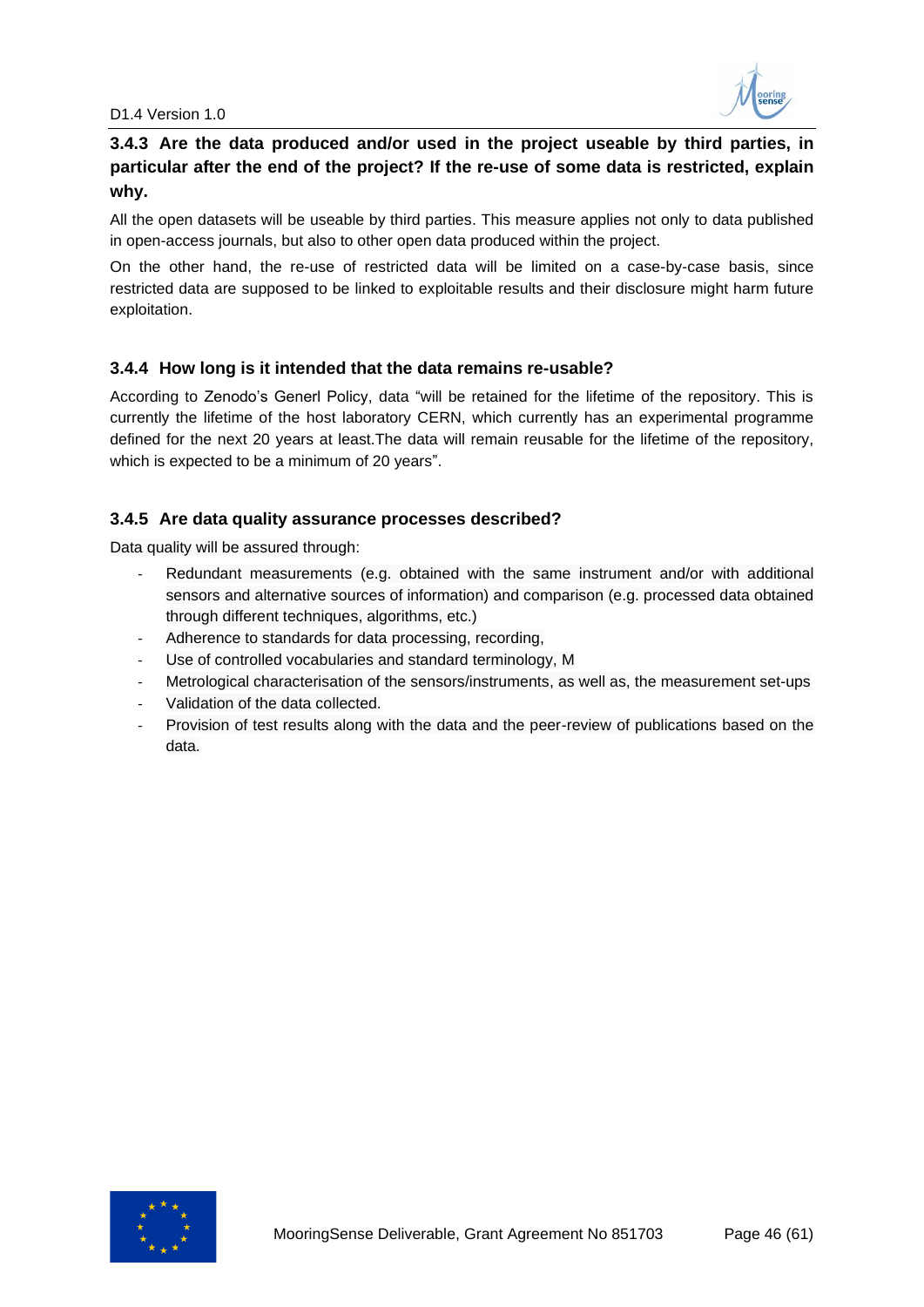### 3.4.3 Are the data produced and/or used in the project useable by third parties, in particular after the end of the project? If the re-use of some data is restricted, explain why.

All the open datasets will be useable by third parties. This measure applies not only to data published in open-access journals, but also to other open data produced within the project.

On the other hand, the re-use of restricted data will be limited on a case-by-case basis, since restricted data are supposed to be linked to exploitable results and their disclosure might harm future exploitation.

### 3.4.4 How long is it intended that the data remains re-usable?

According to Zenodo's Generl Policy, data "will be retained for the lifetime of the repository. This is currently the lifetime of the host laboratory CERN, which currently has an experimental programme defined for the next 20 years at least.The data will remain reusable for the lifetime of the repository, which is expected to be a minimum of 20 years".

### 3.4.5 Are data quality assurance processes described?

Data quality will be assured through:

- Redundant measurements (e.g. obtained with the same instrument and/or with additional sensors and alternative sources of information) and comparison (e.g. processed data obtained through different techniques, algorithms, etc.)
- Adherence to standards for data processing, recording,
- Use of controlled vocabularies and standard terminology, M
- Metrological characterisation of the sensors/instruments, as well as, the measurement set-ups
- Validation of the data collected.
- Provision of test results along with the data and the peer-review of publications based on the data.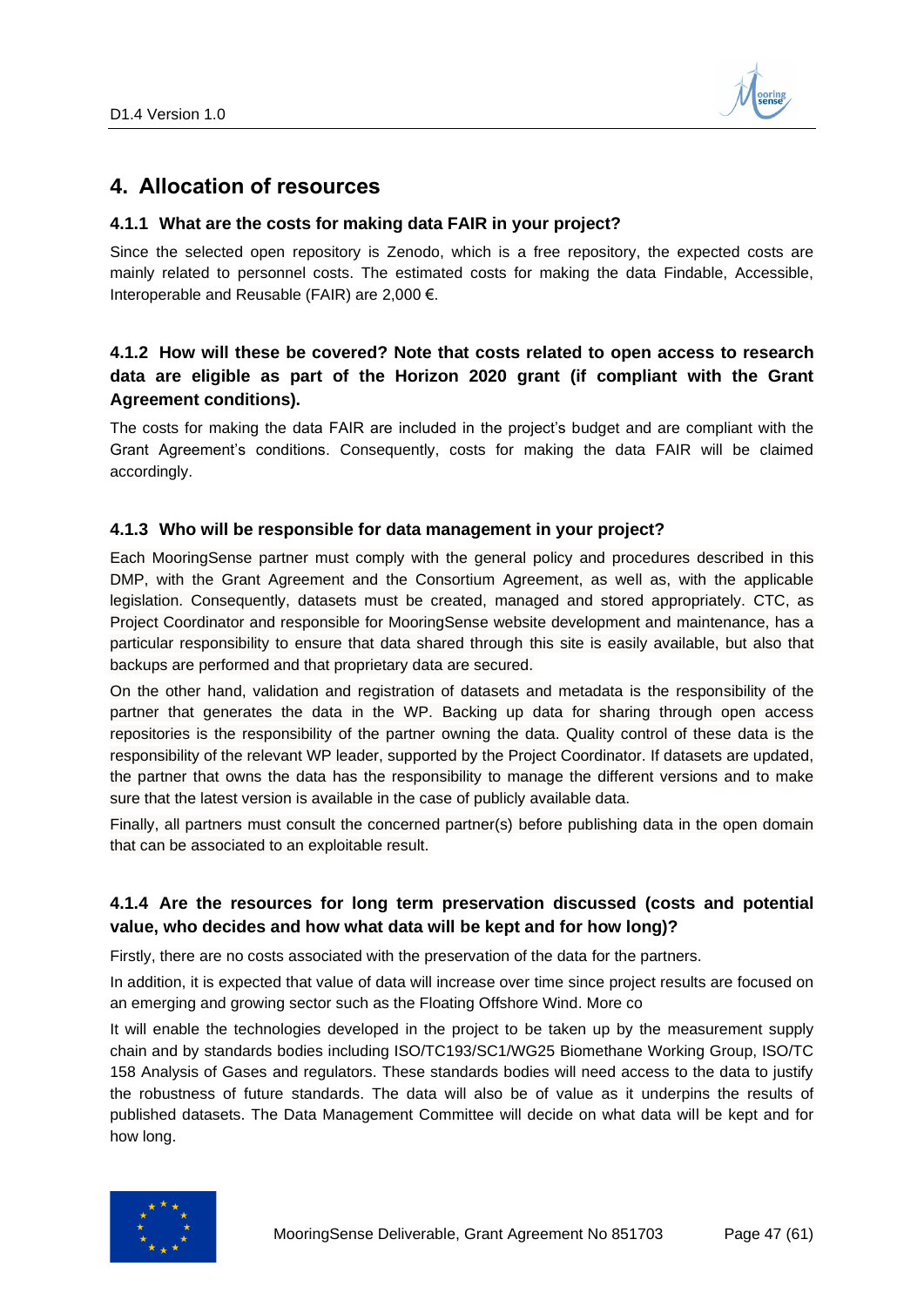# 4. Allocation of resources

### 4.1.1 What are the costs for making data FAIR in your project?

Since the selected open repository is Zenodo, which is a free repository, the expected costs are mainly related to personnel costs. The estimated costs for making the data Findable, Accessible, Interoperable and Reusable (FAIR) are 2,000 €.

### 4.1.2 How will these be covered? Note that costs related to open access to research data are eligible as part of the Horizon 2020 grant (if compliant with the Grant Agreement conditions).

The costs for making the data FAIR are included in the project's budget and are compliant with the Grant Agreement's conditions. Consequently, costs for making the data FAIR will be claimed accordingly.

### 4.1.3 Who will be responsible for data management in your project?

Each MooringSense partner must comply with the general policy and procedures described in this DMP, with the Grant Agreement and the Consortium Agreement, as well as, with the applicable legislation. Consequently, datasets must be created, managed and stored appropriately. CTC, as Project Coordinator and responsible for MooringSense website development and maintenance, has a particular responsibility to ensure that data shared through this site is easily available, but also that backups are performed and that proprietary data are secured.

On the other hand, validation and registration of datasets and metadata is the responsibility of the partner that generates the data in the WP. Backing up data for sharing through open access repositories is the responsibility of the partner owning the data. Quality control of these data is the responsibility of the relevant WP leader, supported by the Project Coordinator. If datasets are updated, the partner that owns the data has the responsibility to manage the different versions and to make sure that the latest version is available in the case of publicly available data.

Finally, all partners must consult the concerned partner(s) before publishing data in the open domain that can be associated to an exploitable result.

### 4.1.4 Are the resources for long term preservation discussed (costs and potential value, who decides and how what data will be kept and for how long)?

Firstly, there are no costs associated with the preservation of the data for the partners.

In addition, it is expected that value of data will increase over time since project results are focused on an emerging and growing sector such as the Floating Offshore Wind. More co

It will enable the technologies developed in the project to be taken up by the measurement supply chain and by standards bodies including ISO/TC193/SC1/WG25 Biomethane Working Group, ISO/TC 158 Analysis of Gases and regulators. These standards bodies will need access to the data to justify the robustness of future standards. The data will also be of value as it underpins the results of published datasets. The Data Management Committee will decide on what data will be kept and for how long.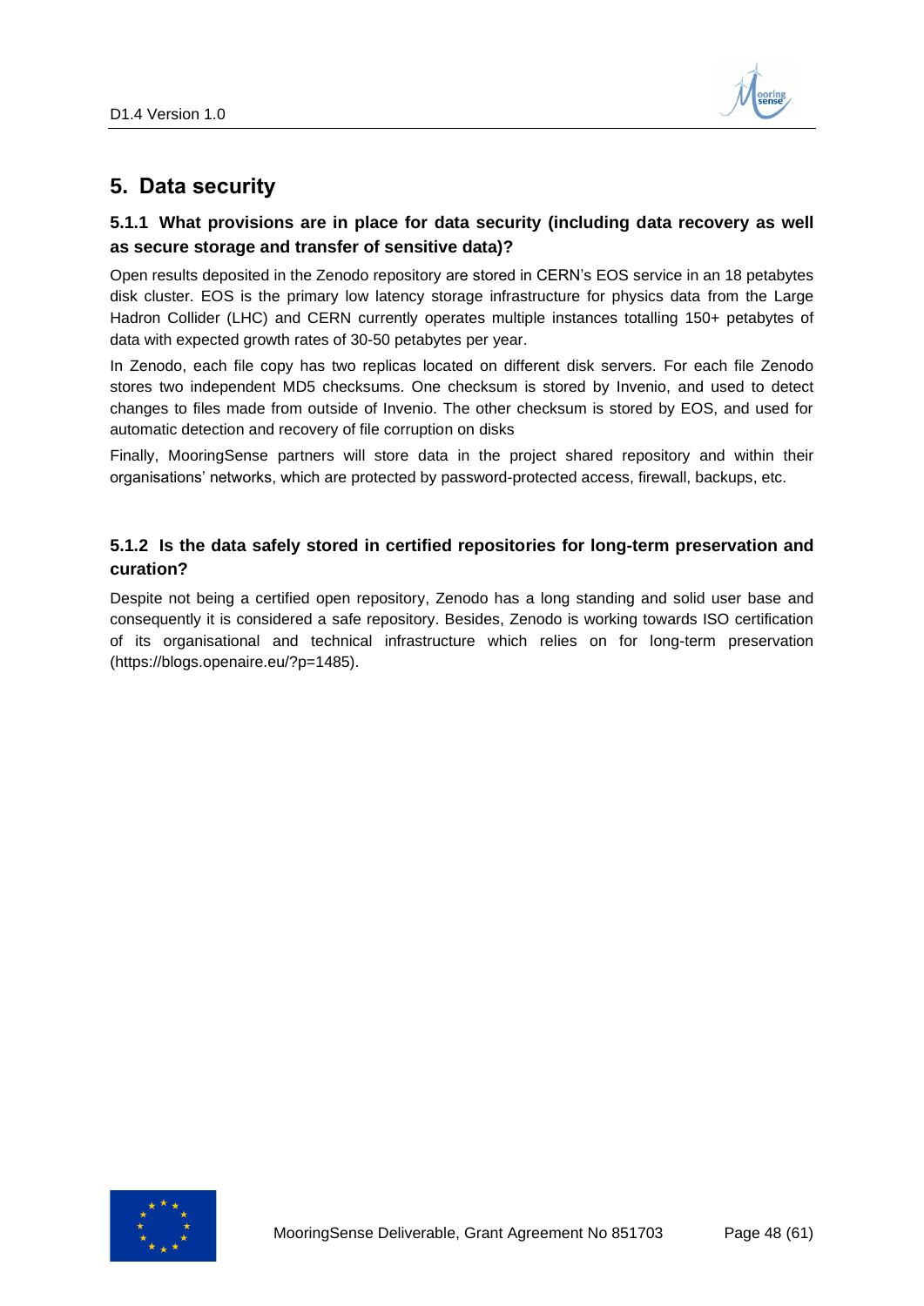## 5. Data security

### 5.1.1 What provisions are in place for data security (including data recovery as well as secure storage and transfer of sensitive data)?

Open results deposited in the Zenodo repository are stored in CERN's EOS service in an 18 petabytes disk cluster. EOS is the primary low latency storage infrastructure for physics data from the Large Hadron Collider (LHC) and CERN currently operates multiple instances totalling 150+ petabytes of data with expected growth rates of 30-50 petabytes per year.

In Zenodo, each file copy has two replicas located on different disk servers. For each file Zenodo stores two independent MD5 checksums. One checksum is stored by Invenio, and used to detect changes to files made from outside of Invenio. The other checksum is stored by EOS, and used for automatic detection and recovery of file corruption on disks

Finally, MooringSense partners will store data in the project shared repository and within their organisations' networks, which are protected by password-protected access, firewall, backups, etc.

### 5.1.2 Is the data safely stored in certified repositories for long-term preservation and curation?

Despite not being a certified open repository, Zenodo has a long standing and solid user base and consequently it is considered a safe repository. Besides, Zenodo is working towards ISO certification of its organisational and technical infrastructure which relies on for long-term preservation (https://blogs.openaire.eu/?p=1485).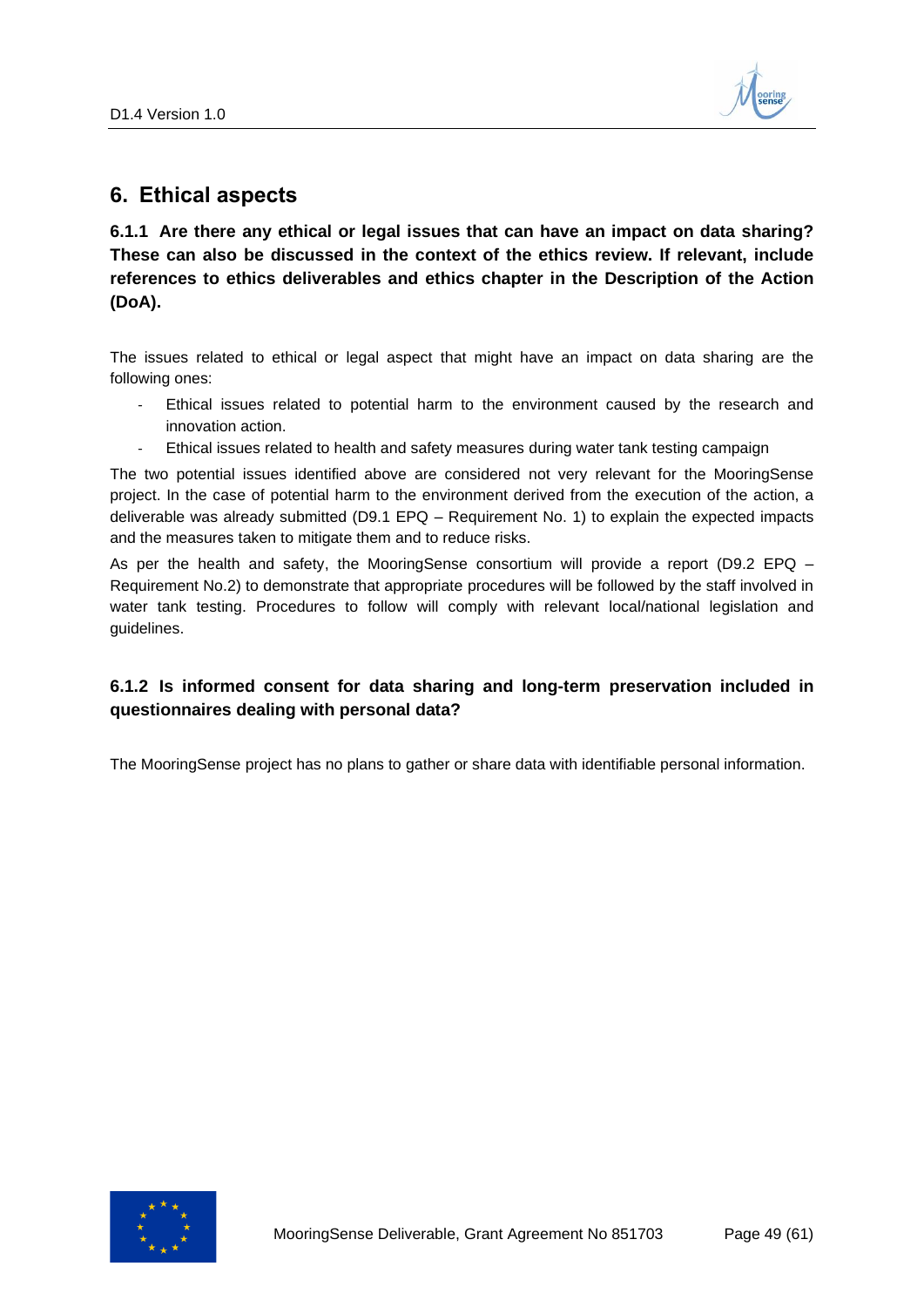## 6. Ethical aspects

### 6.1.1 Are there any ethical or legal issues that can have an impact on data sharing? These can also be discussed in the context of the ethics review. If relevant, include references to ethics deliverables and ethics chapter in the Description of the Action (DoA).

The issues related to ethical or legal aspect that might have an impact on data sharing are the following ones:

- Ethical issues related to potential harm to the environment caused by the research and innovation action.
- Ethical issues related to health and safety measures during water tank testing campaign

The two potential issues identified above are considered not very relevant for the MooringSense project. In the case of potential harm to the environment derived from the execution of the action, a deliverable was already submitted (D9.1 EPQ – Requirement No. 1) to explain the expected impacts and the measures taken to mitigate them and to reduce risks.

As per the health and safety, the MooringSense consortium will provide a report (D9.2 EPQ – Requirement No.2) to demonstrate that appropriate procedures will be followed by the staff involved in water tank testing. Procedures to follow will comply with relevant local/national legislation and guidelines.

### 6.1.2 Is informed consent for data sharing and long-term preservation included in questionnaires dealing with personal data?

The MooringSense project has no plans to gather or share data with identifiable personal information.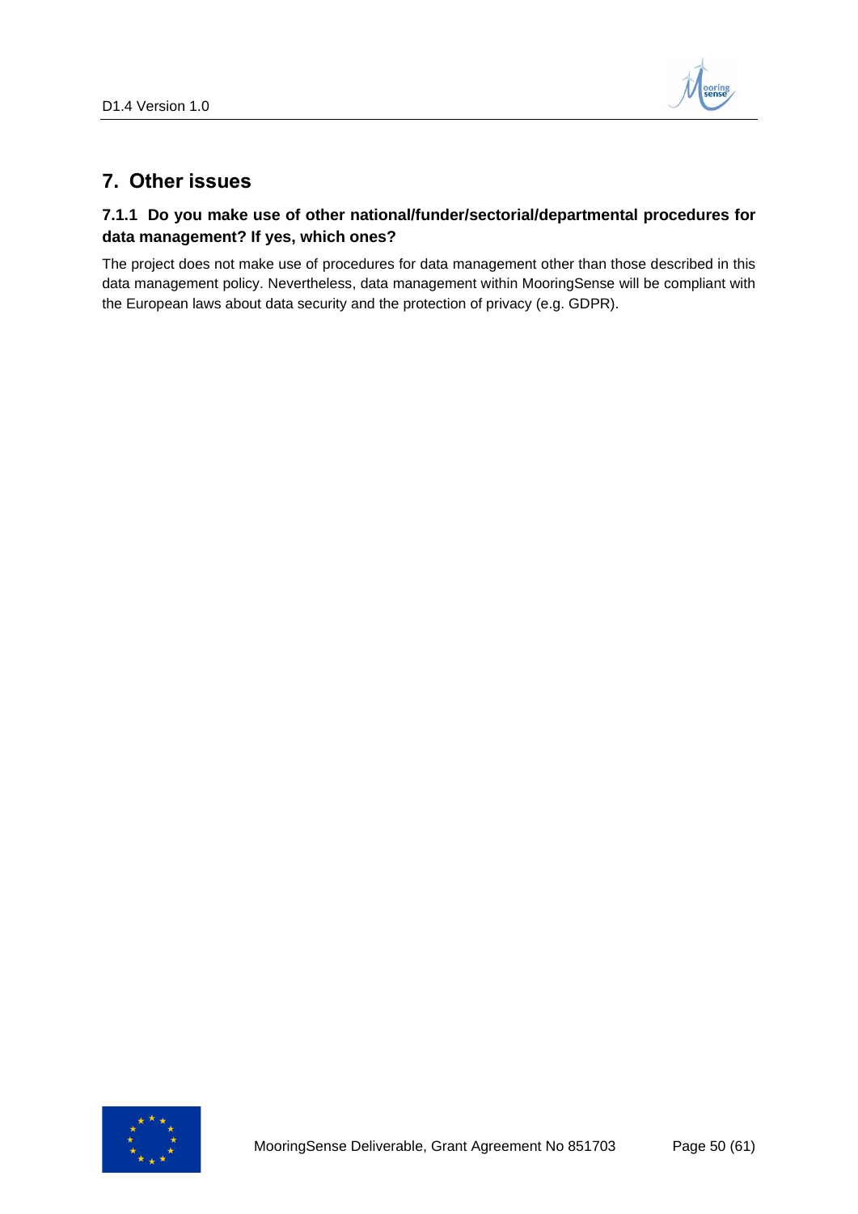# 7. Other issues

### 7.1.1 Do you make use of other national/funder/sectorial/departmental procedures for data management? If yes, which ones?

The project does not make use of procedures for data management other than those described in this data management policy. Nevertheless, data management within MooringSense will be compliant with the European laws about data security and the protection of privacy (e.g. GDPR).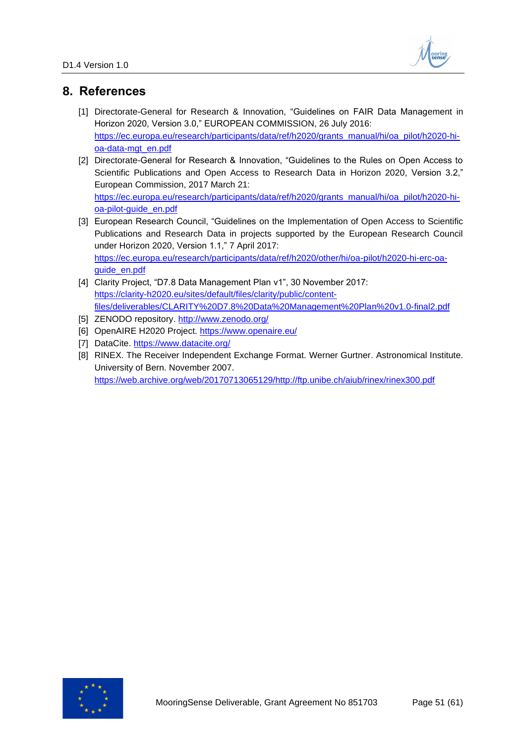# 8. References

[1] Directorate-General for Research & Innovation, "Guidelines on FAIR Data Management in Horizon 2020, Version 3.0," EUROPEAN COMMISSION, 26 July 2016: https://ec.europa.eu/research/participants/data/ref/h2020/grants_manual/hi/oa_pilot/h2020-hi-oa-data-mgt_en.pdf

[2] Directorate-General for Research & Innovation, "Guidelines to the Rules on Open Access to Scientific Publications and Open Access to Research Data in Horizon 2020, Version 3.2," European Commission, 2017 March 21: https://ec.europa.eu/research/participants/data/ref/h2020/grants_manual/hi/oa_pilot/h2020-hi-oa-pilot-guide_en.pdf

[3] European Research Council, "Guidelines on the Implementation of Open Access to Scientific Publications and Research Data in projects supported by the European Research Council under Horizon 2020, Version 1.1," 7 April 2017: https://ec.europa.eu/research/participants/data/ref/h2020/other/hi/oa-pilot/h2020-hi-erc-oa-guide_en.pdf

[4] Clarity Project, "D7.8 Data Management Plan v1", 30 November 2017: https://clarity-h2020.eu/sites/default/files/clarity/public/content-files/deliverables/CLARITY%20D7.8%20Data%20Management%20Plan%20v1.0-final2.pdf

[5] ZENODO repository. http://www.zenodo.org/

[6] OpenAIRE H2020 Project. https://www.openaire.eu/

[7] DataCite. https://www.datacite.org/

[8] RINEX. The Receiver Independent Exchange Format. Werner Gurtner. Astronomical Institute. University of Bern. November 2007. https://web.archive.org/web/20170713065129/http://ftp.unibe.ch/aiub/rinex/rinex300.pdf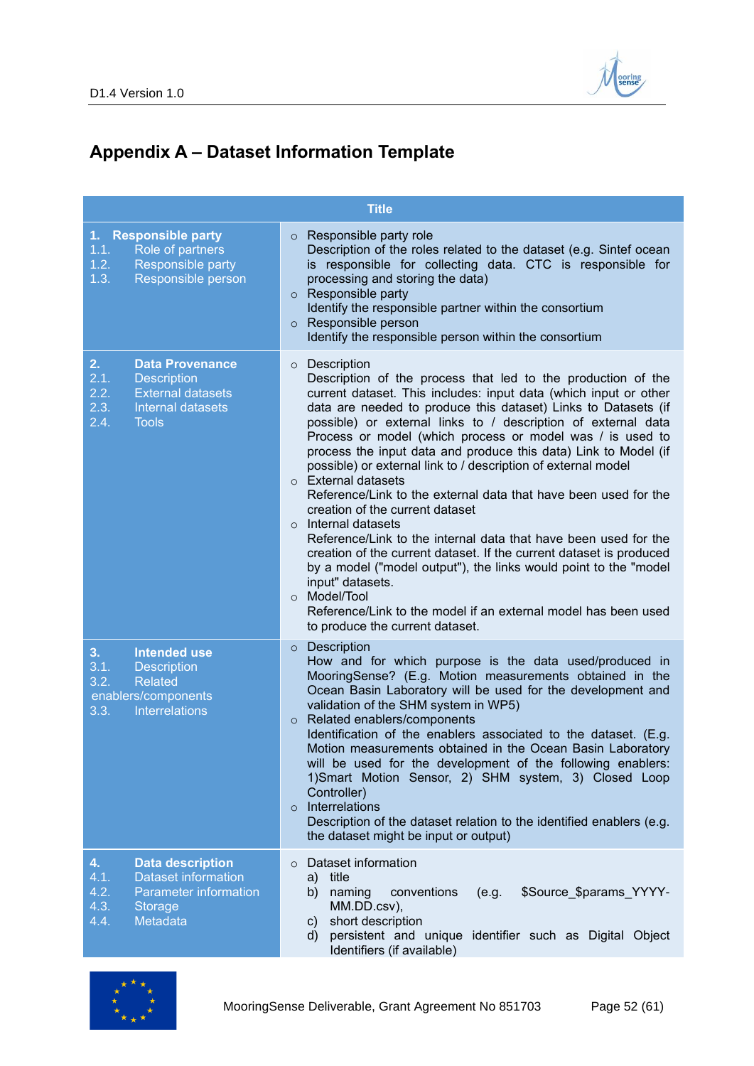# Appendix A – Dataset Information Template

| Title | |
|---|---|
| **1. Responsible party**<br>1.1. Role of partners<br>1.2. Responsible party<br>1.3. Responsible person | ○ Responsible party role<br>Description of the roles related to the dataset (e.g. Sintef ocean is responsible for collecting data. CTC is responsible for processing and storing the data)<br>○ Responsible party<br>Identify the responsible partner within the consortium<br>○ Responsible person<br>Identify the responsible person within the consortium |
| **2. Data Provenance**<br>2.1. Description<br>2.2. External datasets<br>2.3. Internal datasets<br>2.4. Tools | ○ Description<br>Description of the process that led to the production of the current dataset. This includes: input data (which input or other data are needed to produce this dataset) Links to Datasets (if possible) or external links to / description of external data Process or model (which process or model was / is used to process the input data and produce this data) Link to Model (if possible) or external link to / description of external model<br>○ External datasets<br>Reference/Link to the external data that have been used for the creation of the current dataset<br>○ Internal datasets<br>Reference/Link to the internal data that have been used for the creation of the current dataset. If the current dataset is produced by a model ("model output"), the links would point to the "model input" datasets.<br>○ Model/Tool<br>Reference/Link to the model if an external model has been used to produce the current dataset. |
| **3. Intended use**<br>3.1. Description<br>3.2. Related enablers/components<br>3.3. Interrelations | ○ Description<br>How and for which purpose is the data used/produced in MooringSense? (E.g. Motion measurements obtained in the Ocean Basin Laboratory will be used for the development and validation of the SHM system in WP5)<br>○ Related enablers/components<br>Identification of the enablers associated to the dataset. (E.g. Motion measurements obtained in the Ocean Basin Laboratory will be used for the development of the following enablers: 1)Smart Motion Sensor, 2) SHM system, 3) Closed Loop Controller)<br>○ Interrelations<br>Description of the dataset relation to the identified enablers (e.g. the dataset might be input or output) |
| **4. Data description**<br>4.1. Dataset information<br>4.2. Parameter information<br>4.3. Storage<br>4.4. Metadata | ○ Dataset information<br>a) title<br>b) naming conventions (e.g. $Source_$params_YYYY-MM.DD.csv),<br>c) short description<br>d) persistent and unique identifier such as Digital Object Identifiers (if available) |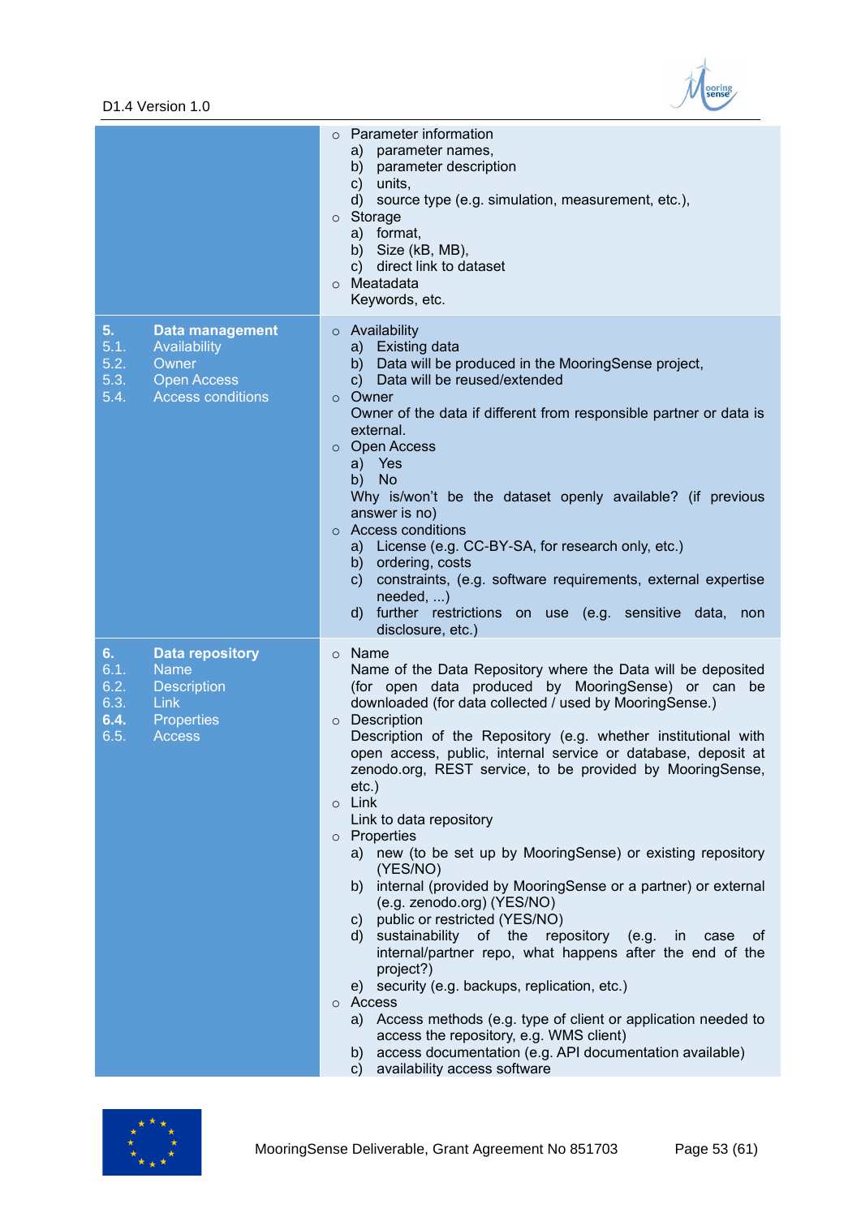| | |
|---|---|
| | ○ Parameter information<br>a) parameter names,<br>b) parameter description<br>c) units,<br>d) source type (e.g. simulation, measurement, etc.),<br>○ Storage<br>a) format,<br>b) Size (kB, MB),<br>c) direct link to dataset<br>○ Meatadata<br>Keywords, etc. |
| **5. Data management**<br>5.1. Availability<br>5.2. Owner<br>5.3. Open Access<br>5.4. Access conditions | ○ Availability<br>a) Existing data<br>b) Data will be produced in the MooringSense project,<br>c) Data will be reused/extended<br>○ Owner<br>Owner of the data if different from responsible partner or data is external.<br>○ Open Access<br>a) Yes<br>b) No<br>Why is/won't be the dataset openly available? (if previous answer is no)<br>○ Access conditions<br>a) License (e.g. CC-BY-SA, for research only, etc.)<br>b) ordering, costs<br>c) constraints, (e.g. software requirements, external expertise needed, ...)<br>d) further restrictions on use (e.g. sensitive data, non disclosure, etc.) |
| **6. Data repository**<br>6.1. Name<br>6.2. Description<br>6.3. Link<br>**6.4.** Properties<br>6.5. Access | ○ Name<br>Name of the Data Repository where the Data will be deposited (for open data produced by MooringSense) or can be downloaded (for data collected / used by MooringSense.)<br>○ Description<br>Description of the Repository (e.g. whether institutional with open access, public, internal service or database, deposit at zenodo.org, REST service, to be provided by MooringSense, etc.)<br>○ Link<br>Link to data repository<br>○ Properties<br>a) new (to be set up by MooringSense) or existing repository (YES/NO)<br>b) internal (provided by MooringSense or a partner) or external (e.g. zenodo.org) (YES/NO)<br>c) public or restricted (YES/NO)<br>d) sustainability of the repository (e.g. in case of internal/partner repo, what happens after the end of the project?)<br>e) security (e.g. backups, replication, etc.)<br>○ Access<br>a) Access methods (e.g. type of client or application needed to access the repository, e.g. WMS client)<br>b) access documentation (e.g. API documentation available)<br>c) availability access software |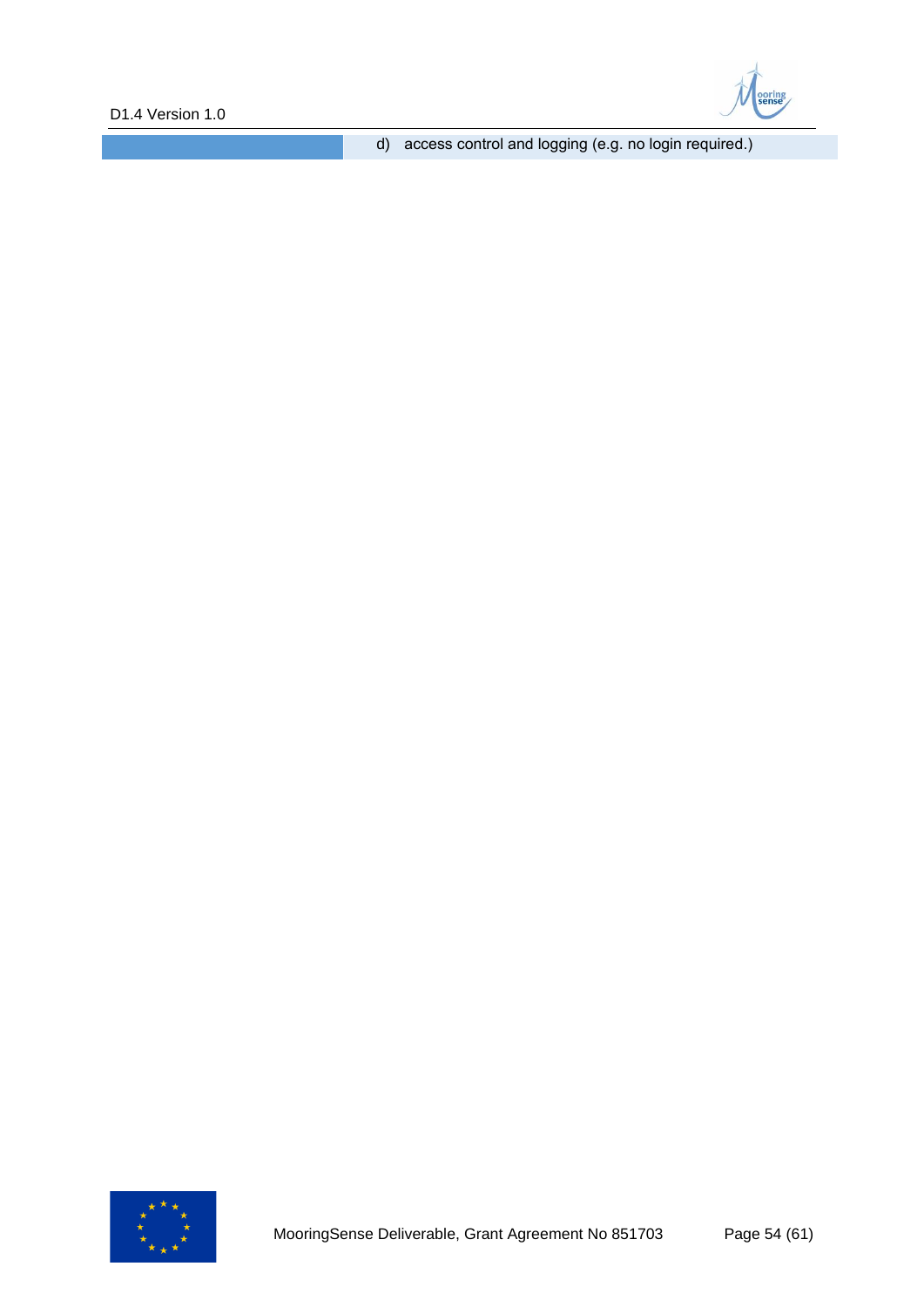| | |
|---|---|
| | d) access control and logging (e.g. no login required.) |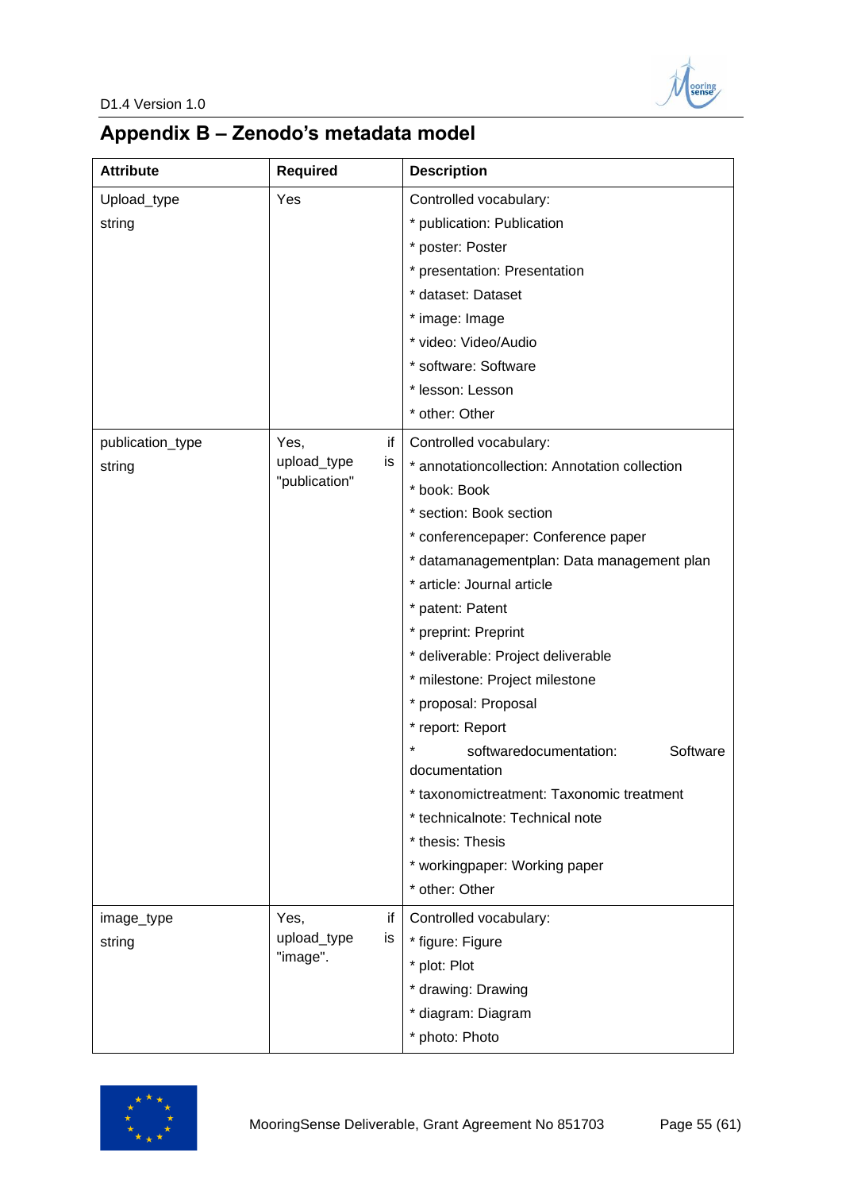# Appendix B – Zodo's metadata model

| Attribute | Required | Description |
|---|---|---|
| Upload_type<br>string | Yes | Controlled vocabulary:<br>* publication: Publication<br>* poster: Poster<br>* presentation: Presentation<br>* dataset: Dataset<br>* image: Image<br>* video: Video/Audio<br>* software: Software<br>* lesson: Lesson<br>* other: Other |
| publication_type<br>string | Yes, if upload_type is "publication" | Controlled vocabulary:<br>* annotationcollection: Annotation collection<br>* book: Book<br>* section: Book section<br>* conferencepaper: Conference paper<br>* datamanagementplan: Data management plan<br>* article: Journal article<br>* patent: Patent<br>* preprint: Preprint<br>* deliverable: Project deliverable<br>* milestone: Project milestone<br>* proposal: Proposal<br>* report: Report<br>* softwaredocumentation: Software documentation<br>* taxonomictreatment: Taxonomic treatment<br>* technicalnote: Technical note<br>* thesis: Thesis<br>* workingpaper: Working paper<br>* other: Other |
| image_type<br>string | Yes, if upload_type is "image". | Controlled vocabulary:<br>* figure: Figure<br>* plot: Plot<br>* drawing: Drawing<br>* diagram: Diagram<br>* photo: Photo |

# Appendix B – Zenodo's metadata model

| Attribute | Required | Description |
|---|---|---|
| Upload_type<br>string | Yes | Controlled vocabulary:<br>* publication: Publication<br>* poster: Poster<br>* presentation: Presentation<br>* dataset: Dataset<br>* image: Image<br>* video: Video/Audio<br>* software: Software<br>* lesson: Lesson<br>* other: Other |
| publication_type<br>string | Yes, if upload_type is "publication" | Controlled vocabulary:<br>* annotationcollection: Annotation collection<br>* book: Book<br>* section: Book section<br>* conferencepaper: Conference paper<br>* datamanagementplan: Data management plan<br>* article: Journal article<br>* patent: Patent<br>* preprint: Preprint<br>* deliverable: Project deliverable<br>* milestone: Project milestone<br>* proposal: Proposal<br>* report: Report<br>* softwaredocumentation: Software documentation<br>* taxonomictreatment: Taxonomic treatment<br>* technicalnote: Technical note<br>* thesis: Thesis<br>* workingpaper: Working paper<br>* other: Other |
| image_type<br>string | Yes, if upload_type is "image". | Controlled vocabulary:<br>* figure: Figure<br>* plot: Plot<br>* drawing: Drawing<br>* diagram: Diagram<br>* photo: Photo |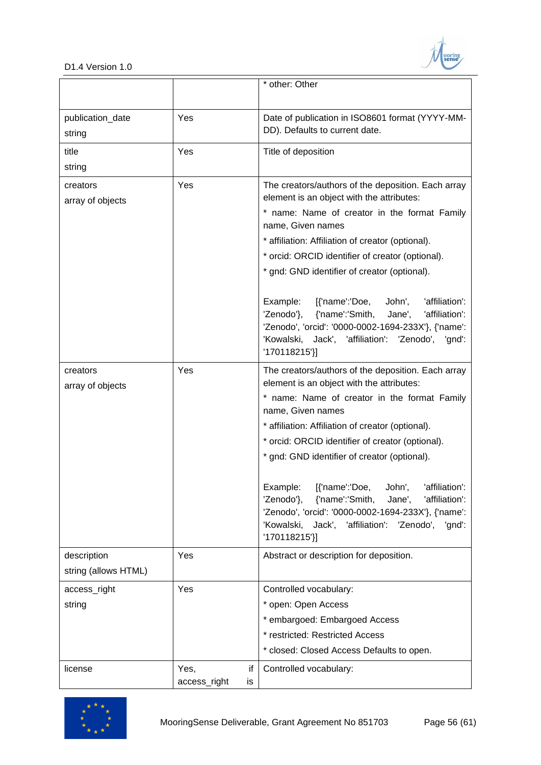| | | |
|---|---|---|
| | | * other: Other |
| publication_date<br>string | Yes | Date of publication in ISO8601 format (YYYY-MM-DD). Defaults to current date. |
| title<br>string | Yes | Title of deposition |
| creators<br>array of objects | Yes | The creators/authors of the deposition. Each array element is an object with the attributes:<br>* name: Name of creator in the format Family name, Given names<br>* affiliation: Affiliation of creator (optional).<br>* orcid: ORCID identifier of creator (optional).<br>* gnd: GND identifier of creator (optional).<br><br>Example: [{'name':'Doe, John', 'affiliation': 'Zenodo'}, {'name':'Smith, Jane', 'affiliation': 'Zenodo', 'orcid': '0000-0002-1694-233X'}, {'name': 'Kowalski, Jack', 'affiliation': 'Zenodo', 'gnd': '170118215'}] |
| creators<br>array of objects | Yes | The creators/authors of the deposition. Each array element is an object with the attributes:<br>* name: Name of creator in the format Family name, Given names<br>* affiliation: Affiliation of creator (optional).<br>* orcid: ORCID identifier of creator (optional).<br>* gnd: GND identifier of creator (optional).<br><br>Example: [{'name':'Doe, John', 'affiliation': 'Zenodo'}, {'name':'Smith, Jane', 'affiliation': 'Zenodo', 'orcid': '0000-0002-1694-233X'}, {'name': 'Kowalski, Jack', 'affiliation': 'Zenodo', 'gnd': '170118215'}] |
| description<br>string (allows HTML) | Yes | Abstract or description for deposition. |
| access_right<br>string | Yes | Controlled vocabulary:<br>* open: Open Access<br>* embargoed: Embargoed Access<br>* restricted: Restricted Access<br>* closed: Closed Access Defaults to open. |
| license | Yes, if access_right is | Controlled vocabulary: |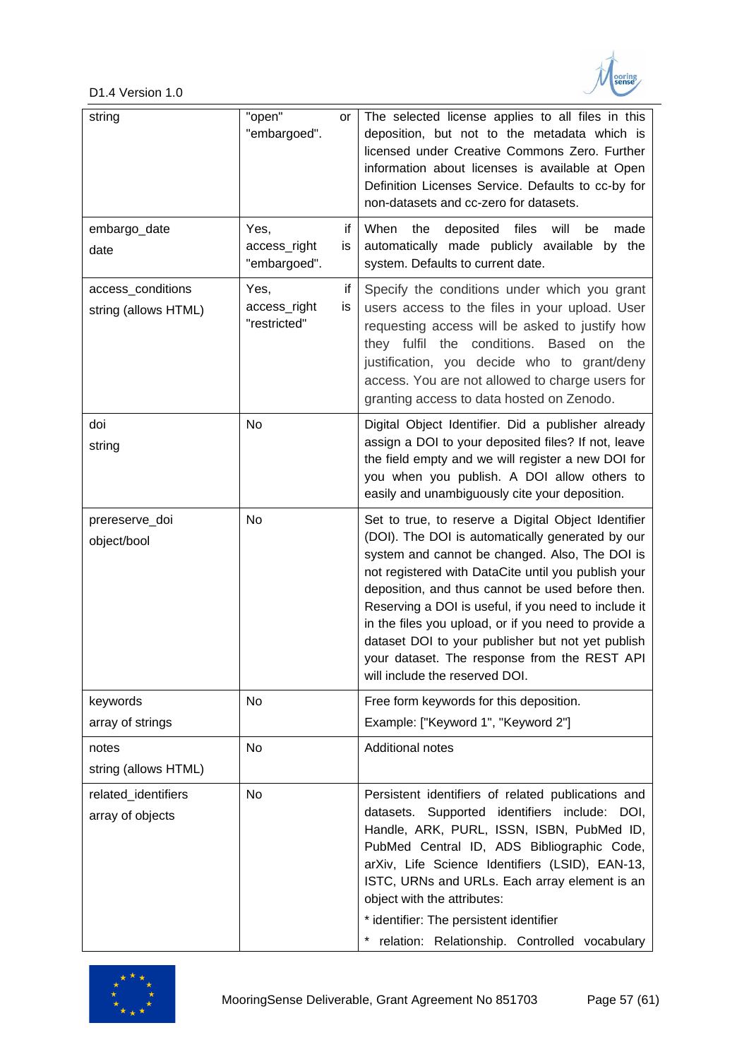| | | |
|---|---|---|
| string | "open" or "embargoed". | The selected license applies to all files in this deposition, but not to the metadata which is licensed under Creative Commons Zero. Further information about licenses is available at Open Definition Licenses Service. Defaults to cc-by for non-datasets and cc-zero for datasets. |
| embargo_date<br>date | Yes, if access_right is "embargoed". | When the deposited files will be made automatically made publicly available by the system. Defaults to current date. |
| access_conditions<br>string (allows HTML) | Yes, if access_right is "restricted" | Specify the conditions under which you grant users access to the files in your upload. User requesting access will be asked to justify how they fulfil the conditions. Based on the justification, you decide who to grant/deny access. You are not allowed to charge users for granting access to data hosted on Zenodo. |
| doi<br>string | No | Digital Object Identifier. Did a publisher already assign a DOI to your deposited files? If not, leave the field empty and we will register a new DOI for you when you publish. A DOI allow others to easily and unambiguously cite your deposition. |
| prereserve_doi<br>object/bool | No | Set to true, to reserve a Digital Object Identifier (DOI). The DOI is automatically generated by our system and cannot be changed. Also, The DOI is not registered with DataCite until you publish your deposition, and thus cannot be used before then. Reserving a DOI is useful, if you need to include it in the files you upload, or if you need to provide a dataset DOI to your publisher but not yet publish your dataset. The response from the REST API will include the reserved DOI. |
| keywords<br>array of strings | No | Free form keywords for this deposition.<br>Example: ["Keyword 1", "Keyword 2"] |
| notes<br>string (allows HTML) | No | Additional notes |
| related_identifiers<br>array of objects | No | Persistent identifiers of related publications and datasets. Supported identifiers include: DOI, Handle, ARK, PURL, ISSN, ISBN, PubMed ID, PubMed Central ID, ADS Bibliographic Code, arXiv, Life Science Identifiers (LSID), EAN-13, ISTC, URNs and URLs. Each array element is an object with the attributes:<br>* identifier: The persistent identifier<br>* relation: Relationship. Controlled vocabulary |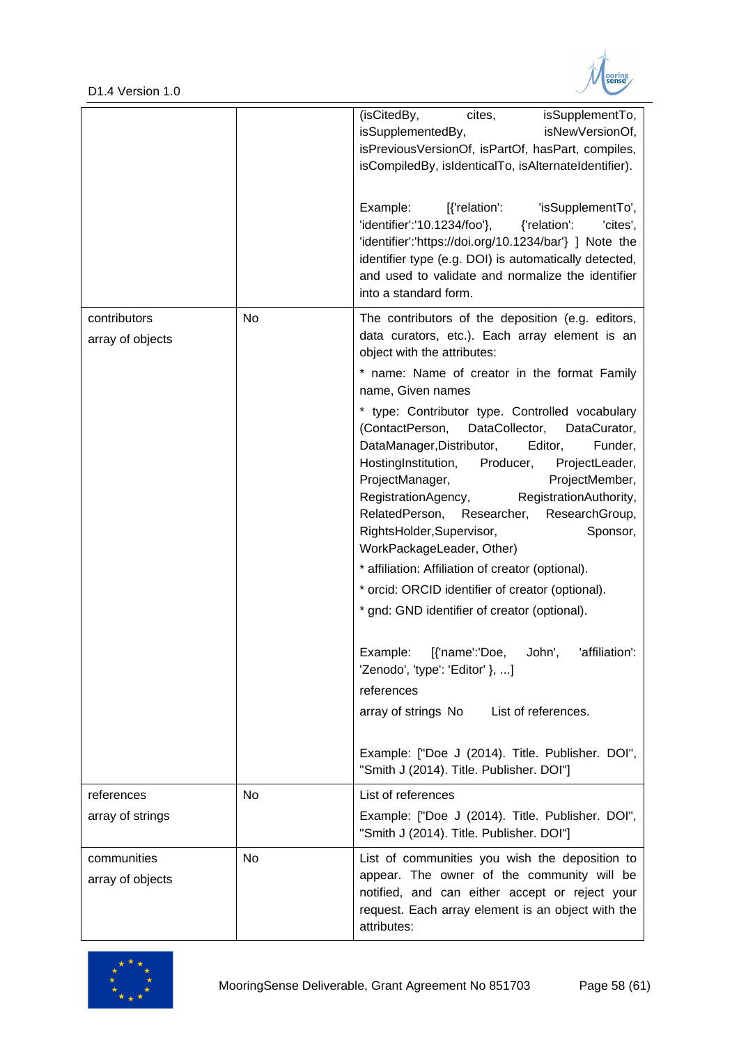| | | |
|---|---|---|
| | | (isCitedBy, cites, isSupplementTo, isSupplementedBy, isNewVersionOf, isPreviousVersionOf, isPartOf, hasPart, compiles, isCompiledBy, isIdenticalTo, isAlternateIdentifier).<br><br>Example: [{'relation': 'isSupplementTo', 'identifier':'10.1234/foo'}, {'relation': 'cites', 'identifier':'https://doi.org/10.1234/bar'} ] Note the identifier type (e.g. DOI) is automatically detected, and used to validate and normalize the identifier into a standard form. |
| contributors<br>array of objects | No | The contributors of the deposition (e.g. editors, data curators, etc.). Each array element is an object with the attributes:<br>* name: Name of creator in the format Family name, Given names<br>* type: Contributor type. Controlled vocabulary (ContactPerson, DataCollector, DataCurator, DataManager,Distributor, Editor, Funder, HostingInstitution, Producer, ProjectLeader, ProjectManager, ProjectMember, RegistrationAgency, RegistrationAuthority, RelatedPerson, Researcher, ResearchGroup, RightsHolder,Supervisor, Sponsor, WorkPackageLeader, Other)<br>* affiliation: Affiliation of creator (optional).<br>* orcid: ORCID identifier of creator (optional).<br>* gnd: GND identifier of creator (optional).<br><br>Example: [{'name':'Doe, John', 'affiliation': 'Zenodo', 'type': 'Editor' }, ...]<br>references<br>array of strings No List of references.<br><br>Example: ["Doe J (2014). Title. Publisher. DOI", "Smith J (2014). Title. Publisher. DOI"] |
| references<br>array of strings | No | List of references<br>Example: ["Doe J (2014). Title. Publisher. DOI", "Smith J (2014). Title. Publisher. DOI"] |
| communities<br>array of objects | No | List of communities you wish the deposition to appear. The owner of the community will be notified, and can either accept or reject your request. Each array element is an object with the attributes: |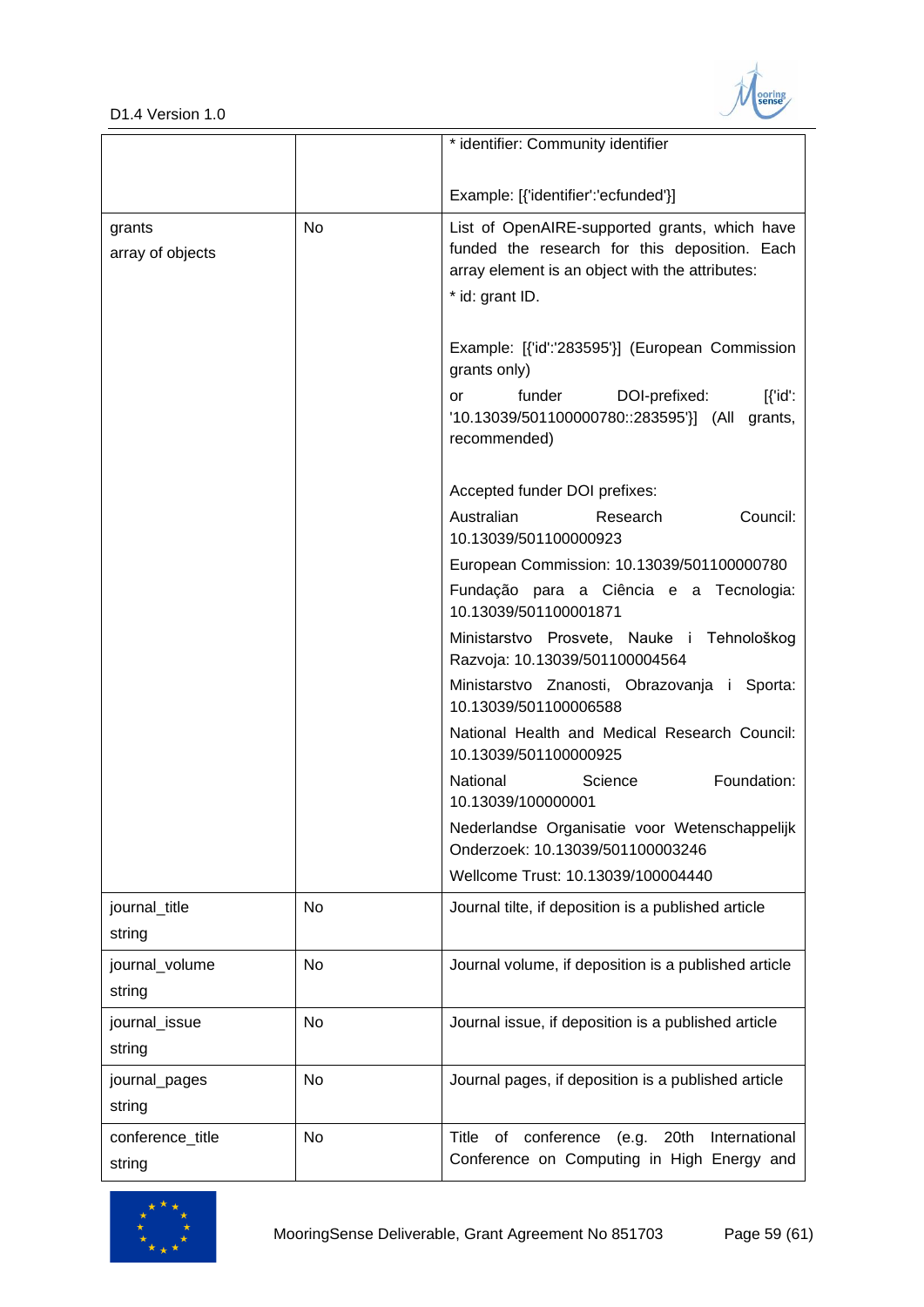| | | |
|---|---|---|
| | | * identifier: Community identifier<br><br>Example: [{'identifier':'ecfunded'}] |
| grants<br>array of objects | No | List of OpenAIRE-supported grants, which have funded the research for this deposition. Each array element is an object with the attributes:<br>* id: grant ID.<br><br>Example: [{'id':'283595'}] (European Commission grants only)<br>or funder DOI-prefixed: [{'id': '10.13039/501100000780::283595'}] (All grants, recommended)<br><br>Accepted funder DOI prefixes:<br>Australian Research Council: 10.13039/501100000923<br>European Commission: 10.13039/501100000780<br>Fundação para a Ciência e a Tecnologia: 10.13039/501100001871<br>Ministarstvo Prosvete, Nauke i Tehnološkog Razvoja: 10.13039/501100004564<br>Ministarstvo Znanosti, Obrazovanja i Sporta: 10.13039/501100006588<br>National Health and Medical Research Council: 10.13039/501100000925<br>National Science Foundation: 10.13039/100000001<br>Nederlandse Organisatie voor Wetenschappelijk Onderzoek: 10.13039/501100003246<br>Wellcome Trust: 10.13039/100004440 |
| journal_title<br>string | No | Journal tilte, if deposition is a published article |
| journal_volume<br>string | No | Journal volume, if deposition is a published article |
| journal_issue<br>string | No | Journal issue, if deposition is a published article |
| journal_pages<br>string | No | Journal pages, if deposition is a published article |
| conference_title<br>string | No | Title of conference (e.g. 20th International Conference on Computing in High Energy and |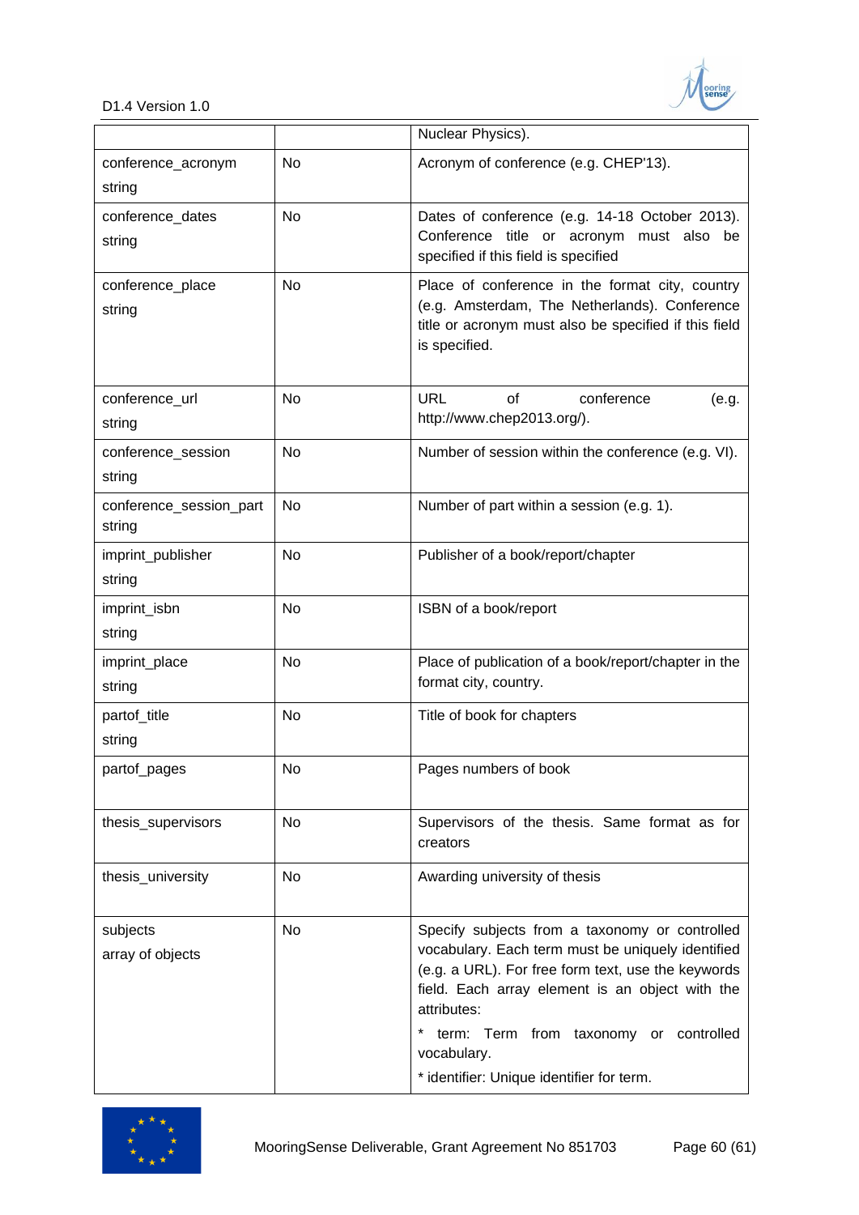| | | |
|---|---|---|
| | | Nuclear Physics). |
| conference_acronym string | No | Acronym of conference (e.g. CHEP'13). |
| conference_dates string | No | Dates of conference (e.g. 14-18 October 2013). Conference title or acronym must also be specified if this field is specified |
| conference_place string | No | Place of conference in the format city, country (e.g. Amsterdam, The Netherlands). Conference title or acronym must also be specified if this field is specified. |
| conference_url string | No | URL of conference (e.g. http://www.chep2013.org/). |
| conference_session string | No | Number of session within the conference (e.g. VI). |
| conference_session_part string | No | Number of part within a session (e.g. 1). |
| imprint_publisher string | No | Publisher of a book/report/chapter |
| imprint_isbn string | No | ISBN of a book/report |
| imprint_place string | No | Place of publication of a book/report/chapter in the format city, country. |
| partof_title string | No | Title of book for chapters |
| partof_pages | No | Pages numbers of book |
| thesis_supervisors | No | Supervisors of the thesis. Same format as for creators |
| thesis_university | No | Awarding university of thesis |
| subjects array of objects | No | Specify subjects from a taxonomy or controlled vocabulary. Each term must be uniquely identified (e.g. a URL). For free form text, use the keywords field. Each array element is an object with the attributes:<br>* term: Term from taxonomy or controlled vocabulary.<br>* identifier: Unique identifier for term. |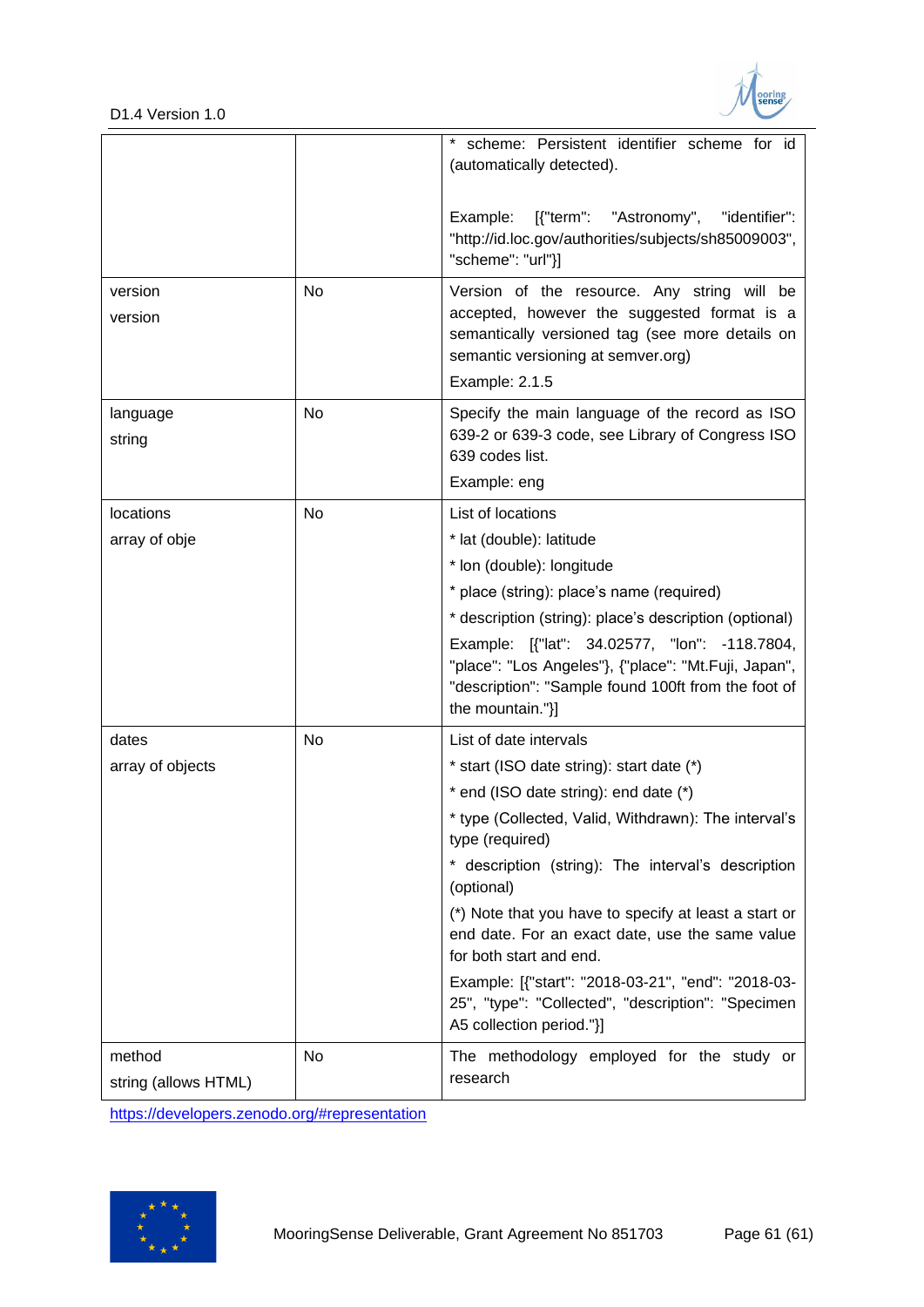| | | |
|---|---|---|
| | | * scheme: Persistent identifier scheme for id (automatically detected).<br><br>Example: [{"term": "Astronomy", "identifier": "http://id.loc.gov/authorities/subjects/sh85009003", "scheme": "url"}] |
| version<br>version | No | Version of the resource. Any string will be accepted, however the suggested format is a semantically versioned tag (see more details on semantic versioning at semver.org)<br>Example: 2.1.5 |
| language<br>string | No | Specify the main language of the record as ISO 639-2 or 639-3 code, see Library of Congress ISO 639 codes list.<br>Example: eng |
| locations<br>array of obje | No | List of locations<br>* lat (double): latitude<br>* lon (double): longitude<br>* place (string): place's name (required)<br>* description (string): place's description (optional)<br>Example: [{"lat": 34.02577, "lon": -118.7804, "place": "Los Angeles"}, {"place": "Mt.Fuji, Japan", "description": "Sample found 100ft from the foot of the mountain."}] |
| dates<br>array of objects | No | List of date intervals<br>* start (ISO date string): start date (*)<br>* end (ISO date string): end date (*)<br>* type (Collected, Valid, Withdrawn): The interval's type (required)<br>* description (string): The interval's description (optional)<br>(*) Note that you have to specify at least a start or end date. For an exact date, use the same value for both start and end.<br>Example: [{"start": "2018-03-21", "end": "2018-03-25", "type": "Collected", "description": "Specimen A5 collection period."}] |
| method<br>string (allows HTML) | No | The methodology employed for the study or research |

https://developers.zenodo.org/#representation